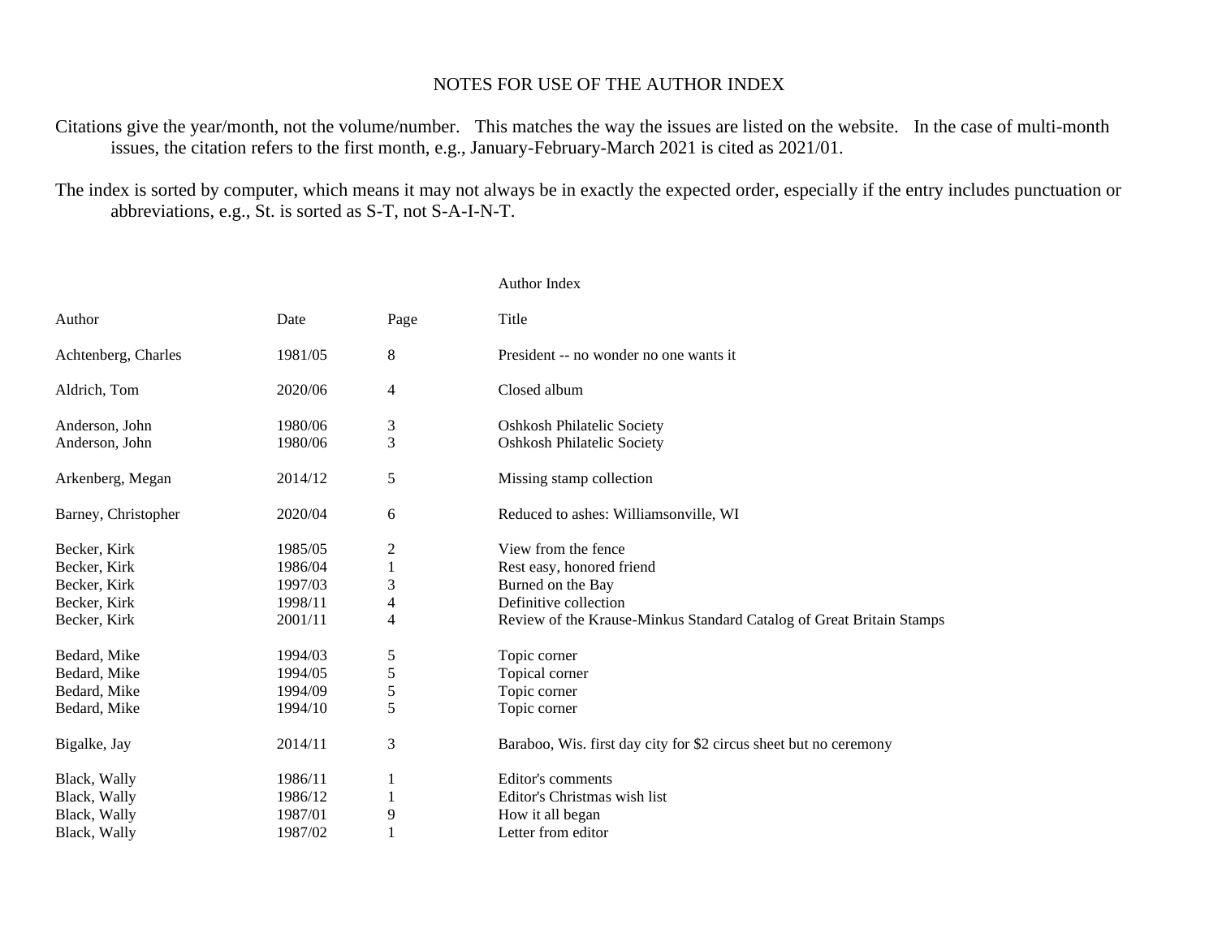# NOTES FOR USE OF THE AUTHOR INDEX

Citations give the year/month, not the volume/number. This matches the way the issues are listed on the website. In the case of multi-month issues, the citation refers to the first month, e.g., January-February-March 2021 is cited as 2021/01.

The index is sorted by computer, which means it may not always be in exactly the expected order, especially if the entry includes punctuation or abbreviations, e.g., St. is sorted as S-T, not S-A-I-N-T.

## Author Index

| Author | Date | Page | Title |
|---|---|---|---|
| Achtenberg, Charles | 1981/05 | 8 | President -- no wonder no one wants it |
| Aldrich, Tom | 2020/06 | 4 | Closed album |
| Anderson, John | 1980/06 | 3 | Oshkosh Philatelic Society |
| Anderson, John | 1980/06 | 3 | Oshkosh Philatelic Society |
| Arkenberg, Megan | 2014/12 | 5 | Missing stamp collection |
| Barney, Christopher | 2020/04 | 6 | Reduced to ashes: Williamsonville, WI |
| Becker, Kirk | 1985/05 | 2 | View from the fence |
| Becker, Kirk | 1986/04 | 1 | Rest easy, honored friend |
| Becker, Kirk | 1997/03 | 3 | Burned on the Bay |
| Becker, Kirk | 1998/11 | 4 | Definitive collection |
| Becker, Kirk | 2001/11 | 4 | Review of the Krause-Minkus Standard Catalog of Great Britain Stamps |
| Bedard, Mike | 1994/03 | 5 | Topic corner |
| Bedard, Mike | 1994/05 | 5 | Topical corner |
| Bedard, Mike | 1994/09 | 5 | Topic corner |
| Bedard, Mike | 1994/10 | 5 | Topic corner |
| Bigalke, Jay | 2014/11 | 3 | Baraboo, Wis. first day city for $2 circus sheet but no ceremony |
| Black, Wally | 1986/11 | 1 | Editor's comments |
| Black, Wally | 1986/12 | 1 | Editor's Christmas wish list |
| Black, Wally | 1987/01 | 9 | How it all began |
| Black, Wally | 1987/02 | 1 | Letter from editor |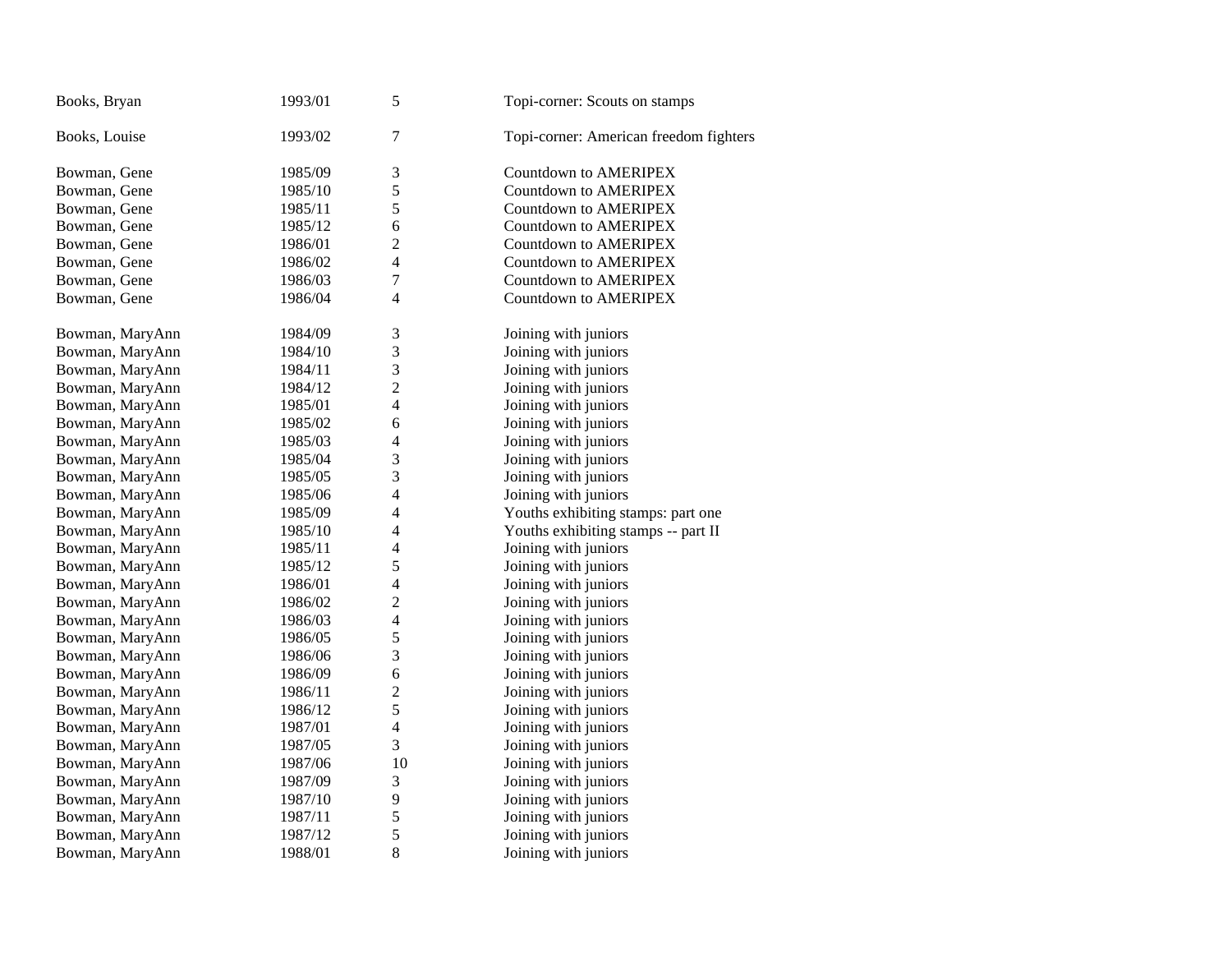| | | | |
|---|---|---|---|
| Books, Bryan | 1993/01 | 5 | Topi-corner: Scouts on stamps |
| Books, Louise | 1993/02 | 7 | Topi-corner: American freedom fighters |
| Bowman, Gene | 1985/09 | 3 | Countdown to AMERIPEX |
| Bowman, Gene | 1985/10 | 5 | Countdown to AMERIPEX |
| Bowman, Gene | 1985/11 | 5 | Countdown to AMERIPEX |
| Bowman, Gene | 1985/12 | 6 | Countdown to AMERIPEX |
| Bowman, Gene | 1986/01 | 2 | Countdown to AMERIPEX |
| Bowman, Gene | 1986/02 | 4 | Countdown to AMERIPEX |
| Bowman, Gene | 1986/03 | 7 | Countdown to AMERIPEX |
| Bowman, Gene | 1986/04 | 4 | Countdown to AMERIPEX |
| Bowman, MaryAnn | 1984/09 | 3 | Joining with juniors |
| Bowman, MaryAnn | 1984/10 | 3 | Joining with juniors |
| Bowman, MaryAnn | 1984/11 | 3 | Joining with juniors |
| Bowman, MaryAnn | 1984/12 | 2 | Joining with juniors |
| Bowman, MaryAnn | 1985/01 | 4 | Joining with juniors |
| Bowman, MaryAnn | 1985/02 | 6 | Joining with juniors |
| Bowman, MaryAnn | 1985/03 | 4 | Joining with juniors |
| Bowman, MaryAnn | 1985/04 | 3 | Joining with juniors |
| Bowman, MaryAnn | 1985/05 | 3 | Joining with juniors |
| Bowman, MaryAnn | 1985/06 | 4 | Joining with juniors |
| Bowman, MaryAnn | 1985/09 | 4 | Youths exhibiting stamps: part one |
| Bowman, MaryAnn | 1985/10 | 4 | Youths exhibiting stamps -- part II |
| Bowman, MaryAnn | 1985/11 | 4 | Joining with juniors |
| Bowman, MaryAnn | 1985/12 | 5 | Joining with juniors |
| Bowman, MaryAnn | 1986/01 | 4 | Joining with juniors |
| Bowman, MaryAnn | 1986/02 | 2 | Joining with juniors |
| Bowman, MaryAnn | 1986/03 | 4 | Joining with juniors |
| Bowman, MaryAnn | 1986/05 | 5 | Joining with juniors |
| Bowman, MaryAnn | 1986/06 | 3 | Joining with juniors |
| Bowman, MaryAnn | 1986/09 | 6 | Joining with juniors |
| Bowman, MaryAnn | 1986/11 | 2 | Joining with juniors |
| Bowman, MaryAnn | 1986/12 | 5 | Joining with juniors |
| Bowman, MaryAnn | 1987/01 | 4 | Joining with juniors |
| Bowman, MaryAnn | 1987/05 | 3 | Joining with juniors |
| Bowman, MaryAnn | 1987/06 | 10 | Joining with juniors |
| Bowman, MaryAnn | 1987/09 | 3 | Joining with juniors |
| Bowman, MaryAnn | 1987/10 | 9 | Joining with juniors |
| Bowman, MaryAnn | 1987/11 | 5 | Joining with juniors |
| Bowman, MaryAnn | 1987/12 | 5 | Joining with juniors |
| Bowman, MaryAnn | 1988/01 | 8 | Joining with juniors |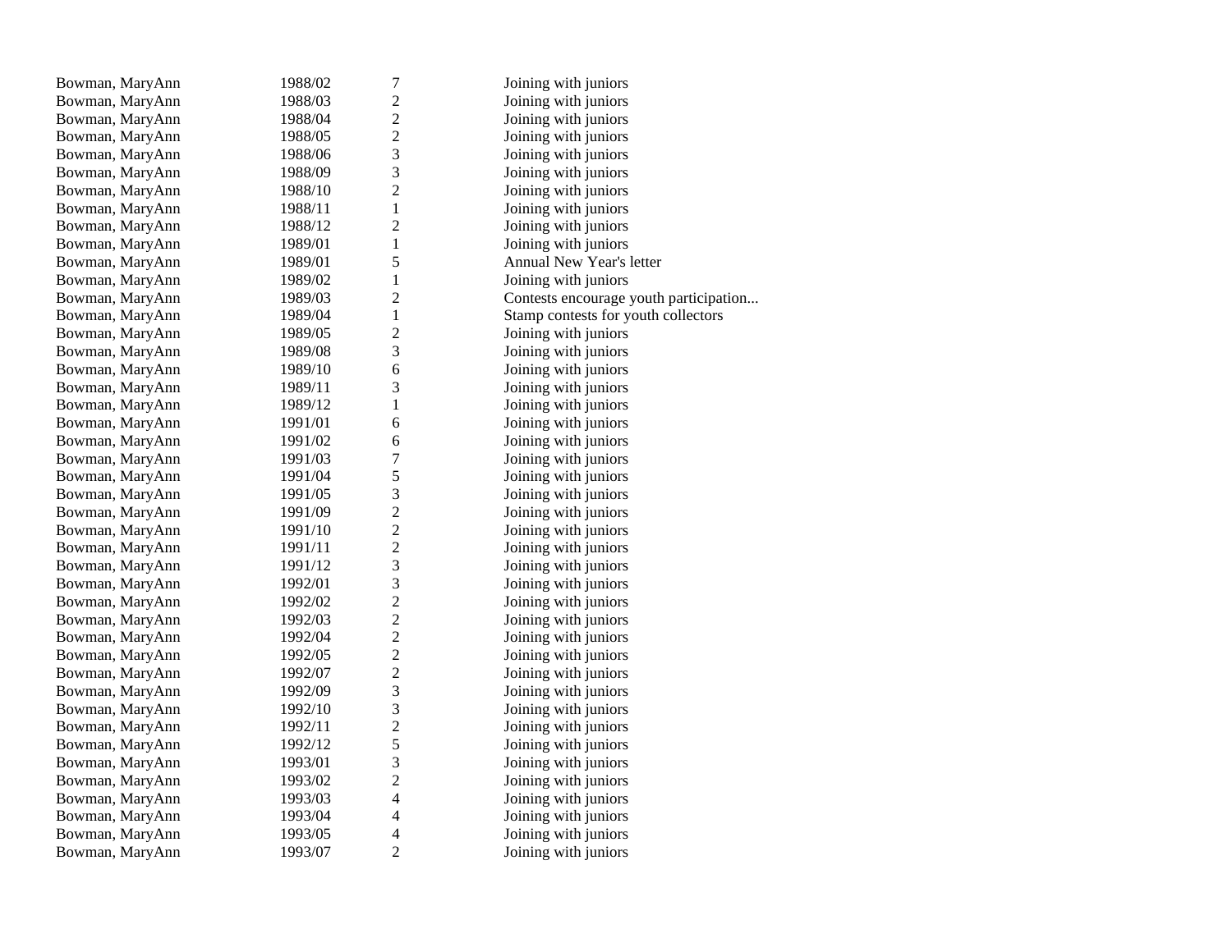| | | | |
|---|---|---|---|
| Bowman, MaryAnn | 1988/02 | 7 | Joining with juniors |
| Bowman, MaryAnn | 1988/03 | 2 | Joining with juniors |
| Bowman, MaryAnn | 1988/04 | 2 | Joining with juniors |
| Bowman, MaryAnn | 1988/05 | 2 | Joining with juniors |
| Bowman, MaryAnn | 1988/06 | 3 | Joining with juniors |
| Bowman, MaryAnn | 1988/09 | 3 | Joining with juniors |
| Bowman, MaryAnn | 1988/10 | 2 | Joining with juniors |
| Bowman, MaryAnn | 1988/11 | 1 | Joining with juniors |
| Bowman, MaryAnn | 1988/12 | 2 | Joining with juniors |
| Bowman, MaryAnn | 1989/01 | 1 | Joining with juniors |
| Bowman, MaryAnn | 1989/01 | 5 | Annual New Year's letter |
| Bowman, MaryAnn | 1989/02 | 1 | Joining with juniors |
| Bowman, MaryAnn | 1989/03 | 2 | Contests encourage youth participation... |
| Bowman, MaryAnn | 1989/04 | 1 | Stamp contests for youth collectors |
| Bowman, MaryAnn | 1989/05 | 2 | Joining with juniors |
| Bowman, MaryAnn | 1989/08 | 3 | Joining with juniors |
| Bowman, MaryAnn | 1989/10 | 6 | Joining with juniors |
| Bowman, MaryAnn | 1989/11 | 3 | Joining with juniors |
| Bowman, MaryAnn | 1989/12 | 1 | Joining with juniors |
| Bowman, MaryAnn | 1991/01 | 6 | Joining with juniors |
| Bowman, MaryAnn | 1991/02 | 6 | Joining with juniors |
| Bowman, MaryAnn | 1991/03 | 7 | Joining with juniors |
| Bowman, MaryAnn | 1991/04 | 5 | Joining with juniors |
| Bowman, MaryAnn | 1991/05 | 3 | Joining with juniors |
| Bowman, MaryAnn | 1991/09 | 2 | Joining with juniors |
| Bowman, MaryAnn | 1991/10 | 2 | Joining with juniors |
| Bowman, MaryAnn | 1991/11 | 2 | Joining with juniors |
| Bowman, MaryAnn | 1991/12 | 3 | Joining with juniors |
| Bowman, MaryAnn | 1992/01 | 3 | Joining with juniors |
| Bowman, MaryAnn | 1992/02 | 2 | Joining with juniors |
| Bowman, MaryAnn | 1992/03 | 2 | Joining with juniors |
| Bowman, MaryAnn | 1992/04 | 2 | Joining with juniors |
| Bowman, MaryAnn | 1992/05 | 2 | Joining with juniors |
| Bowman, MaryAnn | 1992/07 | 2 | Joining with juniors |
| Bowman, MaryAnn | 1992/09 | 3 | Joining with juniors |
| Bowman, MaryAnn | 1992/10 | 3 | Joining with juniors |
| Bowman, MaryAnn | 1992/11 | 2 | Joining with juniors |
| Bowman, MaryAnn | 1992/12 | 5 | Joining with juniors |
| Bowman, MaryAnn | 1993/01 | 3 | Joining with juniors |
| Bowman, MaryAnn | 1993/02 | 2 | Joining with juniors |
| Bowman, MaryAnn | 1993/03 | 4 | Joining with juniors |
| Bowman, MaryAnn | 1993/04 | 4 | Joining with juniors |
| Bowman, MaryAnn | 1993/05 | 4 | Joining with juniors |
| Bowman, MaryAnn | 1993/07 | 2 | Joining with juniors |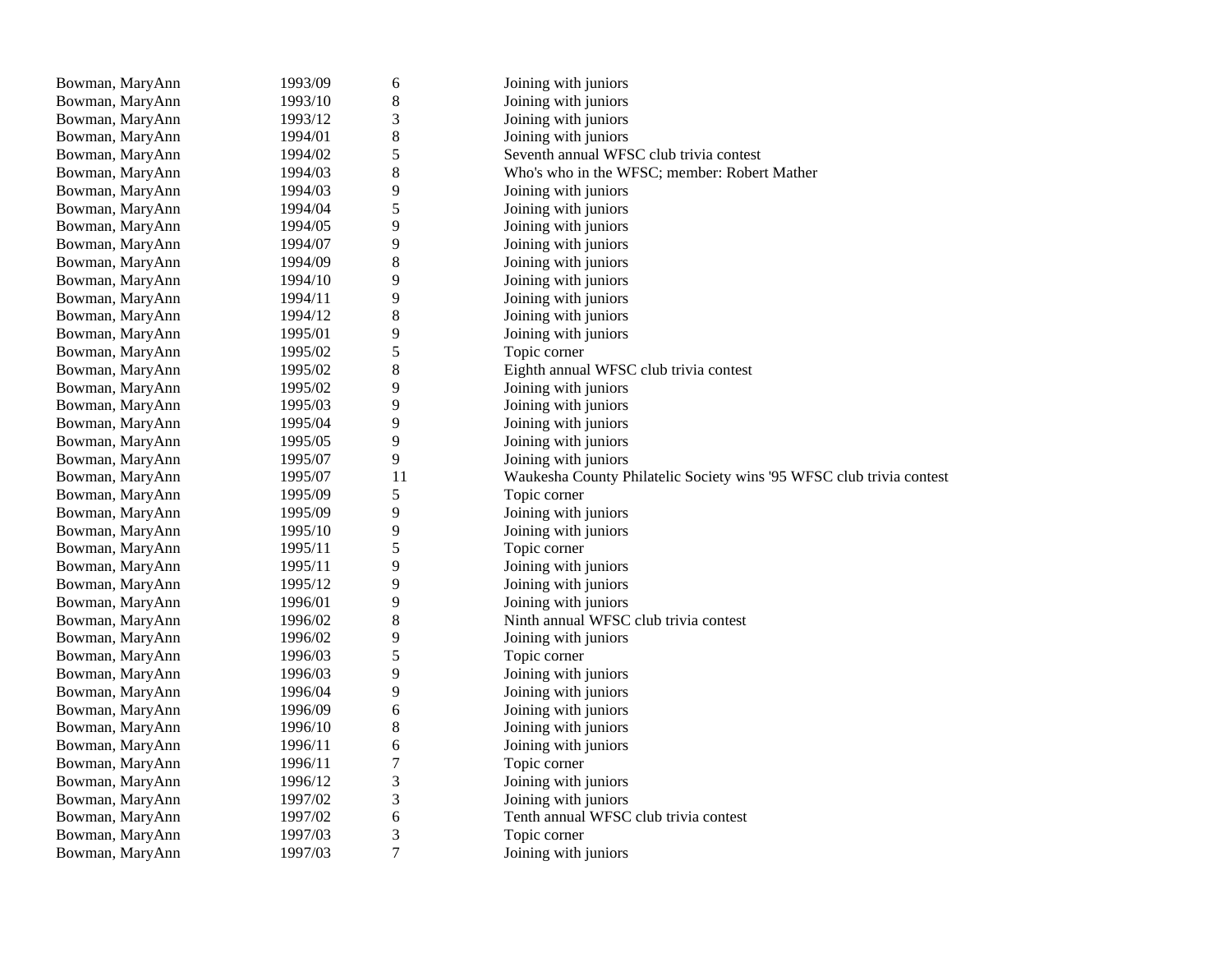| | | | |
|---|---|---|---|
| Bowman, MaryAnn | 1993/09 | 6 | Joining with juniors |
| Bowman, MaryAnn | 1993/10 | 8 | Joining with juniors |
| Bowman, MaryAnn | 1993/12 | 3 | Joining with juniors |
| Bowman, MaryAnn | 1994/01 | 8 | Joining with juniors |
| Bowman, MaryAnn | 1994/02 | 5 | Seventh annual WFSC club trivia contest |
| Bowman, MaryAnn | 1994/03 | 8 | Who's who in the WFSC; member: Robert Mather |
| Bowman, MaryAnn | 1994/03 | 9 | Joining with juniors |
| Bowman, MaryAnn | 1994/04 | 5 | Joining with juniors |
| Bowman, MaryAnn | 1994/05 | 9 | Joining with juniors |
| Bowman, MaryAnn | 1994/07 | 9 | Joining with juniors |
| Bowman, MaryAnn | 1994/09 | 8 | Joining with juniors |
| Bowman, MaryAnn | 1994/10 | 9 | Joining with juniors |
| Bowman, MaryAnn | 1994/11 | 9 | Joining with juniors |
| Bowman, MaryAnn | 1994/12 | 8 | Joining with juniors |
| Bowman, MaryAnn | 1995/01 | 9 | Joining with juniors |
| Bowman, MaryAnn | 1995/02 | 5 | Topic corner |
| Bowman, MaryAnn | 1995/02 | 8 | Eighth annual WFSC club trivia contest |
| Bowman, MaryAnn | 1995/02 | 9 | Joining with juniors |
| Bowman, MaryAnn | 1995/03 | 9 | Joining with juniors |
| Bowman, MaryAnn | 1995/04 | 9 | Joining with juniors |
| Bowman, MaryAnn | 1995/05 | 9 | Joining with juniors |
| Bowman, MaryAnn | 1995/07 | 9 | Joining with juniors |
| Bowman, MaryAnn | 1995/07 | 11 | Waukesha County Philatelic Society wins '95 WFSC club trivia contest |
| Bowman, MaryAnn | 1995/09 | 5 | Topic corner |
| Bowman, MaryAnn | 1995/09 | 9 | Joining with juniors |
| Bowman, MaryAnn | 1995/10 | 9 | Joining with juniors |
| Bowman, MaryAnn | 1995/11 | 5 | Topic corner |
| Bowman, MaryAnn | 1995/11 | 9 | Joining with juniors |
| Bowman, MaryAnn | 1995/12 | 9 | Joining with juniors |
| Bowman, MaryAnn | 1996/01 | 9 | Joining with juniors |
| Bowman, MaryAnn | 1996/02 | 8 | Ninth annual WFSC club trivia contest |
| Bowman, MaryAnn | 1996/02 | 9 | Joining with juniors |
| Bowman, MaryAnn | 1996/03 | 5 | Topic corner |
| Bowman, MaryAnn | 1996/03 | 9 | Joining with juniors |
| Bowman, MaryAnn | 1996/04 | 9 | Joining with juniors |
| Bowman, MaryAnn | 1996/09 | 6 | Joining with juniors |
| Bowman, MaryAnn | 1996/10 | 8 | Joining with juniors |
| Bowman, MaryAnn | 1996/11 | 6 | Joining with juniors |
| Bowman, MaryAnn | 1996/11 | 7 | Topic corner |
| Bowman, MaryAnn | 1996/12 | 3 | Joining with juniors |
| Bowman, MaryAnn | 1997/02 | 3 | Joining with juniors |
| Bowman, MaryAnn | 1997/02 | 6 | Tenth annual WFSC club trivia contest |
| Bowman, MaryAnn | 1997/03 | 3 | Topic corner |
| Bowman, MaryAnn | 1997/03 | 7 | Joining with juniors |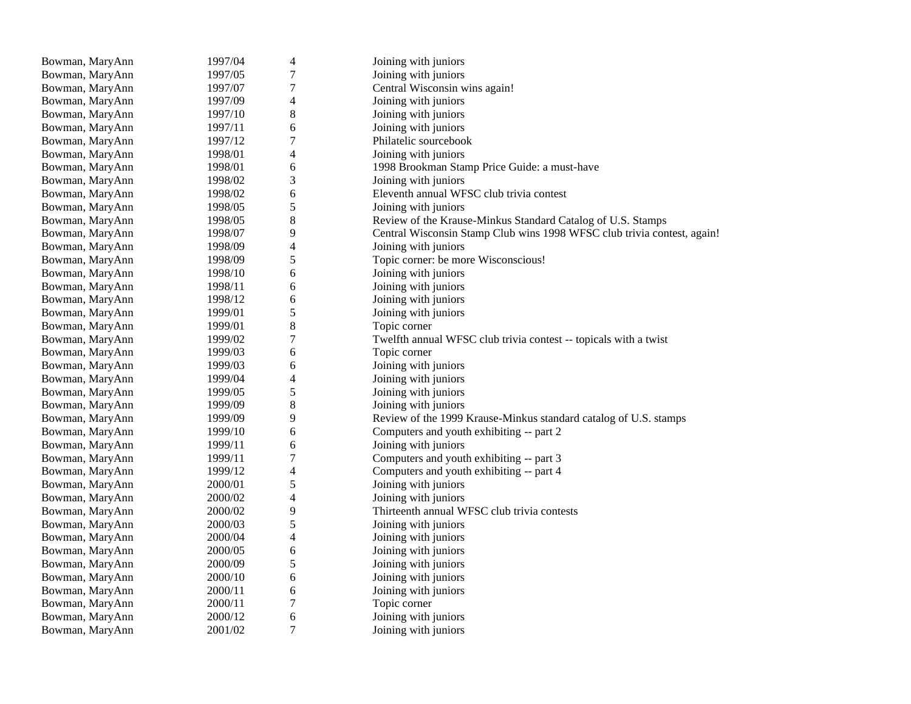| | | | |
|---|---|---|---|
| Bowman, MaryAnn | 1997/04 | 4 | Joining with juniors |
| Bowman, MaryAnn | 1997/05 | 7 | Joining with juniors |
| Bowman, MaryAnn | 1997/07 | 7 | Central Wisconsin wins again! |
| Bowman, MaryAnn | 1997/09 | 4 | Joining with juniors |
| Bowman, MaryAnn | 1997/10 | 8 | Joining with juniors |
| Bowman, MaryAnn | 1997/11 | 6 | Joining with juniors |
| Bowman, MaryAnn | 1997/12 | 7 | Philatelic sourcebook |
| Bowman, MaryAnn | 1998/01 | 4 | Joining with juniors |
| Bowman, MaryAnn | 1998/01 | 6 | 1998 Brookman Stamp Price Guide: a must-have |
| Bowman, MaryAnn | 1998/02 | 3 | Joining with juniors |
| Bowman, MaryAnn | 1998/02 | 6 | Eleventh annual WFSC club trivia contest |
| Bowman, MaryAnn | 1998/05 | 5 | Joining with juniors |
| Bowman, MaryAnn | 1998/05 | 8 | Review of the Krause-Minkus Standard Catalog of U.S. Stamps |
| Bowman, MaryAnn | 1998/07 | 9 | Central Wisconsin Stamp Club wins 1998 WFSC club trivia contest, again! |
| Bowman, MaryAnn | 1998/09 | 4 | Joining with juniors |
| Bowman, MaryAnn | 1998/09 | 5 | Topic corner: be more Wisconscious! |
| Bowman, MaryAnn | 1998/10 | 6 | Joining with juniors |
| Bowman, MaryAnn | 1998/11 | 6 | Joining with juniors |
| Bowman, MaryAnn | 1998/12 | 6 | Joining with juniors |
| Bowman, MaryAnn | 1999/01 | 5 | Joining with juniors |
| Bowman, MaryAnn | 1999/01 | 8 | Topic corner |
| Bowman, MaryAnn | 1999/02 | 7 | Twelfth annual WFSC club trivia contest -- topicals with a twist |
| Bowman, MaryAnn | 1999/03 | 6 | Topic corner |
| Bowman, MaryAnn | 1999/03 | 6 | Joining with juniors |
| Bowman, MaryAnn | 1999/04 | 4 | Joining with juniors |
| Bowman, MaryAnn | 1999/05 | 5 | Joining with juniors |
| Bowman, MaryAnn | 1999/09 | 8 | Joining with juniors |
| Bowman, MaryAnn | 1999/09 | 9 | Review of the 1999 Krause-Minkus standard catalog of U.S. stamps |
| Bowman, MaryAnn | 1999/10 | 6 | Computers and youth exhibiting -- part 2 |
| Bowman, MaryAnn | 1999/11 | 6 | Joining with juniors |
| Bowman, MaryAnn | 1999/11 | 7 | Computers and youth exhibiting -- part 3 |
| Bowman, MaryAnn | 1999/12 | 4 | Computers and youth exhibiting -- part 4 |
| Bowman, MaryAnn | 2000/01 | 5 | Joining with juniors |
| Bowman, MaryAnn | 2000/02 | 4 | Joining with juniors |
| Bowman, MaryAnn | 2000/02 | 9 | Thirteenth annual WFSC club trivia contests |
| Bowman, MaryAnn | 2000/03 | 5 | Joining with juniors |
| Bowman, MaryAnn | 2000/04 | 4 | Joining with juniors |
| Bowman, MaryAnn | 2000/05 | 6 | Joining with juniors |
| Bowman, MaryAnn | 2000/09 | 5 | Joining with juniors |
| Bowman, MaryAnn | 2000/10 | 6 | Joining with juniors |
| Bowman, MaryAnn | 2000/11 | 6 | Joining with juniors |
| Bowman, MaryAnn | 2000/11 | 7 | Topic corner |
| Bowman, MaryAnn | 2000/12 | 6 | Joining with juniors |
| Bowman, MaryAnn | 2001/02 | 7 | Joining with juniors |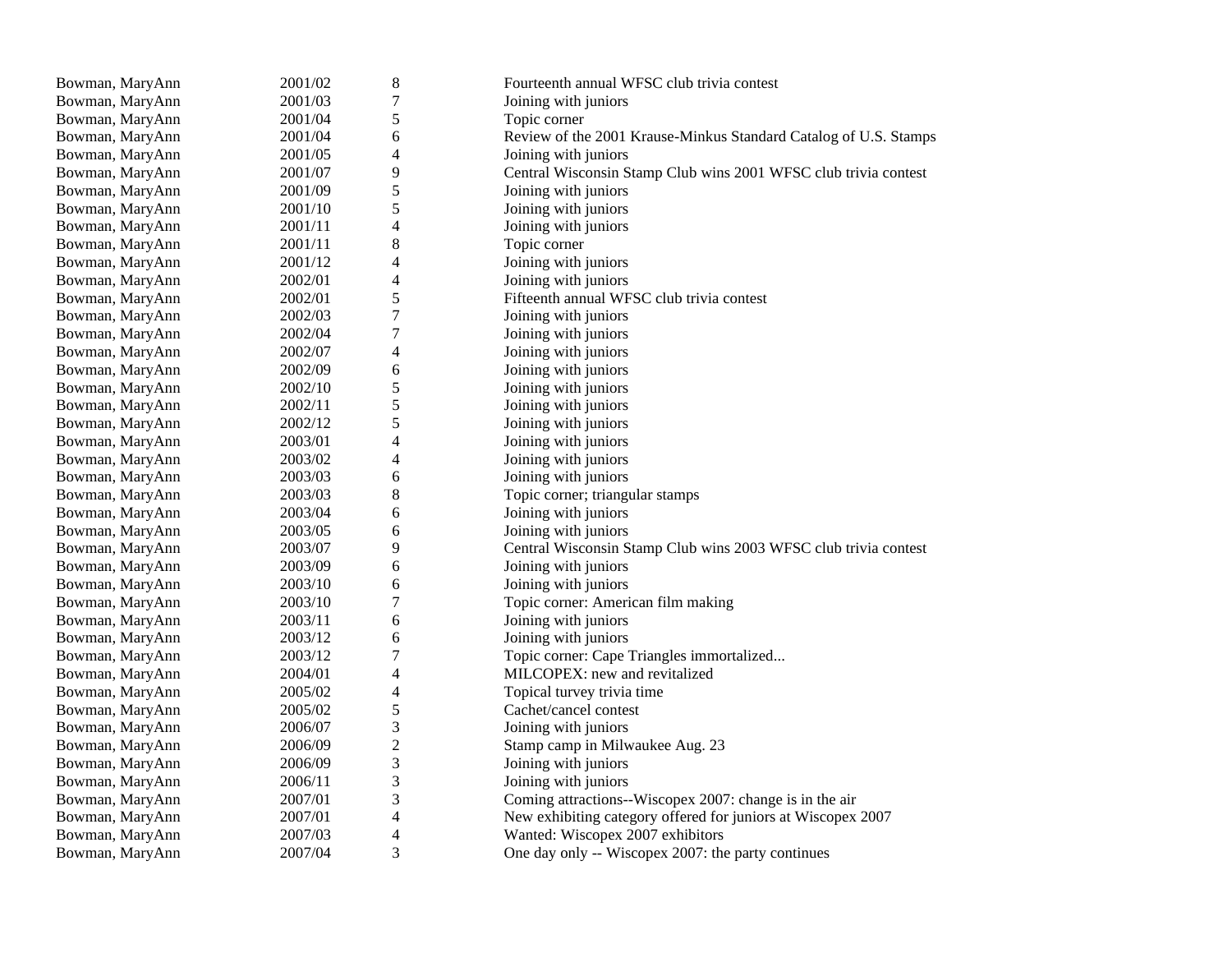| | | | |
|---|---|---|---|
| Bowman, MaryAnn | 2001/02 | 8 | Fourteenth annual WFSC club trivia contest |
| Bowman, MaryAnn | 2001/03 | 7 | Joining with juniors |
| Bowman, MaryAnn | 2001/04 | 5 | Topic corner |
| Bowman, MaryAnn | 2001/04 | 6 | Review of the 2001 Krause-Minkus Standard Catalog of U.S. Stamps |
| Bowman, MaryAnn | 2001/05 | 4 | Joining with juniors |
| Bowman, MaryAnn | 2001/07 | 9 | Central Wisconsin Stamp Club wins 2001 WFSC club trivia contest |
| Bowman, MaryAnn | 2001/09 | 5 | Joining with juniors |
| Bowman, MaryAnn | 2001/10 | 5 | Joining with juniors |
| Bowman, MaryAnn | 2001/11 | 4 | Joining with juniors |
| Bowman, MaryAnn | 2001/11 | 8 | Topic corner |
| Bowman, MaryAnn | 2001/12 | 4 | Joining with juniors |
| Bowman, MaryAnn | 2002/01 | 4 | Joining with juniors |
| Bowman, MaryAnn | 2002/01 | 5 | Fifteenth annual WFSC club trivia contest |
| Bowman, MaryAnn | 2002/03 | 7 | Joining with juniors |
| Bowman, MaryAnn | 2002/04 | 7 | Joining with juniors |
| Bowman, MaryAnn | 2002/07 | 4 | Joining with juniors |
| Bowman, MaryAnn | 2002/09 | 6 | Joining with juniors |
| Bowman, MaryAnn | 2002/10 | 5 | Joining with juniors |
| Bowman, MaryAnn | 2002/11 | 5 | Joining with juniors |
| Bowman, MaryAnn | 2002/12 | 5 | Joining with juniors |
| Bowman, MaryAnn | 2003/01 | 4 | Joining with juniors |
| Bowman, MaryAnn | 2003/02 | 4 | Joining with juniors |
| Bowman, MaryAnn | 2003/03 | 6 | Joining with juniors |
| Bowman, MaryAnn | 2003/03 | 8 | Topic corner; triangular stamps |
| Bowman, MaryAnn | 2003/04 | 6 | Joining with juniors |
| Bowman, MaryAnn | 2003/05 | 6 | Joining with juniors |
| Bowman, MaryAnn | 2003/07 | 9 | Central Wisconsin Stamp Club wins 2003 WFSC club trivia contest |
| Bowman, MaryAnn | 2003/09 | 6 | Joining with juniors |
| Bowman, MaryAnn | 2003/10 | 6 | Joining with juniors |
| Bowman, MaryAnn | 2003/10 | 7 | Topic corner: American film making |
| Bowman, MaryAnn | 2003/11 | 6 | Joining with juniors |
| Bowman, MaryAnn | 2003/12 | 6 | Joining with juniors |
| Bowman, MaryAnn | 2003/12 | 7 | Topic corner: Cape Triangles immortalized... |
| Bowman, MaryAnn | 2004/01 | 4 | MILCOPEX: new and revitalized |
| Bowman, MaryAnn | 2005/02 | 4 | Topical turvey trivia time |
| Bowman, MaryAnn | 2005/02 | 5 | Cachet/cancel contest |
| Bowman, MaryAnn | 2006/07 | 3 | Joining with juniors |
| Bowman, MaryAnn | 2006/09 | 2 | Stamp camp in Milwaukee Aug. 23 |
| Bowman, MaryAnn | 2006/09 | 3 | Joining with juniors |
| Bowman, MaryAnn | 2006/11 | 3 | Joining with juniors |
| Bowman, MaryAnn | 2007/01 | 3 | Coming attractions--Wiscopex 2007: change is in the air |
| Bowman, MaryAnn | 2007/01 | 4 | New exhibiting category offered for juniors at Wiscopex 2007 |
| Bowman, MaryAnn | 2007/03 | 4 | Wanted: Wiscopex 2007 exhibitors |
| Bowman, MaryAnn | 2007/04 | 3 | One day only -- Wiscopex 2007: the party continues |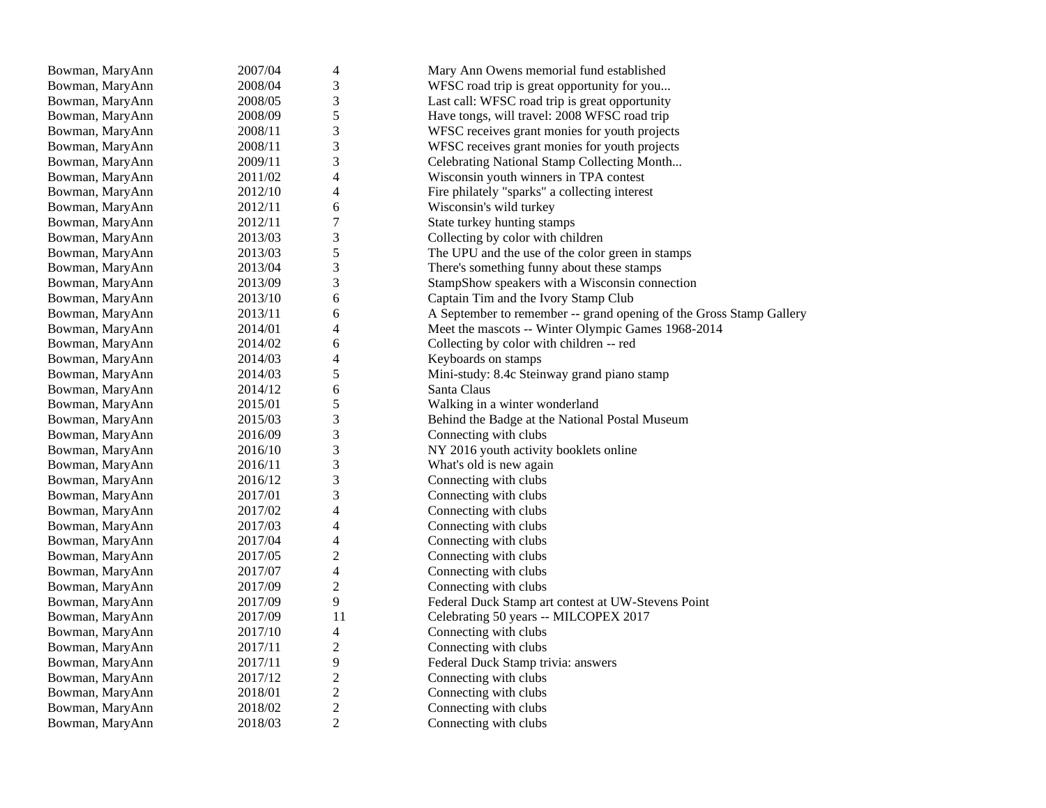| | | | |
|---|---|---|---|
| Bowman, MaryAnn | 2007/04 | 4 | Mary Ann Owens memorial fund established |
| Bowman, MaryAnn | 2008/04 | 3 | WFSC road trip is great opportunity for you... |
| Bowman, MaryAnn | 2008/05 | 3 | Last call: WFSC road trip is great opportunity |
| Bowman, MaryAnn | 2008/09 | 5 | Have tongs, will travel: 2008 WFSC road trip |
| Bowman, MaryAnn | 2008/11 | 3 | WFSC receives grant monies for youth projects |
| Bowman, MaryAnn | 2008/11 | 3 | WFSC receives grant monies for youth projects |
| Bowman, MaryAnn | 2009/11 | 3 | Celebrating National Stamp Collecting Month... |
| Bowman, MaryAnn | 2011/02 | 4 | Wisconsin youth winners in TPA contest |
| Bowman, MaryAnn | 2012/10 | 4 | Fire philately "sparks" a collecting interest |
| Bowman, MaryAnn | 2012/11 | 6 | Wisconsin's wild turkey |
| Bowman, MaryAnn | 2012/11 | 7 | State turkey hunting stamps |
| Bowman, MaryAnn | 2013/03 | 3 | Collecting by color with children |
| Bowman, MaryAnn | 2013/03 | 5 | The UPU and the use of the color green in stamps |
| Bowman, MaryAnn | 2013/04 | 3 | There's something funny about these stamps |
| Bowman, MaryAnn | 2013/09 | 3 | StampShow speakers with a Wisconsin connection |
| Bowman, MaryAnn | 2013/10 | 6 | Captain Tim and the Ivory Stamp Club |
| Bowman, MaryAnn | 2013/11 | 6 | A September to remember -- grand opening of the Gross Stamp Gallery |
| Bowman, MaryAnn | 2014/01 | 4 | Meet the mascots -- Winter Olympic Games 1968-2014 |
| Bowman, MaryAnn | 2014/02 | 6 | Collecting by color with children -- red |
| Bowman, MaryAnn | 2014/03 | 4 | Keyboards on stamps |
| Bowman, MaryAnn | 2014/03 | 5 | Mini-study: 8.4c Steinway grand piano stamp |
| Bowman, MaryAnn | 2014/12 | 6 | Santa Claus |
| Bowman, MaryAnn | 2015/01 | 5 | Walking in a winter wonderland |
| Bowman, MaryAnn | 2015/03 | 3 | Behind the Badge at the National Postal Museum |
| Bowman, MaryAnn | 2016/09 | 3 | Connecting with clubs |
| Bowman, MaryAnn | 2016/10 | 3 | NY 2016 youth activity booklets online |
| Bowman, MaryAnn | 2016/11 | 3 | What's old is new again |
| Bowman, MaryAnn | 2016/12 | 3 | Connecting with clubs |
| Bowman, MaryAnn | 2017/01 | 3 | Connecting with clubs |
| Bowman, MaryAnn | 2017/02 | 4 | Connecting with clubs |
| Bowman, MaryAnn | 2017/03 | 4 | Connecting with clubs |
| Bowman, MaryAnn | 2017/04 | 4 | Connecting with clubs |
| Bowman, MaryAnn | 2017/05 | 2 | Connecting with clubs |
| Bowman, MaryAnn | 2017/07 | 4 | Connecting with clubs |
| Bowman, MaryAnn | 2017/09 | 2 | Connecting with clubs |
| Bowman, MaryAnn | 2017/09 | 9 | Federal Duck Stamp art contest at UW-Stevens Point |
| Bowman, MaryAnn | 2017/09 | 11 | Celebrating 50 years -- MILCOPEX 2017 |
| Bowman, MaryAnn | 2017/10 | 4 | Connecting with clubs |
| Bowman, MaryAnn | 2017/11 | 2 | Connecting with clubs |
| Bowman, MaryAnn | 2017/11 | 9 | Federal Duck Stamp trivia: answers |
| Bowman, MaryAnn | 2017/12 | 2 | Connecting with clubs |
| Bowman, MaryAnn | 2018/01 | 2 | Connecting with clubs |
| Bowman, MaryAnn | 2018/02 | 2 | Connecting with clubs |
| Bowman, MaryAnn | 2018/03 | 2 | Connecting with clubs |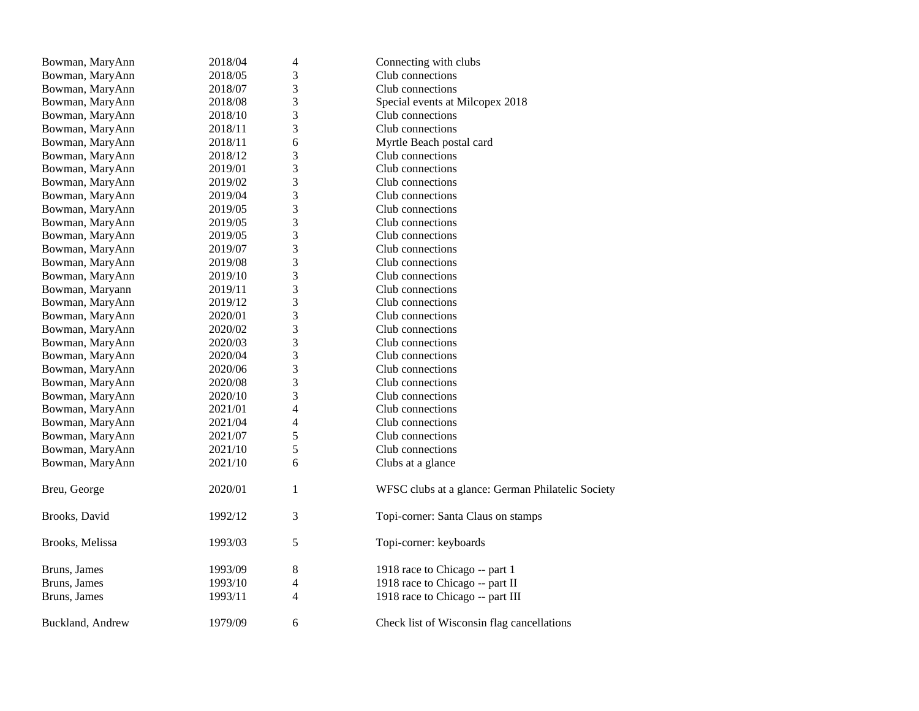| | | | |
|---|---|---|---|
| Bowman, MaryAnn | 2018/04 | 4 | Connecting with clubs |
| Bowman, MaryAnn | 2018/05 | 3 | Club connections |
| Bowman, MaryAnn | 2018/07 | 3 | Club connections |
| Bowman, MaryAnn | 2018/08 | 3 | Special events at Milcopex 2018 |
| Bowman, MaryAnn | 2018/10 | 3 | Club connections |
| Bowman, MaryAnn | 2018/11 | 3 | Club connections |
| Bowman, MaryAnn | 2018/11 | 6 | Myrtle Beach postal card |
| Bowman, MaryAnn | 2018/12 | 3 | Club connections |
| Bowman, MaryAnn | 2019/01 | 3 | Club connections |
| Bowman, MaryAnn | 2019/02 | 3 | Club connections |
| Bowman, MaryAnn | 2019/04 | 3 | Club connections |
| Bowman, MaryAnn | 2019/05 | 3 | Club connections |
| Bowman, MaryAnn | 2019/05 | 3 | Club connections |
| Bowman, MaryAnn | 2019/05 | 3 | Club connections |
| Bowman, MaryAnn | 2019/07 | 3 | Club connections |
| Bowman, MaryAnn | 2019/08 | 3 | Club connections |
| Bowman, MaryAnn | 2019/10 | 3 | Club connections |
| Bowman, Maryann | 2019/11 | 3 | Club connections |
| Bowman, MaryAnn | 2019/12 | 3 | Club connections |
| Bowman, MaryAnn | 2020/01 | 3 | Club connections |
| Bowman, MaryAnn | 2020/02 | 3 | Club connections |
| Bowman, MaryAnn | 2020/03 | 3 | Club connections |
| Bowman, MaryAnn | 2020/04 | 3 | Club connections |
| Bowman, MaryAnn | 2020/06 | 3 | Club connections |
| Bowman, MaryAnn | 2020/08 | 3 | Club connections |
| Bowman, MaryAnn | 2020/10 | 3 | Club connections |
| Bowman, MaryAnn | 2021/01 | 4 | Club connections |
| Bowman, MaryAnn | 2021/04 | 4 | Club connections |
| Bowman, MaryAnn | 2021/07 | 5 | Club connections |
| Bowman, MaryAnn | 2021/10 | 5 | Club connections |
| Bowman, MaryAnn | 2021/10 | 6 | Clubs at a glance |
| | | | |
| Breu, George | 2020/01 | 1 | WFSC clubs at a glance: German Philatelic Society |
| | | | |
| Brooks, David | 1992/12 | 3 | Topi-corner: Santa Claus on stamps |
| | | | |
| Brooks, Melissa | 1993/03 | 5 | Topi-corner: keyboards |
| | | | |
| Bruns, James | 1993/09 | 8 | 1918 race to Chicago -- part 1 |
| Bruns, James | 1993/10 | 4 | 1918 race to Chicago -- part II |
| Bruns, James | 1993/11 | 4 | 1918 race to Chicago -- part III |
| | | | |
| Buckland, Andrew | 1979/09 | 6 | Check list of Wisconsin flag cancellations |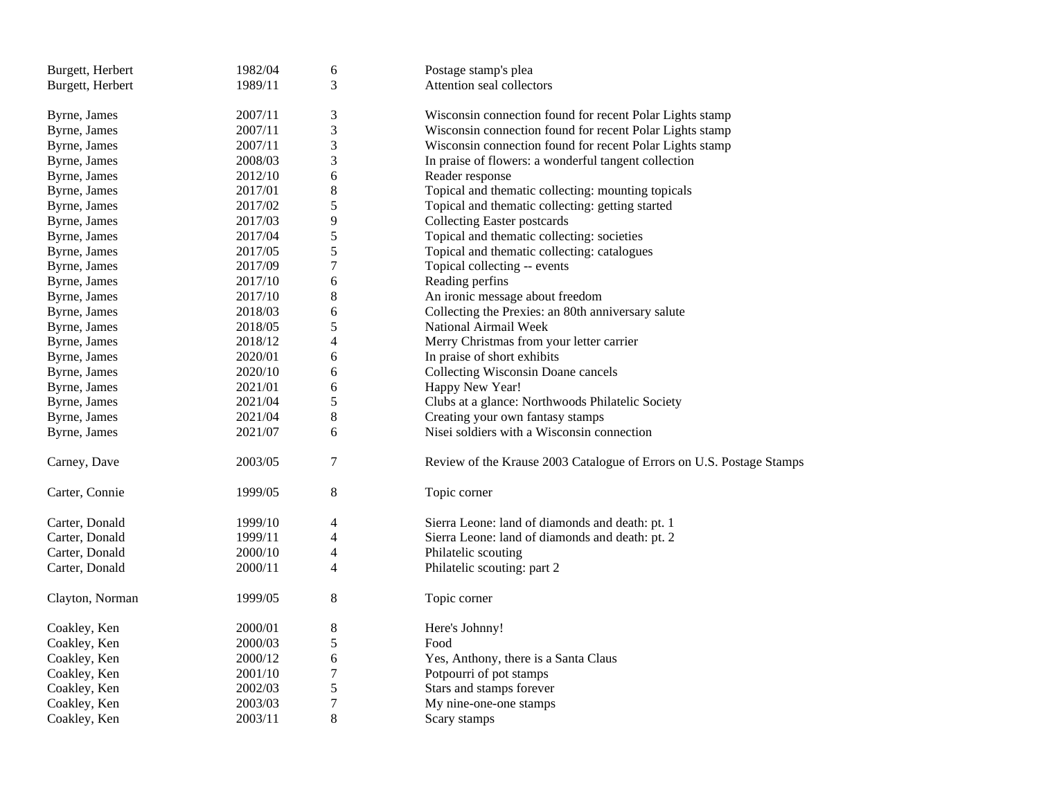| | | | |
|---|---|---|---|
| Burgett, Herbert | 1982/04 | 6 | Postage stamp's plea |
| Burgett, Herbert | 1989/11 | 3 | Attention seal collectors |
| | | | |
| Byrne, James | 2007/11 | 3 | Wisconsin connection found for recent Polar Lights stamp |
| Byrne, James | 2007/11 | 3 | Wisconsin connection found for recent Polar Lights stamp |
| Byrne, James | 2007/11 | 3 | Wisconsin connection found for recent Polar Lights stamp |
| Byrne, James | 2008/03 | 3 | In praise of flowers: a wonderful tangent collection |
| Byrne, James | 2012/10 | 6 | Reader response |
| Byrne, James | 2017/01 | 8 | Topical and thematic collecting: mounting topicals |
| Byrne, James | 2017/02 | 5 | Topical and thematic collecting: getting started |
| Byrne, James | 2017/03 | 9 | Collecting Easter postcards |
| Byrne, James | 2017/04 | 5 | Topical and thematic collecting: societies |
| Byrne, James | 2017/05 | 5 | Topical and thematic collecting: catalogues |
| Byrne, James | 2017/09 | 7 | Topical collecting -- events |
| Byrne, James | 2017/10 | 6 | Reading perfins |
| Byrne, James | 2017/10 | 8 | An ironic message about freedom |
| Byrne, James | 2018/03 | 6 | Collecting the Prexies: an 80th anniversary salute |
| Byrne, James | 2018/05 | 5 | National Airmail Week |
| Byrne, James | 2018/12 | 4 | Merry Christmas from your letter carrier |
| Byrne, James | 2020/01 | 6 | In praise of short exhibits |
| Byrne, James | 2020/10 | 6 | Collecting Wisconsin Doane cancels |
| Byrne, James | 2021/01 | 6 | Happy New Year! |
| Byrne, James | 2021/04 | 5 | Clubs at a glance: Northwoods Philatelic Society |
| Byrne, James | 2021/04 | 8 | Creating your own fantasy stamps |
| Byrne, James | 2021/07 | 6 | Nisei soldiers with a Wisconsin connection |
| | | | |
| Carney, Dave | 2003/05 | 7 | Review of the Krause 2003 Catalogue of Errors on U.S. Postage Stamps |
| | | | |
| Carter, Connie | 1999/05 | 8 | Topic corner |
| | | | |
| Carter, Donald | 1999/10 | 4 | Sierra Leone: land of diamonds and death: pt. 1 |
| Carter, Donald | 1999/11 | 4 | Sierra Leone: land of diamonds and death: pt. 2 |
| Carter, Donald | 2000/10 | 4 | Philatelic scouting |
| Carter, Donald | 2000/11 | 4 | Philatelic scouting: part 2 |
| | | | |
| Clayton, Norman | 1999/05 | 8 | Topic corner |
| | | | |
| Coakley, Ken | 2000/01 | 8 | Here's Johnny! |
| Coakley, Ken | 2000/03 | 5 | Food |
| Coakley, Ken | 2000/12 | 6 | Yes, Anthony, there is a Santa Claus |
| Coakley, Ken | 2001/10 | 7 | Potpourri of pot stamps |
| Coakley, Ken | 2002/03 | 5 | Stars and stamps forever |
| Coakley, Ken | 2003/03 | 7 | My nine-one-one stamps |
| Coakley, Ken | 2003/11 | 8 | Scary stamps |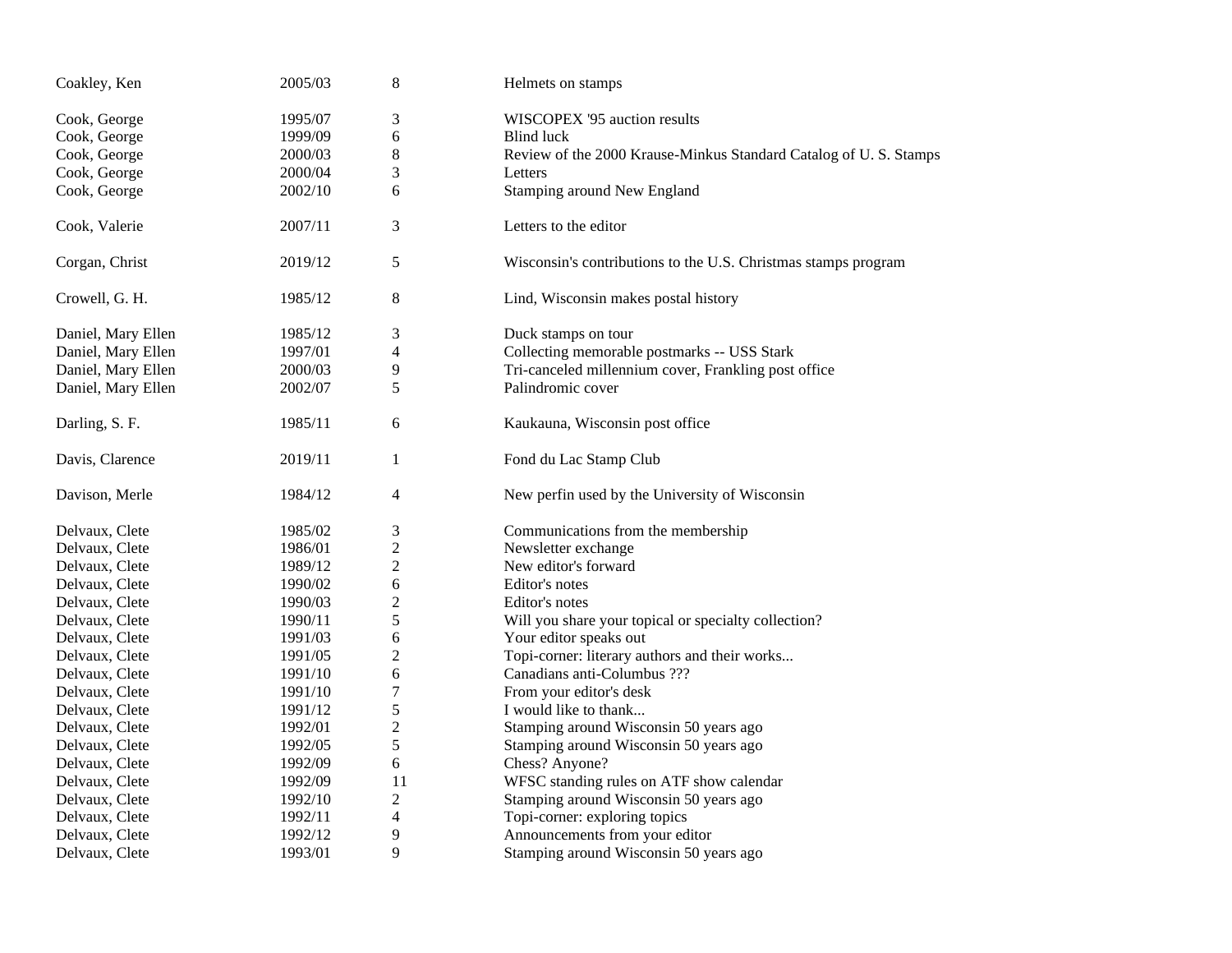| | | | |
|---|---|---|---|
| Coakley, Ken | 2005/03 | 8 | Helmets on stamps |
| | | | |
| Cook, George | 1995/07 | 3 | WISCOPEX '95 auction results |
| Cook, George | 1999/09 | 6 | Blind luck |
| Cook, George | 2000/03 | 8 | Review of the 2000 Krause-Minkus Standard Catalog of U. S. Stamps |
| Cook, George | 2000/04 | 3 | Letters |
| Cook, George | 2002/10 | 6 | Stamping around New England |
| | | | |
| Cook, Valerie | 2007/11 | 3 | Letters to the editor |
| | | | |
| Corgan, Christ | 2019/12 | 5 | Wisconsin's contributions to the U.S. Christmas stamps program |
| | | | |
| Crowell, G. H. | 1985/12 | 8 | Lind, Wisconsin makes postal history |
| | | | |
| Daniel, Mary Ellen | 1985/12 | 3 | Duck stamps on tour |
| Daniel, Mary Ellen | 1997/01 | 4 | Collecting memorable postmarks -- USS Stark |
| Daniel, Mary Ellen | 2000/03 | 9 | Tri-canceled millennium cover, Frankling post office |
| Daniel, Mary Ellen | 2002/07 | 5 | Palindromic cover |
| | | | |
| Darling, S. F. | 1985/11 | 6 | Kaukauna, Wisconsin post office |
| | | | |
| Davis, Clarence | 2019/11 | 1 | Fond du Lac Stamp Club |
| | | | |
| Davison, Merle | 1984/12 | 4 | New perfin used by the University of Wisconsin |
| | | | |
| Delvaux, Clete | 1985/02 | 3 | Communications from the membership |
| Delvaux, Clete | 1986/01 | 2 | Newsletter exchange |
| Delvaux, Clete | 1989/12 | 2 | New editor's forward |
| Delvaux, Clete | 1990/02 | 6 | Editor's notes |
| Delvaux, Clete | 1990/03 | 2 | Editor's notes |
| Delvaux, Clete | 1990/11 | 5 | Will you share your topical or specialty collection? |
| Delvaux, Clete | 1991/03 | 6 | Your editor speaks out |
| Delvaux, Clete | 1991/05 | 2 | Topi-corner: literary authors and their works... |
| Delvaux, Clete | 1991/10 | 6 | Canadians anti-Columbus ??? |
| Delvaux, Clete | 1991/10 | 7 | From your editor's desk |
| Delvaux, Clete | 1991/12 | 5 | I would like to thank... |
| Delvaux, Clete | 1992/01 | 2 | Stamping around Wisconsin 50 years ago |
| Delvaux, Clete | 1992/05 | 5 | Stamping around Wisconsin 50 years ago |
| Delvaux, Clete | 1992/09 | 6 | Chess? Anyone? |
| Delvaux, Clete | 1992/09 | 11 | WFSC standing rules on ATF show calendar |
| Delvaux, Clete | 1992/10 | 2 | Stamping around Wisconsin 50 years ago |
| Delvaux, Clete | 1992/11 | 4 | Topi-corner: exploring topics |
| Delvaux, Clete | 1992/12 | 9 | Announcements from your editor |
| Delvaux, Clete | 1993/01 | 9 | Stamping around Wisconsin 50 years ago |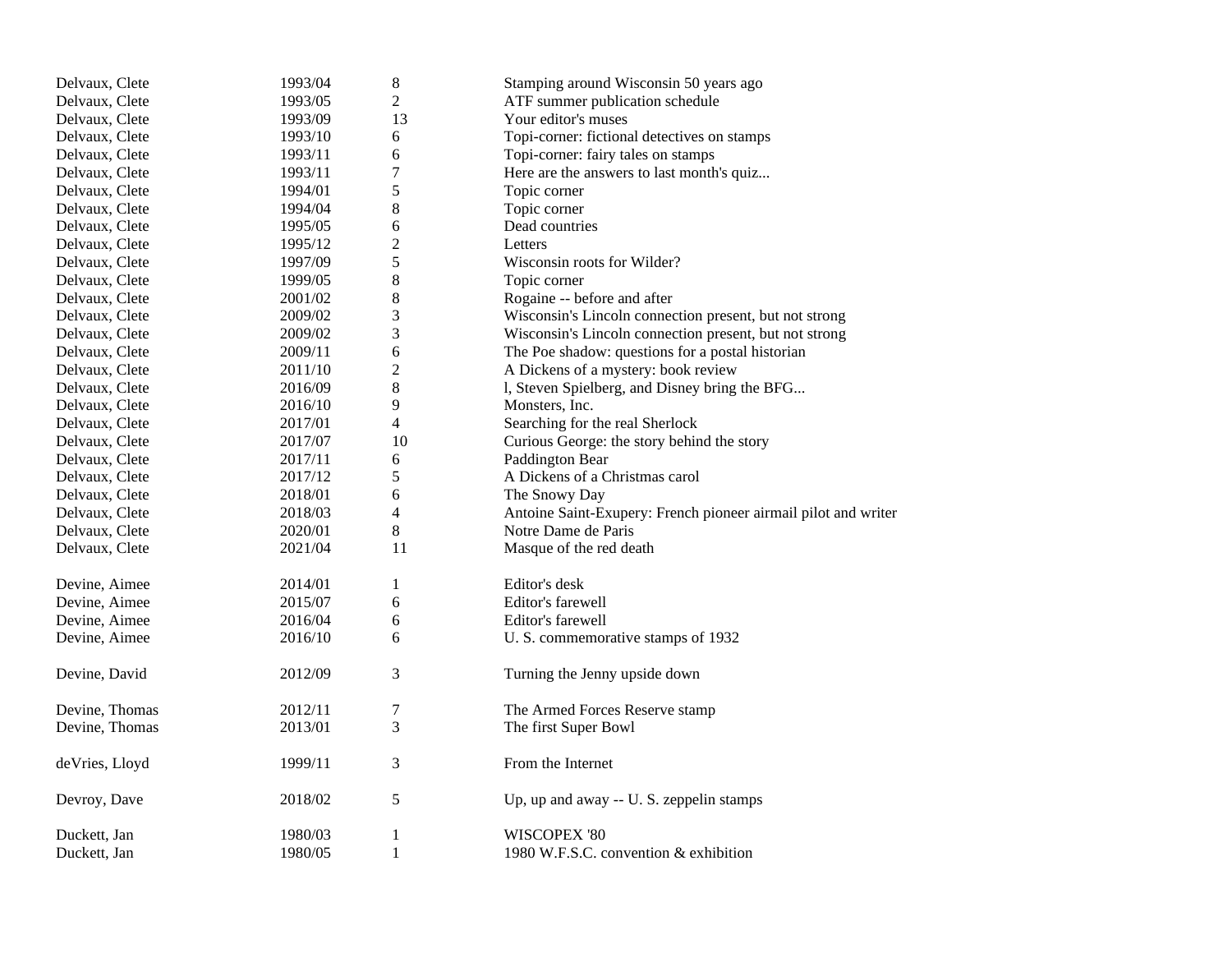| | | | |
|---|---|---|---|
| Delvaux, Clete | 1993/04 | 8 | Stamping around Wisconsin 50 years ago |
| Delvaux, Clete | 1993/05 | 2 | ATF summer publication schedule |
| Delvaux, Clete | 1993/09 | 13 | Your editor's muses |
| Delvaux, Clete | 1993/10 | 6 | Topi-corner: fictional detectives on stamps |
| Delvaux, Clete | 1993/11 | 6 | Topi-corner: fairy tales on stamps |
| Delvaux, Clete | 1993/11 | 7 | Here are the answers to last month's quiz... |
| Delvaux, Clete | 1994/01 | 5 | Topic corner |
| Delvaux, Clete | 1994/04 | 8 | Topic corner |
| Delvaux, Clete | 1995/05 | 6 | Dead countries |
| Delvaux, Clete | 1995/12 | 2 | Letters |
| Delvaux, Clete | 1997/09 | 5 | Wisconsin roots for Wilder? |
| Delvaux, Clete | 1999/05 | 8 | Topic corner |
| Delvaux, Clete | 2001/02 | 8 | Rogaine -- before and after |
| Delvaux, Clete | 2009/02 | 3 | Wisconsin's Lincoln connection present, but not strong |
| Delvaux, Clete | 2009/02 | 3 | Wisconsin's Lincoln connection present, but not strong |
| Delvaux, Clete | 2009/11 | 6 | The Poe shadow: questions for a postal historian |
| Delvaux, Clete | 2011/10 | 2 | A Dickens of a mystery: book review |
| Delvaux, Clete | 2016/09 | 8 | l, Steven Spielberg, and Disney bring the BFG... |
| Delvaux, Clete | 2016/10 | 9 | Monsters, Inc. |
| Delvaux, Clete | 2017/01 | 4 | Searching for the real Sherlock |
| Delvaux, Clete | 2017/07 | 10 | Curious George: the story behind the story |
| Delvaux, Clete | 2017/11 | 6 | Paddington Bear |
| Delvaux, Clete | 2017/12 | 5 | A Dickens of a Christmas carol |
| Delvaux, Clete | 2018/01 | 6 | The Snowy Day |
| Delvaux, Clete | 2018/03 | 4 | Antoine Saint-Exupery: French pioneer airmail pilot and writer |
| Delvaux, Clete | 2020/01 | 8 | Notre Dame de Paris |
| Delvaux, Clete | 2021/04 | 11 | Masque of the red death |
| | | | |
| Devine, Aimee | 2014/01 | 1 | Editor's desk |
| Devine, Aimee | 2015/07 | 6 | Editor's farewell |
| Devine, Aimee | 2016/04 | 6 | Editor's farewell |
| Devine, Aimee | 2016/10 | 6 | U. S. commemorative stamps of 1932 |
| | | | |
| Devine, David | 2012/09 | 3 | Turning the Jenny upside down |
| | | | |
| Devine, Thomas | 2012/11 | 7 | The Armed Forces Reserve stamp |
| Devine, Thomas | 2013/01 | 3 | The first Super Bowl |
| | | | |
| deVries, Lloyd | 1999/11 | 3 | From the Internet |
| | | | |
| Devroy, Dave | 2018/02 | 5 | Up, up and away -- U. S. zeppelin stamps |
| | | | |
| Duckett, Jan | 1980/03 | 1 | WISCOPEX '80 |
| Duckett, Jan | 1980/05 | 1 | 1980 W.F.S.C. convention & exhibition |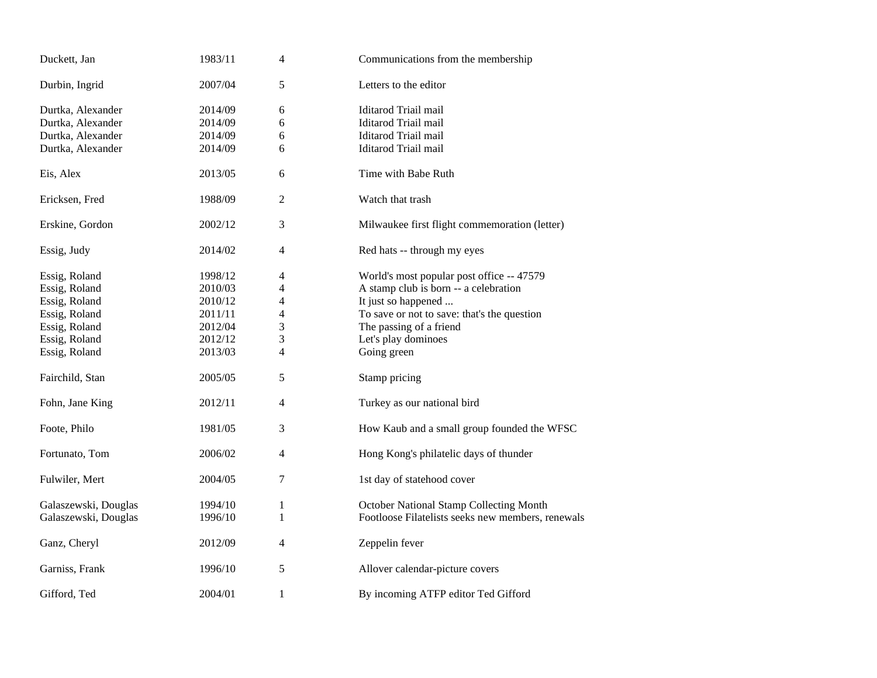| | | | |
|---|---|---|---|
| Duckett, Jan | 1983/11 | 4 | Communications from the membership |
| Durbin, Ingrid | 2007/04 | 5 | Letters to the editor |
| Durtka, Alexander | 2014/09 | 6 | Iditarod Triail mail |
| Durtka, Alexander | 2014/09 | 6 | Iditarod Triail mail |
| Durtka, Alexander | 2014/09 | 6 | Iditarod Triail mail |
| Durtka, Alexander | 2014/09 | 6 | Iditarod Triail mail |
| Eis, Alex | 2013/05 | 6 | Time with Babe Ruth |
| Ericksen, Fred | 1988/09 | 2 | Watch that trash |
| Erskine, Gordon | 2002/12 | 3 | Milwaukee first flight commemoration (letter) |
| Essig, Judy | 2014/02 | 4 | Red hats -- through my eyes |
| Essig, Roland | 1998/12 | 4 | World's most popular post office -- 47579 |
| Essig, Roland | 2010/03 | 4 | A stamp club is born -- a celebration |
| Essig, Roland | 2010/12 | 4 | It just so happened ... |
| Essig, Roland | 2011/11 | 4 | To save or not to save: that's the question |
| Essig, Roland | 2012/04 | 3 | The passing of a friend |
| Essig, Roland | 2012/12 | 3 | Let's play dominoes |
| Essig, Roland | 2013/03 | 4 | Going green |
| Fairchild, Stan | 2005/05 | 5 | Stamp pricing |
| Fohn, Jane King | 2012/11 | 4 | Turkey as our national bird |
| Foote, Philo | 1981/05 | 3 | How Kaub and a small group founded the WFSC |
| Fortunato, Tom | 2006/02 | 4 | Hong Kong's philatelic days of thunder |
| Fulwiler, Mert | 2004/05 | 7 | 1st day of statehood cover |
| Galaszewski, Douglas | 1994/10 | 1 | October National Stamp Collecting Month |
| Galaszewski, Douglas | 1996/10 | 1 | Footloose Filatelists seeks new members, renewals |
| Ganz, Cheryl | 2012/09 | 4 | Zeppelin fever |
| Garniss, Frank | 1996/10 | 5 | Allover calendar-picture covers |
| Gifford, Ted | 2004/01 | 1 | By incoming ATFP editor Ted Gifford |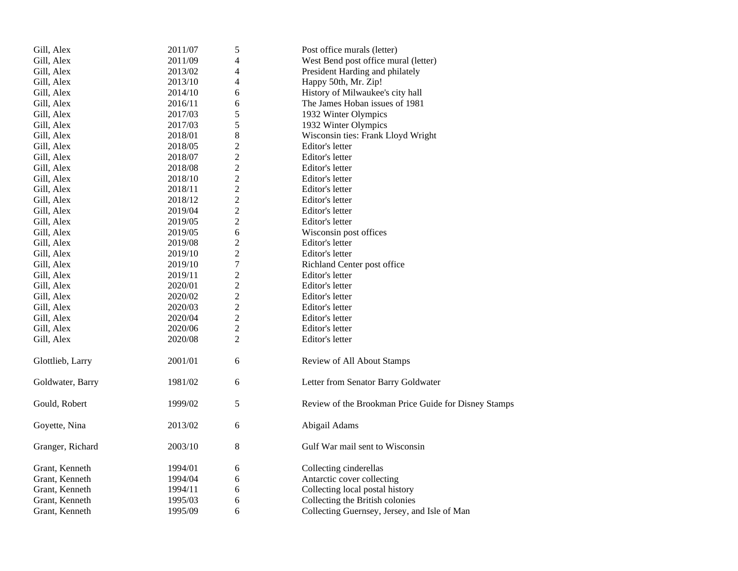| | | | |
|---|---|---|---|
| Gill, Alex | 2011/07 | 5 | Post office murals (letter) |
| Gill, Alex | 2011/09 | 4 | West Bend post office mural (letter) |
| Gill, Alex | 2013/02 | 4 | President Harding and philately |
| Gill, Alex | 2013/10 | 4 | Happy 50th, Mr. Zip! |
| Gill, Alex | 2014/10 | 6 | History of Milwaukee's city hall |
| Gill, Alex | 2016/11 | 6 | The James Hoban issues of 1981 |
| Gill, Alex | 2017/03 | 5 | 1932 Winter Olympics |
| Gill, Alex | 2017/03 | 5 | 1932 Winter Olympics |
| Gill, Alex | 2018/01 | 8 | Wisconsin ties: Frank Lloyd Wright |
| Gill, Alex | 2018/05 | 2 | Editor's letter |
| Gill, Alex | 2018/07 | 2 | Editor's letter |
| Gill, Alex | 2018/08 | 2 | Editor's letter |
| Gill, Alex | 2018/10 | 2 | Editor's letter |
| Gill, Alex | 2018/11 | 2 | Editor's letter |
| Gill, Alex | 2018/12 | 2 | Editor's letter |
| Gill, Alex | 2019/04 | 2 | Editor's letter |
| Gill, Alex | 2019/05 | 2 | Editor's letter |
| Gill, Alex | 2019/05 | 6 | Wisconsin post offices |
| Gill, Alex | 2019/08 | 2 | Editor's letter |
| Gill, Alex | 2019/10 | 2 | Editor's letter |
| Gill, Alex | 2019/10 | 7 | Richland Center post office |
| Gill, Alex | 2019/11 | 2 | Editor's letter |
| Gill, Alex | 2020/01 | 2 | Editor's letter |
| Gill, Alex | 2020/02 | 2 | Editor's letter |
| Gill, Alex | 2020/03 | 2 | Editor's letter |
| Gill, Alex | 2020/04 | 2 | Editor's letter |
| Gill, Alex | 2020/06 | 2 | Editor's letter |
| Gill, Alex | 2020/08 | 2 | Editor's letter |
| Glottlieb, Larry | 2001/01 | 6 | Review of All About Stamps |
| Goldwater, Barry | 1981/02 | 6 | Letter from Senator Barry Goldwater |
| Gould, Robert | 1999/02 | 5 | Review of the Brookman Price Guide for Disney Stamps |
| Goyette, Nina | 2013/02 | 6 | Abigail Adams |
| Granger, Richard | 2003/10 | 8 | Gulf War mail sent to Wisconsin |
| Grant, Kenneth | 1994/01 | 6 | Collecting cinderellas |
| Grant, Kenneth | 1994/04 | 6 | Antarctic cover collecting |
| Grant, Kenneth | 1994/11 | 6 | Collecting local postal history |
| Grant, Kenneth | 1995/03 | 6 | Collecting the British colonies |
| Grant, Kenneth | 1995/09 | 6 | Collecting Guernsey, Jersey, and Isle of Man |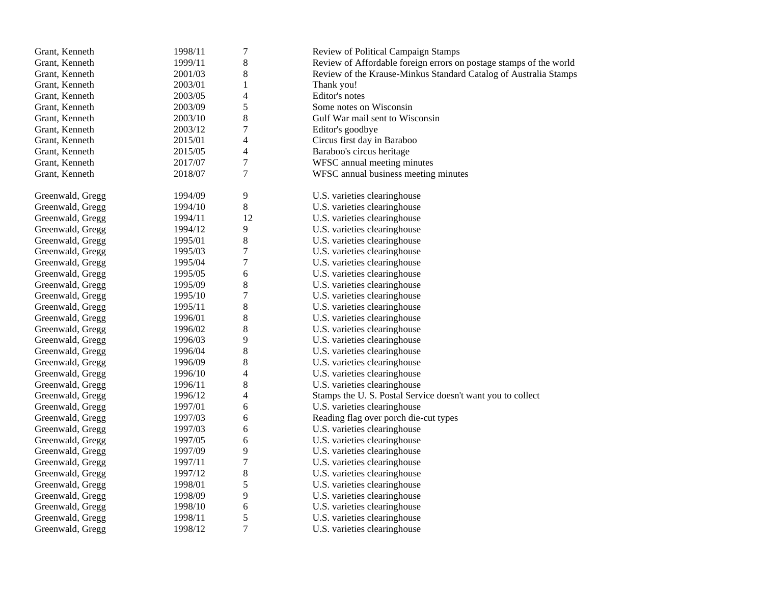| | | | |
|---|---|---|---|
| Grant, Kenneth | 1998/11 | 7 | Review of Political Campaign Stamps |
| Grant, Kenneth | 1999/11 | 8 | Review of Affordable foreign errors on postage stamps of the world |
| Grant, Kenneth | 2001/03 | 8 | Review of the Krause-Minkus Standard Catalog of Australia Stamps |
| Grant, Kenneth | 2003/01 | 1 | Thank you! |
| Grant, Kenneth | 2003/05 | 4 | Editor's notes |
| Grant, Kenneth | 2003/09 | 5 | Some notes on Wisconsin |
| Grant, Kenneth | 2003/10 | 8 | Gulf War mail sent to Wisconsin |
| Grant, Kenneth | 2003/12 | 7 | Editor's goodbye |
| Grant, Kenneth | 2015/01 | 4 | Circus first day in Baraboo |
| Grant, Kenneth | 2015/05 | 4 | Baraboo's circus heritage |
| Grant, Kenneth | 2017/07 | 7 | WFSC annual meeting minutes |
| Grant, Kenneth | 2018/07 | 7 | WFSC annual business meeting minutes |
| | | | |
| Greenwald, Gregg | 1994/09 | 9 | U.S. varieties clearinghouse |
| Greenwald, Gregg | 1994/10 | 8 | U.S. varieties clearinghouse |
| Greenwald, Gregg | 1994/11 | 12 | U.S. varieties clearinghouse |
| Greenwald, Gregg | 1994/12 | 9 | U.S. varieties clearinghouse |
| Greenwald, Gregg | 1995/01 | 8 | U.S. varieties clearinghouse |
| Greenwald, Gregg | 1995/03 | 7 | U.S. varieties clearinghouse |
| Greenwald, Gregg | 1995/04 | 7 | U.S. varieties clearinghouse |
| Greenwald, Gregg | 1995/05 | 6 | U.S. varieties clearinghouse |
| Greenwald, Gregg | 1995/09 | 8 | U.S. varieties clearinghouse |
| Greenwald, Gregg | 1995/10 | 7 | U.S. varieties clearinghouse |
| Greenwald, Gregg | 1995/11 | 8 | U.S. varieties clearinghouse |
| Greenwald, Gregg | 1996/01 | 8 | U.S. varieties clearinghouse |
| Greenwald, Gregg | 1996/02 | 8 | U.S. varieties clearinghouse |
| Greenwald, Gregg | 1996/03 | 9 | U.S. varieties clearinghouse |
| Greenwald, Gregg | 1996/04 | 8 | U.S. varieties clearinghouse |
| Greenwald, Gregg | 1996/09 | 8 | U.S. varieties clearinghouse |
| Greenwald, Gregg | 1996/10 | 4 | U.S. varieties clearinghouse |
| Greenwald, Gregg | 1996/11 | 8 | U.S. varieties clearinghouse |
| Greenwald, Gregg | 1996/12 | 4 | Stamps the U. S. Postal Service doesn't want you to collect |
| Greenwald, Gregg | 1997/01 | 6 | U.S. varieties clearinghouse |
| Greenwald, Gregg | 1997/03 | 6 | Reading flag over porch die-cut types |
| Greenwald, Gregg | 1997/03 | 6 | U.S. varieties clearinghouse |
| Greenwald, Gregg | 1997/05 | 6 | U.S. varieties clearinghouse |
| Greenwald, Gregg | 1997/09 | 9 | U.S. varieties clearinghouse |
| Greenwald, Gregg | 1997/11 | 7 | U.S. varieties clearinghouse |
| Greenwald, Gregg | 1997/12 | 8 | U.S. varieties clearinghouse |
| Greenwald, Gregg | 1998/01 | 5 | U.S. varieties clearinghouse |
| Greenwald, Gregg | 1998/09 | 9 | U.S. varieties clearinghouse |
| Greenwald, Gregg | 1998/10 | 6 | U.S. varieties clearinghouse |
| Greenwald, Gregg | 1998/11 | 5 | U.S. varieties clearinghouse |
| Greenwald, Gregg | 1998/12 | 7 | U.S. varieties clearinghouse |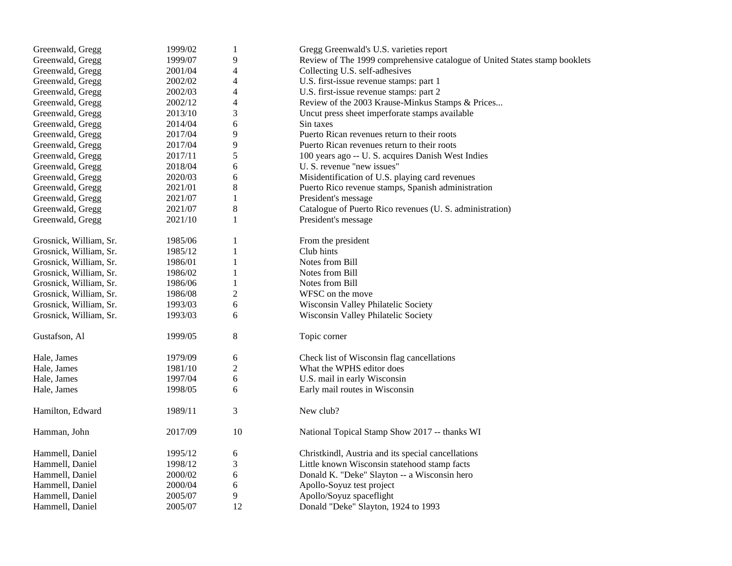| | | | |
|---|---|---|---|
| Greenwald, Gregg | 1999/02 | 1 | Gregg Greenwald's U.S. varieties report |
| Greenwald, Gregg | 1999/07 | 9 | Review of The 1999 comprehensive catalogue of United States stamp booklets |
| Greenwald, Gregg | 2001/04 | 4 | Collecting U.S. self-adhesives |
| Greenwald, Gregg | 2002/02 | 4 | U.S. first-issue revenue stamps: part 1 |
| Greenwald, Gregg | 2002/03 | 4 | U.S. first-issue revenue stamps: part 2 |
| Greenwald, Gregg | 2002/12 | 4 | Review of the 2003 Krause-Minkus Stamps & Prices... |
| Greenwald, Gregg | 2013/10 | 3 | Uncut press sheet imperforate stamps available |
| Greenwald, Gregg | 2014/04 | 6 | Sin taxes |
| Greenwald, Gregg | 2017/04 | 9 | Puerto Rican revenues return to their roots |
| Greenwald, Gregg | 2017/04 | 9 | Puerto Rican revenues return to their roots |
| Greenwald, Gregg | 2017/11 | 5 | 100 years ago -- U. S. acquires Danish West Indies |
| Greenwald, Gregg | 2018/04 | 6 | U. S. revenue "new issues" |
| Greenwald, Gregg | 2020/03 | 6 | Misidentification of U.S. playing card revenues |
| Greenwald, Gregg | 2021/01 | 8 | Puerto Rico revenue stamps, Spanish administration |
| Greenwald, Gregg | 2021/07 | 1 | President's message |
| Greenwald, Gregg | 2021/07 | 8 | Catalogue of Puerto Rico revenues (U. S. administration) |
| Greenwald, Gregg | 2021/10 | 1 | President's message |
| | | | |
| Grosnick, William, Sr. | 1985/06 | 1 | From the president |
| Grosnick, William, Sr. | 1985/12 | 1 | Club hints |
| Grosnick, William, Sr. | 1986/01 | 1 | Notes from Bill |
| Grosnick, William, Sr. | 1986/02 | 1 | Notes from Bill |
| Grosnick, William, Sr. | 1986/06 | 1 | Notes from Bill |
| Grosnick, William, Sr. | 1986/08 | 2 | WFSC on the move |
| Grosnick, William, Sr. | 1993/03 | 6 | Wisconsin Valley Philatelic Society |
| Grosnick, William, Sr. | 1993/03 | 6 | Wisconsin Valley Philatelic Society |
| | | | |
| Gustafson, Al | 1999/05 | 8 | Topic corner |
| | | | |
| Hale, James | 1979/09 | 6 | Check list of Wisconsin flag cancellations |
| Hale, James | 1981/10 | 2 | What the WPHS editor does |
| Hale, James | 1997/04 | 6 | U.S. mail in early Wisconsin |
| Hale, James | 1998/05 | 6 | Early mail routes in Wisconsin |
| | | | |
| Hamilton, Edward | 1989/11 | 3 | New club? |
| | | | |
| Hamman, John | 2017/09 | 10 | National Topical Stamp Show 2017 -- thanks WI |
| | | | |
| Hammell, Daniel | 1995/12 | 6 | Christkindl, Austria and its special cancellations |
| Hammell, Daniel | 1998/12 | 3 | Little known Wisconsin statehood stamp facts |
| Hammell, Daniel | 2000/02 | 6 | Donald K. "Deke" Slayton -- a Wisconsin hero |
| Hammell, Daniel | 2000/04 | 6 | Apollo-Soyuz test project |
| Hammell, Daniel | 2005/07 | 9 | Apollo/Soyuz spaceflight |
| Hammell, Daniel | 2005/07 | 12 | Donald "Deke" Slayton, 1924 to 1993 |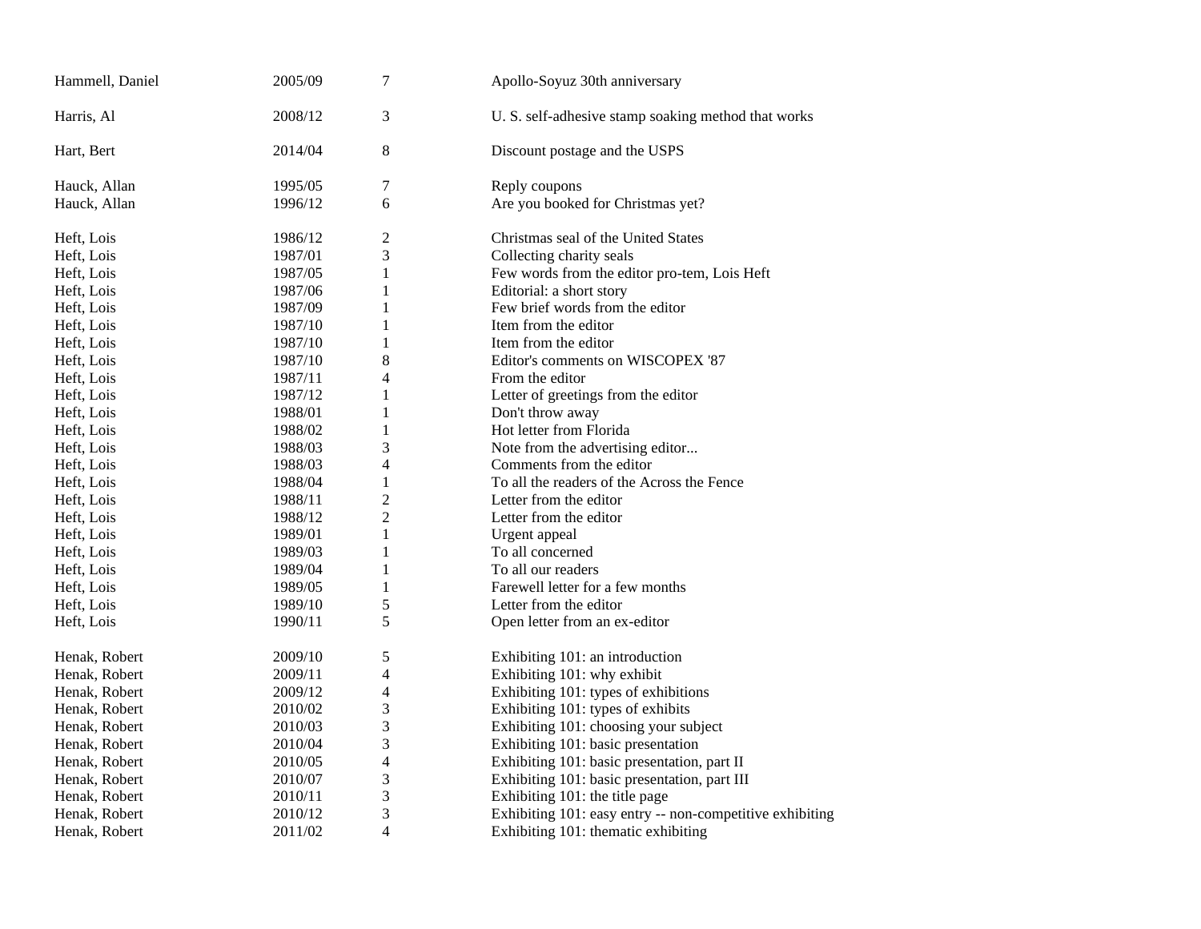| | | | |
|---|---|---|---|
| Hammell, Daniel | 2005/09 | 7 | Apollo-Soyuz 30th anniversary |
| Harris, Al | 2008/12 | 3 | U. S. self-adhesive stamp soaking method that works |
| Hart, Bert | 2014/04 | 8 | Discount postage and the USPS |
| Hauck, Allan | 1995/05 | 7 | Reply coupons |
| Hauck, Allan | 1996/12 | 6 | Are you booked for Christmas yet? |
| Heft, Lois | 1986/12 | 2 | Christmas seal of the United States |
| Heft, Lois | 1987/01 | 3 | Collecting charity seals |
| Heft, Lois | 1987/05 | 1 | Few words from the editor pro-tem, Lois Heft |
| Heft, Lois | 1987/06 | 1 | Editorial: a short story |
| Heft, Lois | 1987/09 | 1 | Few brief words from the editor |
| Heft, Lois | 1987/10 | 1 | Item from the editor |
| Heft, Lois | 1987/10 | 1 | Item from the editor |
| Heft, Lois | 1987/10 | 8 | Editor's comments on WISCOPEX '87 |
| Heft, Lois | 1987/11 | 4 | From the editor |
| Heft, Lois | 1987/12 | 1 | Letter of greetings from the editor |
| Heft, Lois | 1988/01 | 1 | Don't throw away |
| Heft, Lois | 1988/02 | 1 | Hot letter from Florida |
| Heft, Lois | 1988/03 | 3 | Note from the advertising editor... |
| Heft, Lois | 1988/03 | 4 | Comments from the editor |
| Heft, Lois | 1988/04 | 1 | To all the readers of the Across the Fence |
| Heft, Lois | 1988/11 | 2 | Letter from the editor |
| Heft, Lois | 1988/12 | 2 | Letter from the editor |
| Heft, Lois | 1989/01 | 1 | Urgent appeal |
| Heft, Lois | 1989/03 | 1 | To all concerned |
| Heft, Lois | 1989/04 | 1 | To all our readers |
| Heft, Lois | 1989/05 | 1 | Farewell letter for a few months |
| Heft, Lois | 1989/10 | 5 | Letter from the editor |
| Heft, Lois | 1990/11 | 5 | Open letter from an ex-editor |
| Henak, Robert | 2009/10 | 5 | Exhibiting 101: an introduction |
| Henak, Robert | 2009/11 | 4 | Exhibiting 101: why exhibit |
| Henak, Robert | 2009/12 | 4 | Exhibiting 101: types of exhibitions |
| Henak, Robert | 2010/02 | 3 | Exhibiting 101: types of exhibits |
| Henak, Robert | 2010/03 | 3 | Exhibiting 101: choosing your subject |
| Henak, Robert | 2010/04 | 3 | Exhibiting 101: basic presentation |
| Henak, Robert | 2010/05 | 4 | Exhibiting 101: basic presentation, part II |
| Henak, Robert | 2010/07 | 3 | Exhibiting 101: basic presentation, part III |
| Henak, Robert | 2010/11 | 3 | Exhibiting 101: the title page |
| Henak, Robert | 2010/12 | 3 | Exhibiting 101: easy entry -- non-competitive exhibiting |
| Henak, Robert | 2011/02 | 4 | Exhibiting 101: thematic exhibiting |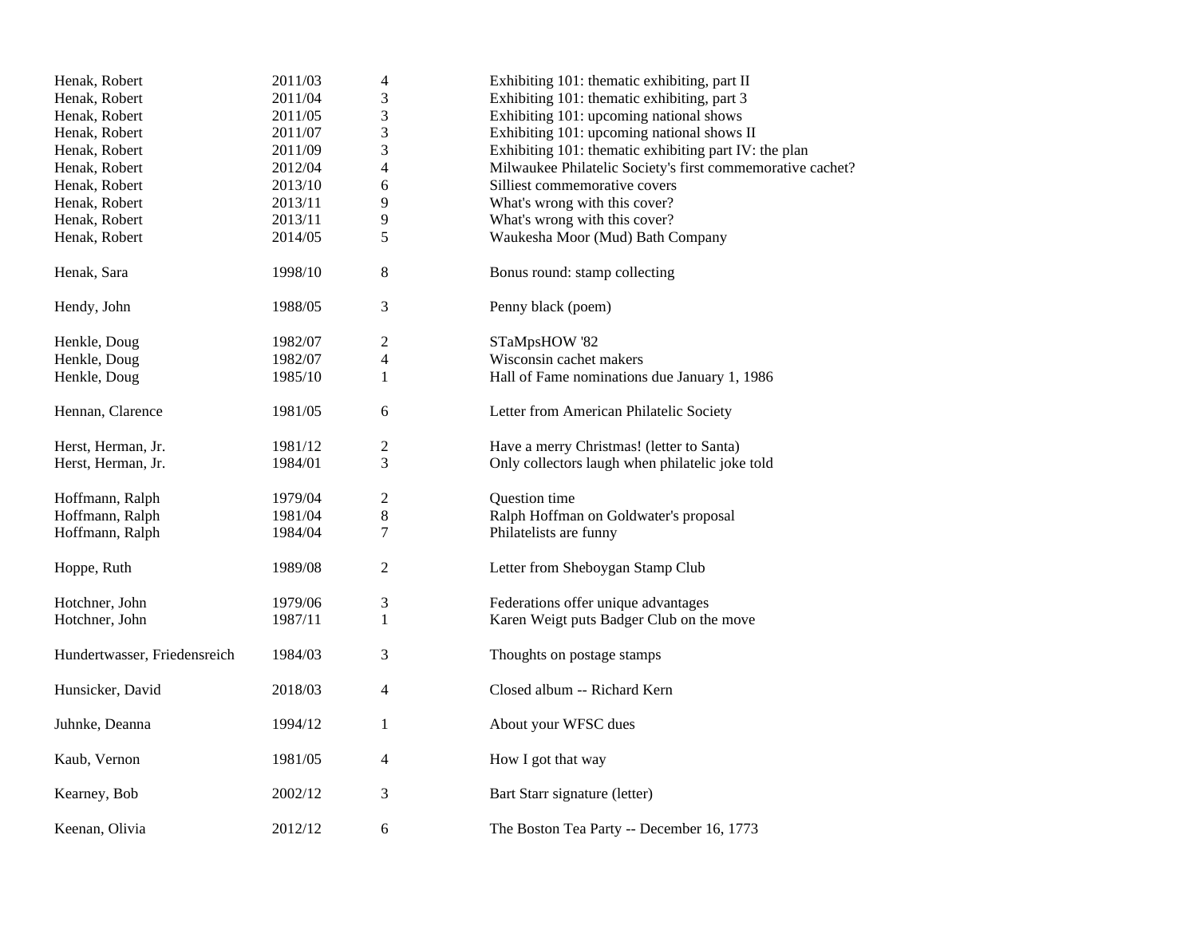| | | | |
|---|---|---|---|
| Henak, Robert | 2011/03 | 4 | Exhibiting 101: thematic exhibiting, part II |
| Henak, Robert | 2011/04 | 3 | Exhibiting 101: thematic exhibiting, part 3 |
| Henak, Robert | 2011/05 | 3 | Exhibiting 101: upcoming national shows |
| Henak, Robert | 2011/07 | 3 | Exhibiting 101: upcoming national shows II |
| Henak, Robert | 2011/09 | 3 | Exhibiting 101: thematic exhibiting part IV: the plan |
| Henak, Robert | 2012/04 | 4 | Milwaukee Philatelic Society's first commemorative cachet? |
| Henak, Robert | 2013/10 | 6 | Silliest commemorative covers |
| Henak, Robert | 2013/11 | 9 | What's wrong with this cover? |
| Henak, Robert | 2013/11 | 9 | What's wrong with this cover? |
| Henak, Robert | 2014/05 | 5 | Waukesha Moor (Mud) Bath Company |
| Henak, Sara | 1998/10 | 8 | Bonus round: stamp collecting |
| Hendy, John | 1988/05 | 3 | Penny black (poem) |
| Henkle, Doug | 1982/07 | 2 | STaMpsHOW '82 |
| Henkle, Doug | 1982/07 | 4 | Wisconsin cachet makers |
| Henkle, Doug | 1985/10 | 1 | Hall of Fame nominations due January 1, 1986 |
| Hennan, Clarence | 1981/05 | 6 | Letter from American Philatelic Society |
| Herst, Herman, Jr. | 1981/12 | 2 | Have a merry Christmas! (letter to Santa) |
| Herst, Herman, Jr. | 1984/01 | 3 | Only collectors laugh when philatelic joke told |
| Hoffmann, Ralph | 1979/04 | 2 | Question time |
| Hoffmann, Ralph | 1981/04 | 8 | Ralph Hoffman on Goldwater's proposal |
| Hoffmann, Ralph | 1984/04 | 7 | Philatelists are funny |
| Hoppe, Ruth | 1989/08 | 2 | Letter from Sheboygan Stamp Club |
| Hotchner, John | 1979/06 | 3 | Federations offer unique advantages |
| Hotchner, John | 1987/11 | 1 | Karen Weigt puts Badger Club on the move |
| Hundertwasser, Friedensreich | 1984/03 | 3 | Thoughts on postage stamps |
| Hunsicker, David | 2018/03 | 4 | Closed album -- Richard Kern |
| Juhnke, Deanna | 1994/12 | 1 | About your WFSC dues |
| Kaub, Vernon | 1981/05 | 4 | How I got that way |
| Kearney, Bob | 2002/12 | 3 | Bart Starr signature (letter) |
| Keenan, Olivia | 2012/12 | 6 | The Boston Tea Party -- December 16, 1773 |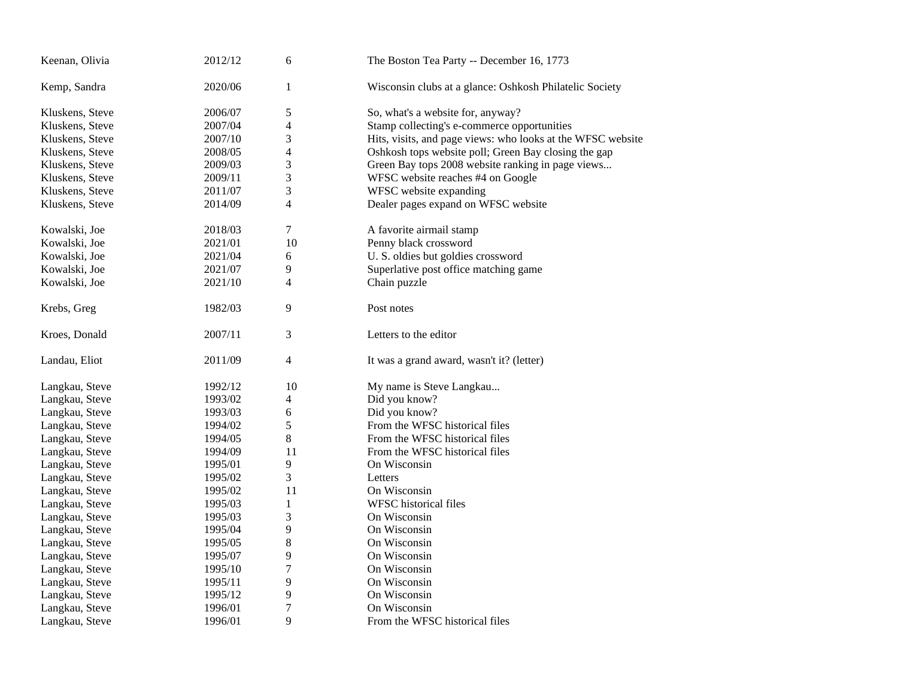| | | | |
|---|---|---|---|
| Keenan, Olivia | 2012/12 | 6 | The Boston Tea Party -- December 16, 1773 |
| | | | |
| Kemp, Sandra | 2020/06 | 1 | Wisconsin clubs at a glance: Oshkosh Philatelic Society |
| | | | |
| Kluskens, Steve | 2006/07 | 5 | So, what's a website for, anyway? |
| Kluskens, Steve | 2007/04 | 4 | Stamp collecting's e-commerce opportunities |
| Kluskens, Steve | 2007/10 | 3 | Hits, visits, and page views: who looks at the WFSC website |
| Kluskens, Steve | 2008/05 | 4 | Oshkosh tops website poll; Green Bay closing the gap |
| Kluskens, Steve | 2009/03 | 3 | Green Bay tops 2008 website ranking in page views... |
| Kluskens, Steve | 2009/11 | 3 | WFSC website reaches #4 on Google |
| Kluskens, Steve | 2011/07 | 3 | WFSC website expanding |
| Kluskens, Steve | 2014/09 | 4 | Dealer pages expand on WFSC website |
| | | | |
| Kowalski, Joe | 2018/03 | 7 | A favorite airmail stamp |
| Kowalski, Joe | 2021/01 | 10 | Penny black crossword |
| Kowalski, Joe | 2021/04 | 6 | U. S. oldies but goldies crossword |
| Kowalski, Joe | 2021/07 | 9 | Superlative post office matching game |
| Kowalski, Joe | 2021/10 | 4 | Chain puzzle |
| | | | |
| Krebs, Greg | 1982/03 | 9 | Post notes |
| | | | |
| Kroes, Donald | 2007/11 | 3 | Letters to the editor |
| | | | |
| Landau, Eliot | 2011/09 | 4 | It was a grand award, wasn't it? (letter) |
| | | | |
| Langkau, Steve | 1992/12 | 10 | My name is Steve Langkau... |
| Langkau, Steve | 1993/02 | 4 | Did you know? |
| Langkau, Steve | 1993/03 | 6 | Did you know? |
| Langkau, Steve | 1994/02 | 5 | From the WFSC historical files |
| Langkau, Steve | 1994/05 | 8 | From the WFSC historical files |
| Langkau, Steve | 1994/09 | 11 | From the WFSC historical files |
| Langkau, Steve | 1995/01 | 9 | On Wisconsin |
| Langkau, Steve | 1995/02 | 3 | Letters |
| Langkau, Steve | 1995/02 | 11 | On Wisconsin |
| Langkau, Steve | 1995/03 | 1 | WFSC historical files |
| Langkau, Steve | 1995/03 | 3 | On Wisconsin |
| Langkau, Steve | 1995/04 | 9 | On Wisconsin |
| Langkau, Steve | 1995/05 | 8 | On Wisconsin |
| Langkau, Steve | 1995/07 | 9 | On Wisconsin |
| Langkau, Steve | 1995/10 | 7 | On Wisconsin |
| Langkau, Steve | 1995/11 | 9 | On Wisconsin |
| Langkau, Steve | 1995/12 | 9 | On Wisconsin |
| Langkau, Steve | 1996/01 | 7 | On Wisconsin |
| Langkau, Steve | 1996/01 | 9 | From the WFSC historical files |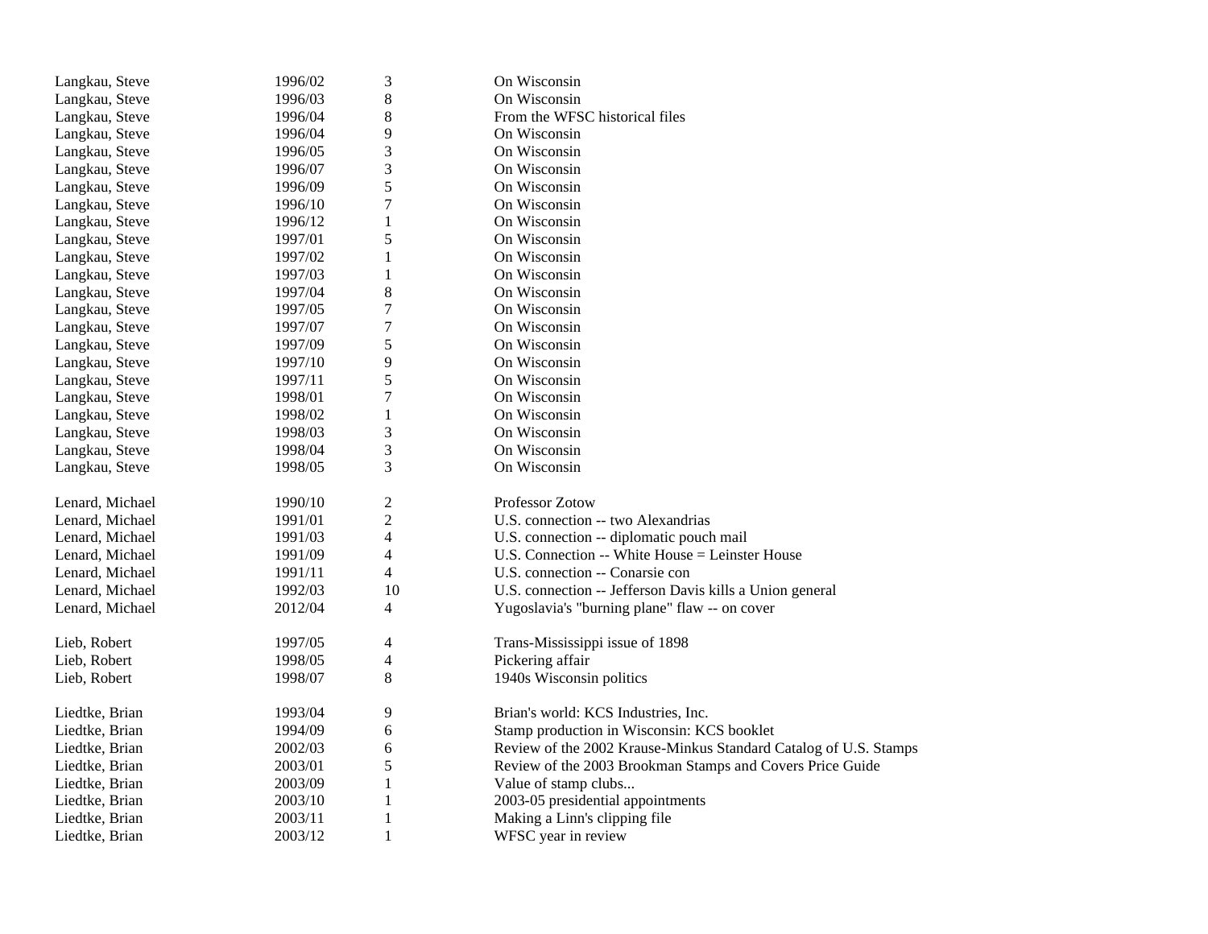| | | | |
|---|---|---|---|
| Langkau, Steve | 1996/02 | 3 | On Wisconsin |
| Langkau, Steve | 1996/03 | 8 | On Wisconsin |
| Langkau, Steve | 1996/04 | 8 | From the WFSC historical files |
| Langkau, Steve | 1996/04 | 9 | On Wisconsin |
| Langkau, Steve | 1996/05 | 3 | On Wisconsin |
| Langkau, Steve | 1996/07 | 3 | On Wisconsin |
| Langkau, Steve | 1996/09 | 5 | On Wisconsin |
| Langkau, Steve | 1996/10 | 7 | On Wisconsin |
| Langkau, Steve | 1996/12 | 1 | On Wisconsin |
| Langkau, Steve | 1997/01 | 5 | On Wisconsin |
| Langkau, Steve | 1997/02 | 1 | On Wisconsin |
| Langkau, Steve | 1997/03 | 1 | On Wisconsin |
| Langkau, Steve | 1997/04 | 8 | On Wisconsin |
| Langkau, Steve | 1997/05 | 7 | On Wisconsin |
| Langkau, Steve | 1997/07 | 7 | On Wisconsin |
| Langkau, Steve | 1997/09 | 5 | On Wisconsin |
| Langkau, Steve | 1997/10 | 9 | On Wisconsin |
| Langkau, Steve | 1997/11 | 5 | On Wisconsin |
| Langkau, Steve | 1998/01 | 7 | On Wisconsin |
| Langkau, Steve | 1998/02 | 1 | On Wisconsin |
| Langkau, Steve | 1998/03 | 3 | On Wisconsin |
| Langkau, Steve | 1998/04 | 3 | On Wisconsin |
| Langkau, Steve | 1998/05 | 3 | On Wisconsin |
| | | | |
| Lenard, Michael | 1990/10 | 2 | Professor Zotow |
| Lenard, Michael | 1991/01 | 2 | U.S. connection -- two Alexandrias |
| Lenard, Michael | 1991/03 | 4 | U.S. connection -- diplomatic pouch mail |
| Lenard, Michael | 1991/09 | 4 | U.S. Connection -- White House = Leinster House |
| Lenard, Michael | 1991/11 | 4 | U.S. connection -- Conarsie con |
| Lenard, Michael | 1992/03 | 10 | U.S. connection -- Jefferson Davis kills a Union general |
| Lenard, Michael | 2012/04 | 4 | Yugoslavia's "burning plane" flaw -- on cover |
| | | | |
| Lieb, Robert | 1997/05 | 4 | Trans-Mississippi issue of 1898 |
| Lieb, Robert | 1998/05 | 4 | Pickering affair |
| Lieb, Robert | 1998/07 | 8 | 1940s Wisconsin politics |
| | | | |
| Liedtke, Brian | 1993/04 | 9 | Brian's world: KCS Industries, Inc. |
| Liedtke, Brian | 1994/09 | 6 | Stamp production in Wisconsin: KCS booklet |
| Liedtke, Brian | 2002/03 | 6 | Review of the 2002 Krause-Minkus Standard Catalog of U.S. Stamps |
| Liedtke, Brian | 2003/01 | 5 | Review of the 2003 Brookman Stamps and Covers Price Guide |
| Liedtke, Brian | 2003/09 | 1 | Value of stamp clubs... |
| Liedtke, Brian | 2003/10 | 1 | 2003-05 presidential appointments |
| Liedtke, Brian | 2003/11 | 1 | Making a Linn's clipping file |
| Liedtke, Brian | 2003/12 | 1 | WFSC year in review |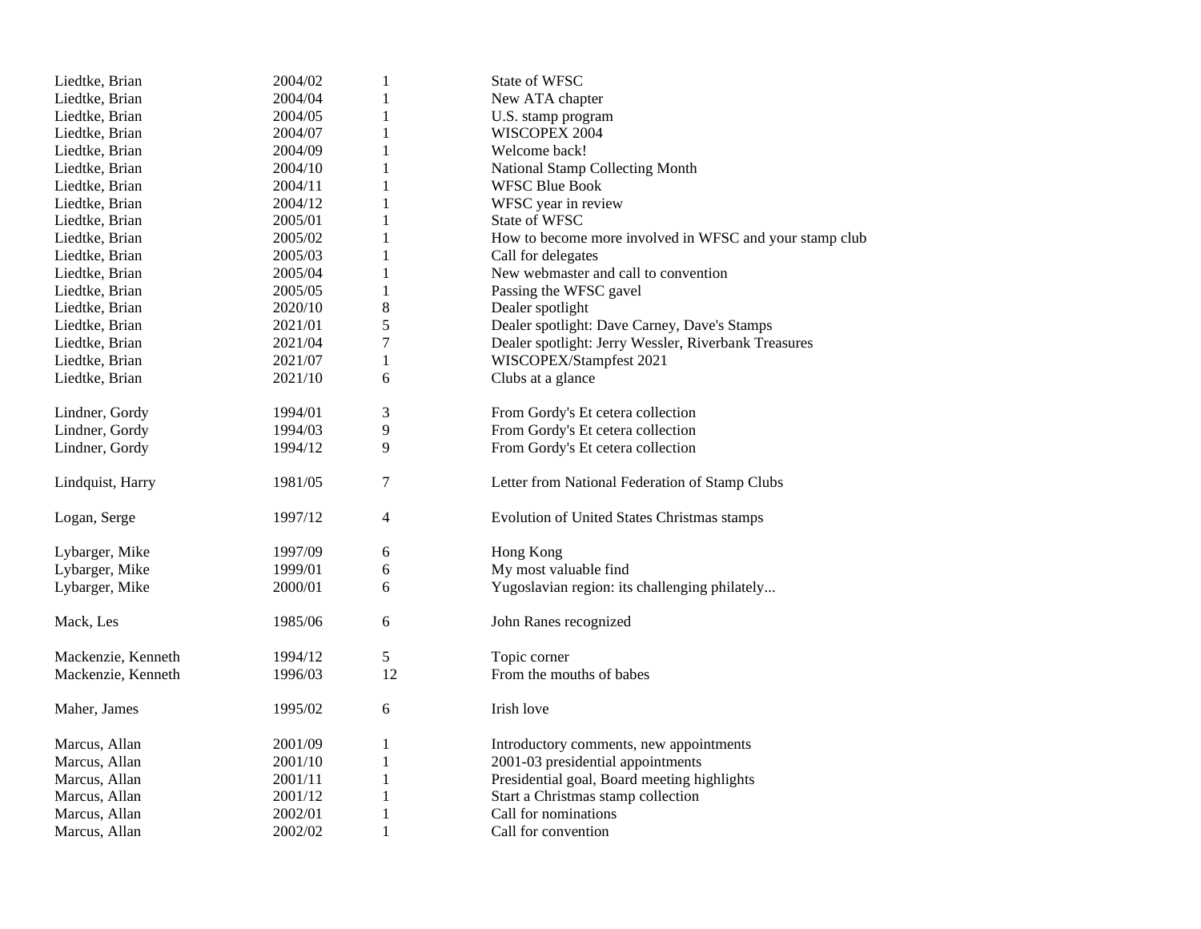| | | | |
|---|---|---|---|
| Liedtke, Brian | 2004/02 | 1 | State of WFSC |
| Liedtke, Brian | 2004/04 | 1 | New ATA chapter |
| Liedtke, Brian | 2004/05 | 1 | U.S. stamp program |
| Liedtke, Brian | 2004/07 | 1 | WISCOPEX 2004 |
| Liedtke, Brian | 2004/09 | 1 | Welcome back! |
| Liedtke, Brian | 2004/10 | 1 | National Stamp Collecting Month |
| Liedtke, Brian | 2004/11 | 1 | WFSC Blue Book |
| Liedtke, Brian | 2004/12 | 1 | WFSC year in review |
| Liedtke, Brian | 2005/01 | 1 | State of WFSC |
| Liedtke, Brian | 2005/02 | 1 | How to become more involved in WFSC and your stamp club |
| Liedtke, Brian | 2005/03 | 1 | Call for delegates |
| Liedtke, Brian | 2005/04 | 1 | New webmaster and call to convention |
| Liedtke, Brian | 2005/05 | 1 | Passing the WFSC gavel |
| Liedtke, Brian | 2020/10 | 8 | Dealer spotlight |
| Liedtke, Brian | 2021/01 | 5 | Dealer spotlight: Dave Carney, Dave's Stamps |
| Liedtke, Brian | 2021/04 | 7 | Dealer spotlight: Jerry Wessler, Riverbank Treasures |
| Liedtke, Brian | 2021/07 | 1 | WISCOPEX/Stampfest 2021 |
| Liedtke, Brian | 2021/10 | 6 | Clubs at a glance |
| | | | |
| Lindner, Gordy | 1994/01 | 3 | From Gordy's Et cetera collection |
| Lindner, Gordy | 1994/03 | 9 | From Gordy's Et cetera collection |
| Lindner, Gordy | 1994/12 | 9 | From Gordy's Et cetera collection |
| | | | |
| Lindquist, Harry | 1981/05 | 7 | Letter from National Federation of Stamp Clubs |
| | | | |
| Logan, Serge | 1997/12 | 4 | Evolution of United States Christmas stamps |
| | | | |
| Lybarger, Mike | 1997/09 | 6 | Hong Kong |
| Lybarger, Mike | 1999/01 | 6 | My most valuable find |
| Lybarger, Mike | 2000/01 | 6 | Yugoslavian region: its challenging philately... |
| | | | |
| Mack, Les | 1985/06 | 6 | John Ranes recognized |
| | | | |
| Mackenzie, Kenneth | 1994/12 | 5 | Topic corner |
| Mackenzie, Kenneth | 1996/03 | 12 | From the mouths of babes |
| | | | |
| Maher, James | 1995/02 | 6 | Irish love |
| | | | |
| Marcus, Allan | 2001/09 | 1 | Introductory comments, new appointments |
| Marcus, Allan | 2001/10 | 1 | 2001-03 presidential appointments |
| Marcus, Allan | 2001/11 | 1 | Presidential goal, Board meeting highlights |
| Marcus, Allan | 2001/12 | 1 | Start a Christmas stamp collection |
| Marcus, Allan | 2002/01 | 1 | Call for nominations |
| Marcus, Allan | 2002/02 | 1 | Call for convention |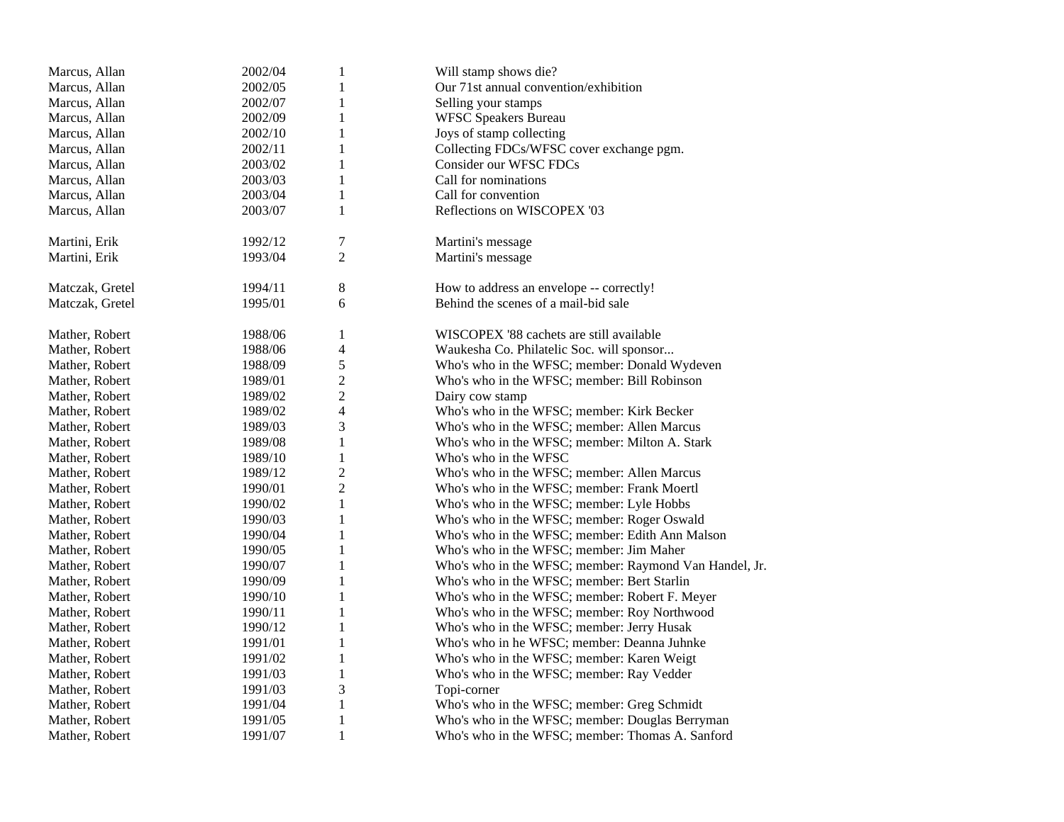| | | | |
|---|---|---|---|
| Marcus, Allan | 2002/04 | 1 | Will stamp shows die? |
| Marcus, Allan | 2002/05 | 1 | Our 71st annual convention/exhibition |
| Marcus, Allan | 2002/07 | 1 | Selling your stamps |
| Marcus, Allan | 2002/09 | 1 | WFSC Speakers Bureau |
| Marcus, Allan | 2002/10 | 1 | Joys of stamp collecting |
| Marcus, Allan | 2002/11 | 1 | Collecting FDCs/WFSC cover exchange pgm. |
| Marcus, Allan | 2003/02 | 1 | Consider our WFSC FDCs |
| Marcus, Allan | 2003/03 | 1 | Call for nominations |
| Marcus, Allan | 2003/04 | 1 | Call for convention |
| Marcus, Allan | 2003/07 | 1 | Reflections on WISCOPEX '03 |
| | | | |
| Martini, Erik | 1992/12 | 7 | Martini's message |
| Martini, Erik | 1993/04 | 2 | Martini's message |
| | | | |
| Matczak, Gretel | 1994/11 | 8 | How to address an envelope -- correctly! |
| Matczak, Gretel | 1995/01 | 6 | Behind the scenes of a mail-bid sale |
| | | | |
| Mather, Robert | 1988/06 | 1 | WISCOPEX '88 cachets are still available |
| Mather, Robert | 1988/06 | 4 | Waukesha Co. Philatelic Soc. will sponsor... |
| Mather, Robert | 1988/09 | 5 | Who's who in the WFSC; member: Donald Wydeven |
| Mather, Robert | 1989/01 | 2 | Who's who in the WFSC; member: Bill Robinson |
| Mather, Robert | 1989/02 | 2 | Dairy cow stamp |
| Mather, Robert | 1989/02 | 4 | Who's who in the WFSC; member: Kirk Becker |
| Mather, Robert | 1989/03 | 3 | Who's who in the WFSC; member: Allen Marcus |
| Mather, Robert | 1989/08 | 1 | Who's who in the WFSC; member: Milton A. Stark |
| Mather, Robert | 1989/10 | 1 | Who's who in the WFSC |
| Mather, Robert | 1989/12 | 2 | Who's who in the WFSC; member: Allen Marcus |
| Mather, Robert | 1990/01 | 2 | Who's who in the WFSC; member: Frank Moertl |
| Mather, Robert | 1990/02 | 1 | Who's who in the WFSC; member: Lyle Hobbs |
| Mather, Robert | 1990/03 | 1 | Who's who in the WFSC; member: Roger Oswald |
| Mather, Robert | 1990/04 | 1 | Who's who in the WFSC; member: Edith Ann Malson |
| Mather, Robert | 1990/05 | 1 | Who's who in the WFSC; member: Jim Maher |
| Mather, Robert | 1990/07 | 1 | Who's who in the WFSC; member: Raymond Van Handel, Jr. |
| Mather, Robert | 1990/09 | 1 | Who's who in the WFSC; member: Bert Starlin |
| Mather, Robert | 1990/10 | 1 | Who's who in the WFSC; member: Robert F. Meyer |
| Mather, Robert | 1990/11 | 1 | Who's who in the WFSC; member: Roy Northwood |
| Mather, Robert | 1990/12 | 1 | Who's who in the WFSC; member: Jerry Husak |
| Mather, Robert | 1991/01 | 1 | Who's who in he WFSC; member: Deanna Juhnke |
| Mather, Robert | 1991/02 | 1 | Who's who in the WFSC; member: Karen Weigt |
| Mather, Robert | 1991/03 | 1 | Who's who in the WFSC; member: Ray Vedder |
| Mather, Robert | 1991/03 | 3 | Topi-corner |
| Mather, Robert | 1991/04 | 1 | Who's who in the WFSC; member: Greg Schmidt |
| Mather, Robert | 1991/05 | 1 | Who's who in the WFSC; member: Douglas Berryman |
| Mather, Robert | 1991/07 | 1 | Who's who in the WFSC; member: Thomas A. Sanford |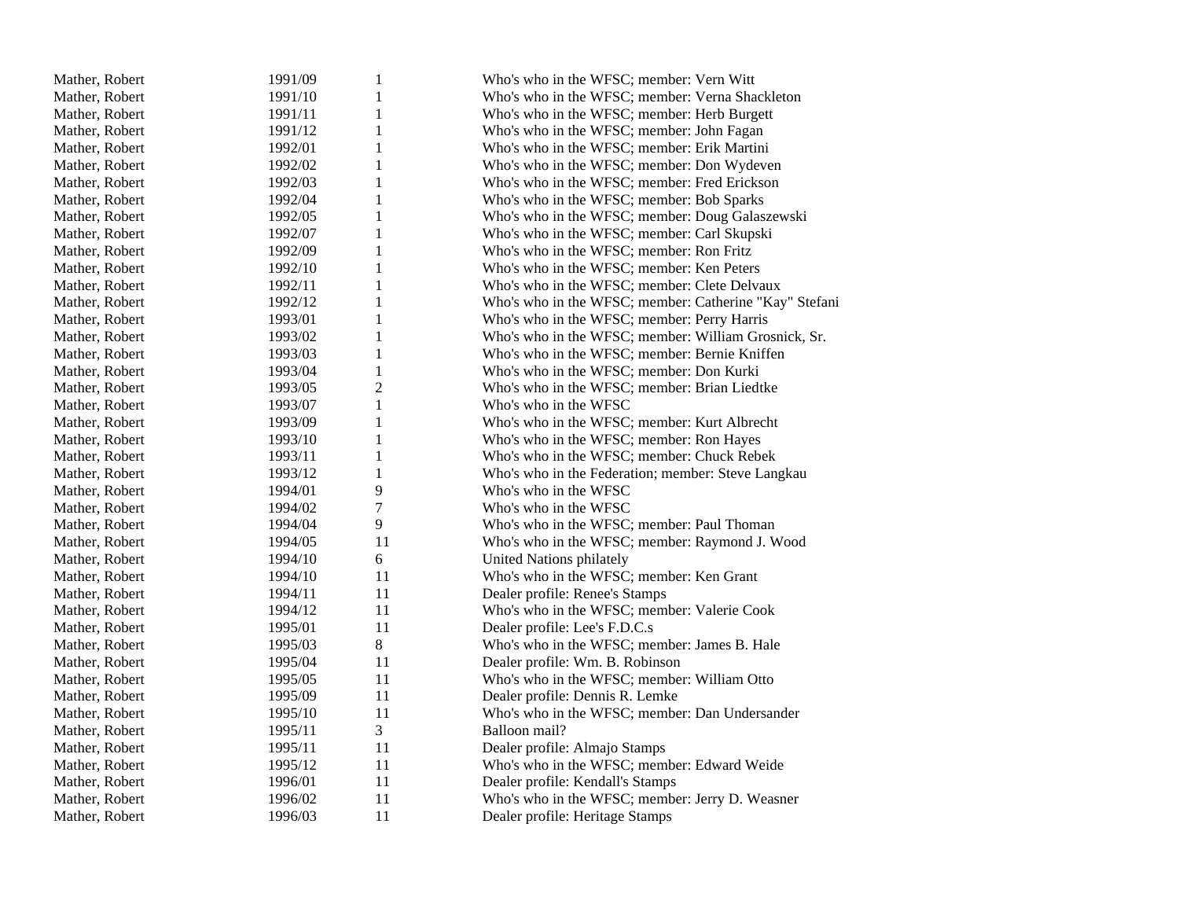| | | | |
|---|---|---|---|
| Mather, Robert | 1991/09 | 1 | Who's who in the WFSC; member: Vern Witt |
| Mather, Robert | 1991/10 | 1 | Who's who in the WFSC; member: Verna Shackleton |
| Mather, Robert | 1991/11 | 1 | Who's who in the WFSC; member: Herb Burgett |
| Mather, Robert | 1991/12 | 1 | Who's who in the WFSC; member: John Fagan |
| Mather, Robert | 1992/01 | 1 | Who's who in the WFSC; member: Erik Martini |
| Mather, Robert | 1992/02 | 1 | Who's who in the WFSC; member: Don Wydeven |
| Mather, Robert | 1992/03 | 1 | Who's who in the WFSC; member: Fred Erickson |
| Mather, Robert | 1992/04 | 1 | Who's who in the WFSC; member: Bob Sparks |
| Mather, Robert | 1992/05 | 1 | Who's who in the WFSC; member: Doug Galaszewski |
| Mather, Robert | 1992/07 | 1 | Who's who in the WFSC; member: Carl Skupski |
| Mather, Robert | 1992/09 | 1 | Who's who in the WFSC; member: Ron Fritz |
| Mather, Robert | 1992/10 | 1 | Who's who in the WFSC; member: Ken Peters |
| Mather, Robert | 1992/11 | 1 | Who's who in the WFSC; member: Clete Delvaux |
| Mather, Robert | 1992/12 | 1 | Who's who in the WFSC; member: Catherine "Kay" Stefani |
| Mather, Robert | 1993/01 | 1 | Who's who in the WFSC; member: Perry Harris |
| Mather, Robert | 1993/02 | 1 | Who's who in the WFSC; member: William Grosnick, Sr. |
| Mather, Robert | 1993/03 | 1 | Who's who in the WFSC; member: Bernie Kniffen |
| Mather, Robert | 1993/04 | 1 | Who's who in the WFSC; member: Don Kurki |
| Mather, Robert | 1993/05 | 2 | Who's who in the WFSC; member: Brian Liedtke |
| Mather, Robert | 1993/07 | 1 | Who's who in the WFSC |
| Mather, Robert | 1993/09 | 1 | Who's who in the WFSC; member: Kurt Albrecht |
| Mather, Robert | 1993/10 | 1 | Who's who in the WFSC; member: Ron Hayes |
| Mather, Robert | 1993/11 | 1 | Who's who in the WFSC; member: Chuck Rebek |
| Mather, Robert | 1993/12 | 1 | Who's who in the Federation; member: Steve Langkau |
| Mather, Robert | 1994/01 | 9 | Who's who in the WFSC |
| Mather, Robert | 1994/02 | 7 | Who's who in the WFSC |
| Mather, Robert | 1994/04 | 9 | Who's who in the WFSC; member: Paul Thoman |
| Mather, Robert | 1994/05 | 11 | Who's who in the WFSC; member: Raymond J. Wood |
| Mather, Robert | 1994/10 | 6 | United Nations philately |
| Mather, Robert | 1994/10 | 11 | Who's who in the WFSC; member: Ken Grant |
| Mather, Robert | 1994/11 | 11 | Dealer profile: Renee's Stamps |
| Mather, Robert | 1994/12 | 11 | Who's who in the WFSC; member: Valerie Cook |
| Mather, Robert | 1995/01 | 11 | Dealer profile: Lee's F.D.C.s |
| Mather, Robert | 1995/03 | 8 | Who's who in the WFSC; member: James B. Hale |
| Mather, Robert | 1995/04 | 11 | Dealer profile: Wm. B. Robinson |
| Mather, Robert | 1995/05 | 11 | Who's who in the WFSC; member: William Otto |
| Mather, Robert | 1995/09 | 11 | Dealer profile: Dennis R. Lemke |
| Mather, Robert | 1995/10 | 11 | Who's who in the WFSC; member: Dan Undersander |
| Mather, Robert | 1995/11 | 3 | Balloon mail? |
| Mather, Robert | 1995/11 | 11 | Dealer profile: Almajo Stamps |
| Mather, Robert | 1995/12 | 11 | Who's who in the WFSC; member: Edward Weide |
| Mather, Robert | 1996/01 | 11 | Dealer profile: Kendall's Stamps |
| Mather, Robert | 1996/02 | 11 | Who's who in the WFSC; member: Jerry D. Weasner |
| Mather, Robert | 1996/03 | 11 | Dealer profile: Heritage Stamps |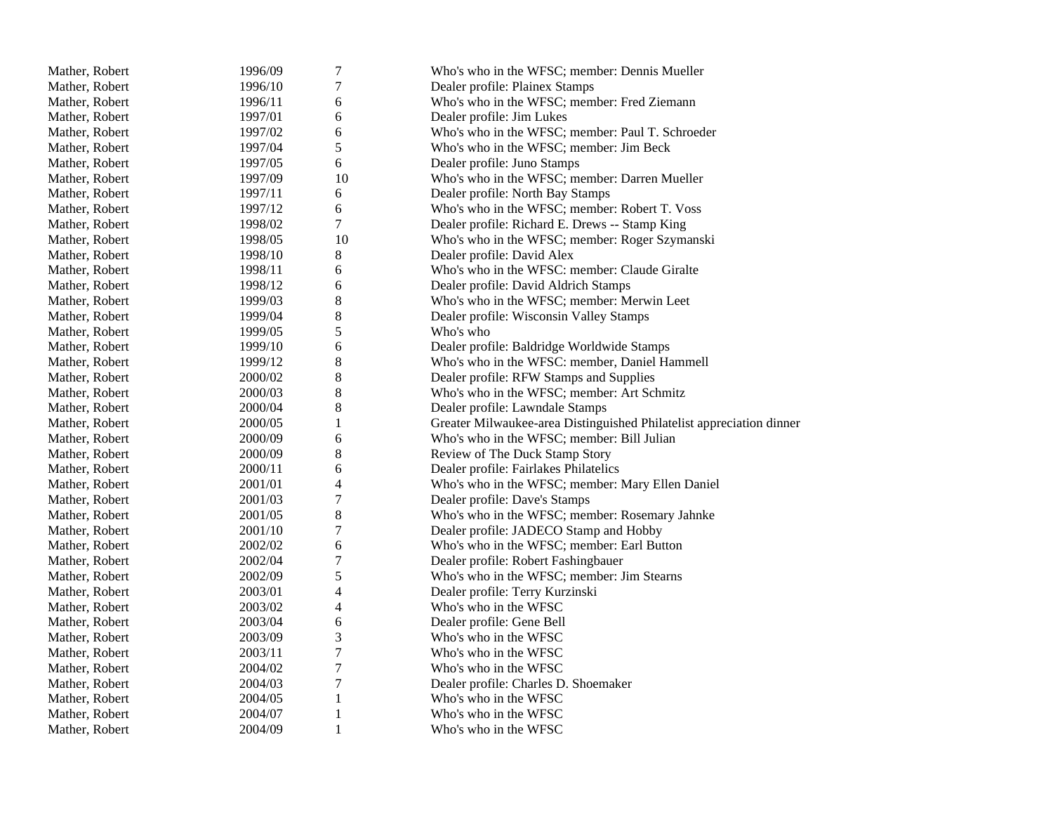| | | | |
|---|---|---|---|
| Mather, Robert | 1996/09 | 7 | Who's who in the WFSC; member: Dennis Mueller |
| Mather, Robert | 1996/10 | 7 | Dealer profile: Plainex Stamps |
| Mather, Robert | 1996/11 | 6 | Who's who in the WFSC; member: Fred Ziemann |
| Mather, Robert | 1997/01 | 6 | Dealer profile: Jim Lukes |
| Mather, Robert | 1997/02 | 6 | Who's who in the WFSC; member: Paul T. Schroeder |
| Mather, Robert | 1997/04 | 5 | Who's who in the WFSC; member: Jim Beck |
| Mather, Robert | 1997/05 | 6 | Dealer profile: Juno Stamps |
| Mather, Robert | 1997/09 | 10 | Who's who in the WFSC; member: Darren Mueller |
| Mather, Robert | 1997/11 | 6 | Dealer profile: North Bay Stamps |
| Mather, Robert | 1997/12 | 6 | Who's who in the WFSC; member: Robert T. Voss |
| Mather, Robert | 1998/02 | 7 | Dealer profile: Richard E. Drews -- Stamp King |
| Mather, Robert | 1998/05 | 10 | Who's who in the WFSC; member: Roger Szymanski |
| Mather, Robert | 1998/10 | 8 | Dealer profile: David Alex |
| Mather, Robert | 1998/11 | 6 | Who's who in the WFSC: member: Claude Giralte |
| Mather, Robert | 1998/12 | 6 | Dealer profile: David Aldrich Stamps |
| Mather, Robert | 1999/03 | 8 | Who's who in the WFSC; member: Merwin Leet |
| Mather, Robert | 1999/04 | 8 | Dealer profile: Wisconsin Valley Stamps |
| Mather, Robert | 1999/05 | 5 | Who's who |
| Mather, Robert | 1999/10 | 6 | Dealer profile: Baldridge Worldwide Stamps |
| Mather, Robert | 1999/12 | 8 | Who's who in the WFSC: member, Daniel Hammell |
| Mather, Robert | 2000/02 | 8 | Dealer profile: RFW Stamps and Supplies |
| Mather, Robert | 2000/03 | 8 | Who's who in the WFSC; member: Art Schmitz |
| Mather, Robert | 2000/04 | 8 | Dealer profile: Lawndale Stamps |
| Mather, Robert | 2000/05 | 1 | Greater Milwaukee-area Distinguished Philatelist appreciation dinner |
| Mather, Robert | 2000/09 | 6 | Who's who in the WFSC; member: Bill Julian |
| Mather, Robert | 2000/09 | 8 | Review of The Duck Stamp Story |
| Mather, Robert | 2000/11 | 6 | Dealer profile: Fairlakes Philatelics |
| Mather, Robert | 2001/01 | 4 | Who's who in the WFSC; member: Mary Ellen Daniel |
| Mather, Robert | 2001/03 | 7 | Dealer profile: Dave's Stamps |
| Mather, Robert | 2001/05 | 8 | Who's who in the WFSC; member: Rosemary Jahnke |
| Mather, Robert | 2001/10 | 7 | Dealer profile: JADECO Stamp and Hobby |
| Mather, Robert | 2002/02 | 6 | Who's who in the WFSC; member: Earl Button |
| Mather, Robert | 2002/04 | 7 | Dealer profile: Robert Fashingbauer |
| Mather, Robert | 2002/09 | 5 | Who's who in the WFSC; member: Jim Stearns |
| Mather, Robert | 2003/01 | 4 | Dealer profile: Terry Kurzinski |
| Mather, Robert | 2003/02 | 4 | Who's who in the WFSC |
| Mather, Robert | 2003/04 | 6 | Dealer profile: Gene Bell |
| Mather, Robert | 2003/09 | 3 | Who's who in the WFSC |
| Mather, Robert | 2003/11 | 7 | Who's who in the WFSC |
| Mather, Robert | 2004/02 | 7 | Who's who in the WFSC |
| Mather, Robert | 2004/03 | 7 | Dealer profile: Charles D. Shoemaker |
| Mather, Robert | 2004/05 | 1 | Who's who in the WFSC |
| Mather, Robert | 2004/07 | 1 | Who's who in the WFSC |
| Mather, Robert | 2004/09 | 1 | Who's who in the WFSC |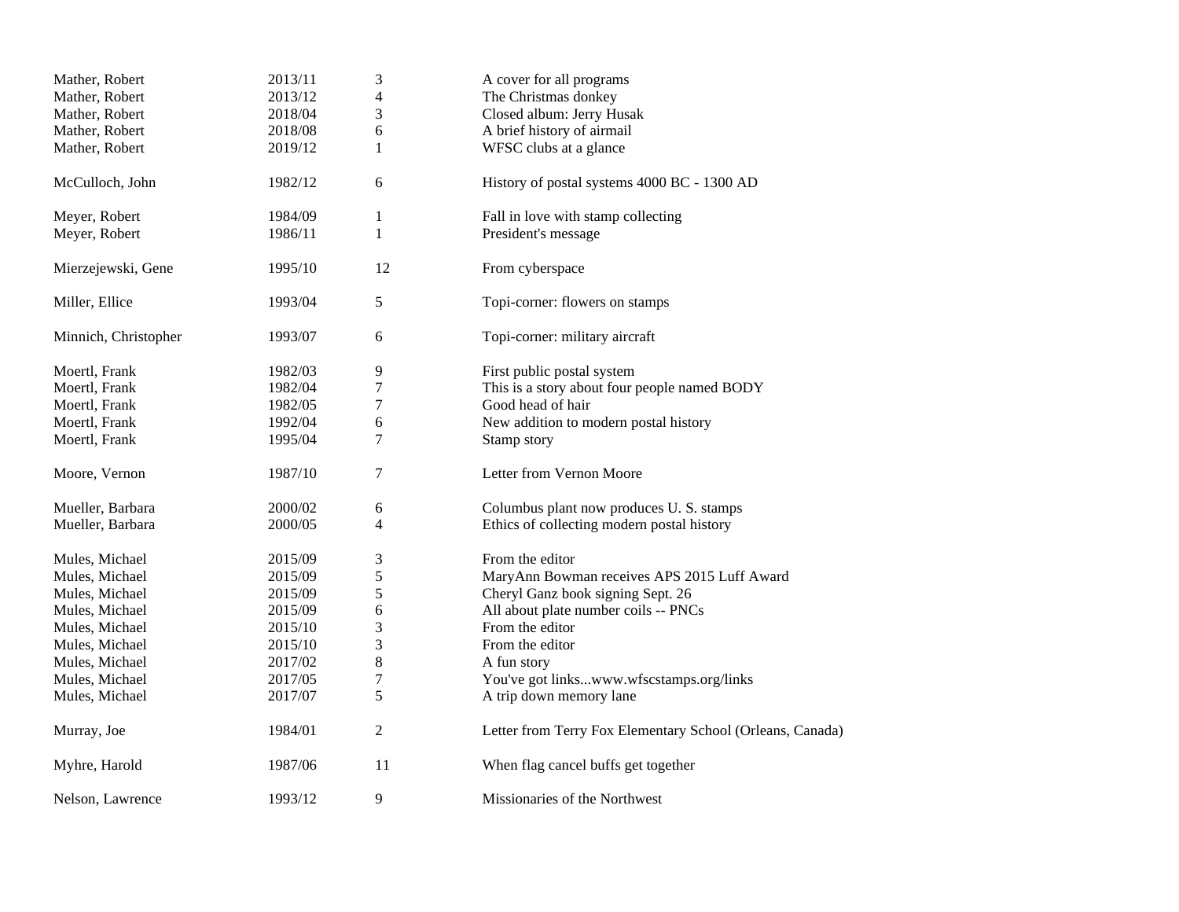| | | | |
|---|---|---|---|
| Mather, Robert | 2013/11 | 3 | A cover for all programs |
| Mather, Robert | 2013/12 | 4 | The Christmas donkey |
| Mather, Robert | 2018/04 | 3 | Closed album: Jerry Husak |
| Mather, Robert | 2018/08 | 6 | A brief history of airmail |
| Mather, Robert | 2019/12 | 1 | WFSC clubs at a glance |
| McCulloch, John | 1982/12 | 6 | History of postal systems 4000 BC - 1300 AD |
| Meyer, Robert | 1984/09 | 1 | Fall in love with stamp collecting |
| Meyer, Robert | 1986/11 | 1 | President's message |
| Mierzejewski, Gene | 1995/10 | 12 | From cyberspace |
| Miller, Ellice | 1993/04 | 5 | Topi-corner: flowers on stamps |
| Minnich, Christopher | 1993/07 | 6 | Topi-corner: military aircraft |
| Moertl, Frank | 1982/03 | 9 | First public postal system |
| Moertl, Frank | 1982/04 | 7 | This is a story about four people named BODY |
| Moertl, Frank | 1982/05 | 7 | Good head of hair |
| Moertl, Frank | 1992/04 | 6 | New addition to modern postal history |
| Moertl, Frank | 1995/04 | 7 | Stamp story |
| Moore, Vernon | 1987/10 | 7 | Letter from Vernon Moore |
| Mueller, Barbara | 2000/02 | 6 | Columbus plant now produces U. S. stamps |
| Mueller, Barbara | 2000/05 | 4 | Ethics of collecting modern postal history |
| Mules, Michael | 2015/09 | 3 | From the editor |
| Mules, Michael | 2015/09 | 5 | MaryAnn Bowman receives APS 2015 Luff Award |
| Mules, Michael | 2015/09 | 5 | Cheryl Ganz book signing Sept. 26 |
| Mules, Michael | 2015/09 | 6 | All about plate number coils -- PNCs |
| Mules, Michael | 2015/10 | 3 | From the editor |
| Mules, Michael | 2015/10 | 3 | From the editor |
| Mules, Michael | 2017/02 | 8 | A fun story |
| Mules, Michael | 2017/05 | 7 | You've got links...www.wfscstamps.org/links |
| Mules, Michael | 2017/07 | 5 | A trip down memory lane |
| Murray, Joe | 1984/01 | 2 | Letter from Terry Fox Elementary School (Orleans, Canada) |
| Myhre, Harold | 1987/06 | 11 | When flag cancel buffs get together |
| Nelson, Lawrence | 1993/12 | 9 | Missionaries of the Northwest |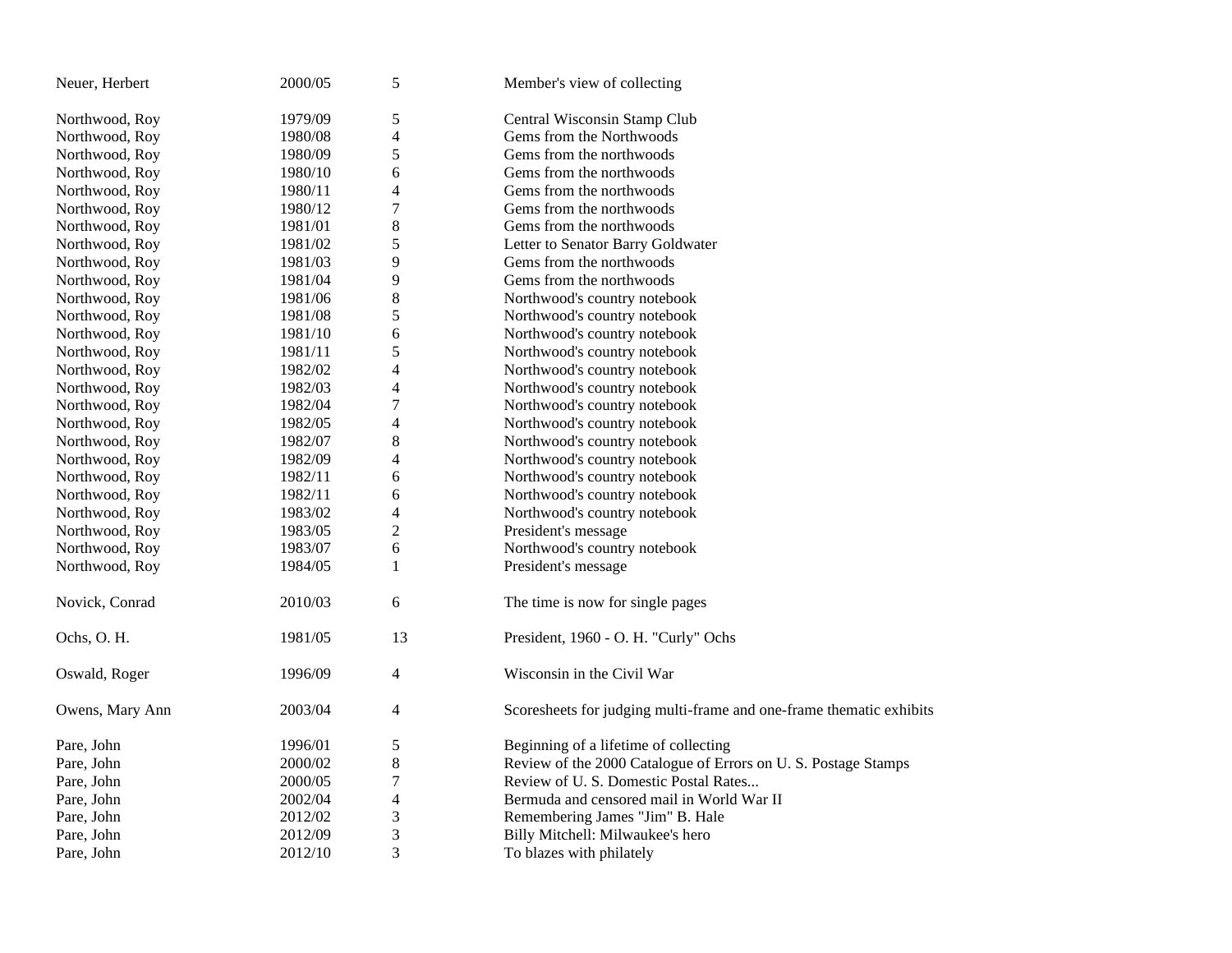| | | | |
|---|---|---|---|
| Neuer, Herbert | 2000/05 | 5 | Member's view of collecting |
| Northwood, Roy | 1979/09 | 5 | Central Wisconsin Stamp Club |
| Northwood, Roy | 1980/08 | 4 | Gems from the Northwoods |
| Northwood, Roy | 1980/09 | 5 | Gems from the northwoods |
| Northwood, Roy | 1980/10 | 6 | Gems from the northwoods |
| Northwood, Roy | 1980/11 | 4 | Gems from the northwoods |
| Northwood, Roy | 1980/12 | 7 | Gems from the northwoods |
| Northwood, Roy | 1981/01 | 8 | Gems from the northwoods |
| Northwood, Roy | 1981/02 | 5 | Letter to Senator Barry Goldwater |
| Northwood, Roy | 1981/03 | 9 | Gems from the northwoods |
| Northwood, Roy | 1981/04 | 9 | Gems from the northwoods |
| Northwood, Roy | 1981/06 | 8 | Northwood's country notebook |
| Northwood, Roy | 1981/08 | 5 | Northwood's country notebook |
| Northwood, Roy | 1981/10 | 6 | Northwood's country notebook |
| Northwood, Roy | 1981/11 | 5 | Northwood's country notebook |
| Northwood, Roy | 1982/02 | 4 | Northwood's country notebook |
| Northwood, Roy | 1982/03 | 4 | Northwood's country notebook |
| Northwood, Roy | 1982/04 | 7 | Northwood's country notebook |
| Northwood, Roy | 1982/05 | 4 | Northwood's country notebook |
| Northwood, Roy | 1982/07 | 8 | Northwood's country notebook |
| Northwood, Roy | 1982/09 | 4 | Northwood's country notebook |
| Northwood, Roy | 1982/11 | 6 | Northwood's country notebook |
| Northwood, Roy | 1982/11 | 6 | Northwood's country notebook |
| Northwood, Roy | 1983/02 | 4 | Northwood's country notebook |
| Northwood, Roy | 1983/05 | 2 | President's message |
| Northwood, Roy | 1983/07 | 6 | Northwood's country notebook |
| Northwood, Roy | 1984/05 | 1 | President's message |
| Novick, Conrad | 2010/03 | 6 | The time is now for single pages |
| Ochs, O. H. | 1981/05 | 13 | President, 1960 - O. H. "Curly" Ochs |
| Oswald, Roger | 1996/09 | 4 | Wisconsin in the Civil War |
| Owens, Mary Ann | 2003/04 | 4 | Scoresheets for judging multi-frame and one-frame thematic exhibits |
| Pare, John | 1996/01 | 5 | Beginning of a lifetime of collecting |
| Pare, John | 2000/02 | 8 | Review of the 2000 Catalogue of Errors on U. S. Postage Stamps |
| Pare, John | 2000/05 | 7 | Review of U. S. Domestic Postal Rates... |
| Pare, John | 2002/04 | 4 | Bermuda and censored mail in World War II |
| Pare, John | 2012/02 | 3 | Remembering James "Jim" B. Hale |
| Pare, John | 2012/09 | 3 | Billy Mitchell: Milwaukee's hero |
| Pare, John | 2012/10 | 3 | To blazes with philately |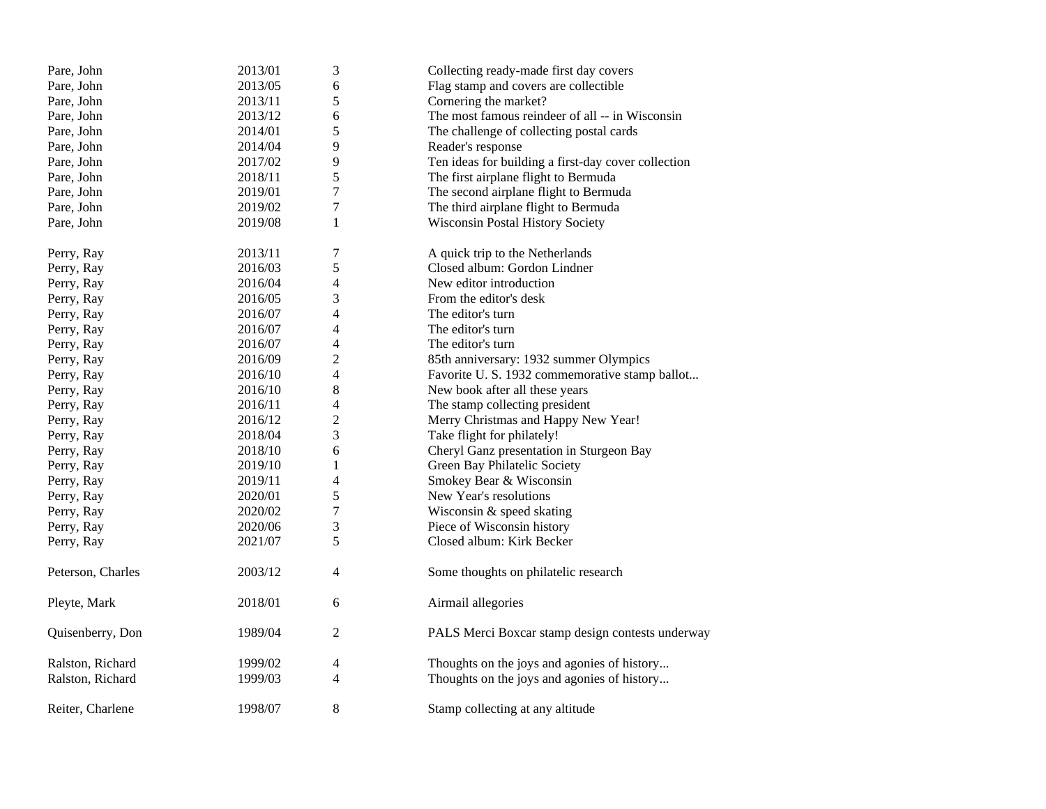| | | | |
|---|---|---|---|
| Pare, John | 2013/01 | 3 | Collecting ready-made first day covers |
| Pare, John | 2013/05 | 6 | Flag stamp and covers are collectible |
| Pare, John | 2013/11 | 5 | Cornering the market? |
| Pare, John | 2013/12 | 6 | The most famous reindeer of all -- in Wisconsin |
| Pare, John | 2014/01 | 5 | The challenge of collecting postal cards |
| Pare, John | 2014/04 | 9 | Reader's response |
| Pare, John | 2017/02 | 9 | Ten ideas for building a first-day cover collection |
| Pare, John | 2018/11 | 5 | The first airplane flight to Bermuda |
| Pare, John | 2019/01 | 7 | The second airplane flight to Bermuda |
| Pare, John | 2019/02 | 7 | The third airplane flight to Bermuda |
| Pare, John | 2019/08 | 1 | Wisconsin Postal History Society |
| | | | |
| Perry, Ray | 2013/11 | 7 | A quick trip to the Netherlands |
| Perry, Ray | 2016/03 | 5 | Closed album: Gordon Lindner |
| Perry, Ray | 2016/04 | 4 | New editor introduction |
| Perry, Ray | 2016/05 | 3 | From the editor's desk |
| Perry, Ray | 2016/07 | 4 | The editor's turn |
| Perry, Ray | 2016/07 | 4 | The editor's turn |
| Perry, Ray | 2016/07 | 4 | The editor's turn |
| Perry, Ray | 2016/09 | 2 | 85th anniversary: 1932 summer Olympics |
| Perry, Ray | 2016/10 | 4 | Favorite U. S. 1932 commemorative stamp ballot... |
| Perry, Ray | 2016/10 | 8 | New book after all these years |
| Perry, Ray | 2016/11 | 4 | The stamp collecting president |
| Perry, Ray | 2016/12 | 2 | Merry Christmas and Happy New Year! |
| Perry, Ray | 2018/04 | 3 | Take flight for philately! |
| Perry, Ray | 2018/10 | 6 | Cheryl Ganz presentation in Sturgeon Bay |
| Perry, Ray | 2019/10 | 1 | Green Bay Philatelic Society |
| Perry, Ray | 2019/11 | 4 | Smokey Bear & Wisconsin |
| Perry, Ray | 2020/01 | 5 | New Year's resolutions |
| Perry, Ray | 2020/02 | 7 | Wisconsin & speed skating |
| Perry, Ray | 2020/06 | 3 | Piece of Wisconsin history |
| Perry, Ray | 2021/07 | 5 | Closed album: Kirk Becker |
| | | | |
| Peterson, Charles | 2003/12 | 4 | Some thoughts on philatelic research |
| | | | |
| Pleyte, Mark | 2018/01 | 6 | Airmail allegories |
| | | | |
| Quisenberry, Don | 1989/04 | 2 | PALS Merci Boxcar stamp design contests underway |
| | | | |
| Ralston, Richard | 1999/02 | 4 | Thoughts on the joys and agonies of history... |
| Ralston, Richard | 1999/03 | 4 | Thoughts on the joys and agonies of history... |
| | | | |
| Reiter, Charlene | 1998/07 | 8 | Stamp collecting at any altitude |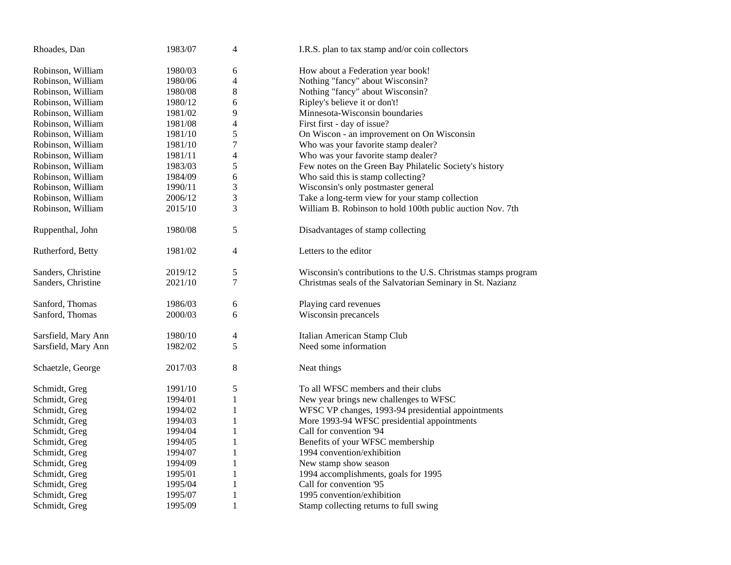| | | | |
|---|---|---|---|
| Rhoades, Dan | 1983/07 | 4 | I.R.S. plan to tax stamp and/or coin collectors |
| Robinson, William | 1980/03 | 6 | How about a Federation year book! |
| Robinson, William | 1980/06 | 4 | Nothing "fancy" about Wisconsin? |
| Robinson, William | 1980/08 | 8 | Nothing "fancy" about Wisconsin? |
| Robinson, William | 1980/12 | 6 | Ripley's believe it or don't! |
| Robinson, William | 1981/02 | 9 | Minnesota-Wisconsin boundaries |
| Robinson, William | 1981/08 | 4 | First first - day of issue? |
| Robinson, William | 1981/10 | 5 | On Wiscon - an improvement on On Wisconsin |
| Robinson, William | 1981/10 | 7 | Who was your favorite stamp dealer? |
| Robinson, William | 1981/11 | 4 | Who was your favorite stamp dealer? |
| Robinson, William | 1983/03 | 5 | Few notes on the Green Bay Philatelic Society's history |
| Robinson, William | 1984/09 | 6 | Who said this is stamp collecting? |
| Robinson, William | 1990/11 | 3 | Wisconsin's only postmaster general |
| Robinson, William | 2006/12 | 3 | Take a long-term view for your stamp collection |
| Robinson, William | 2015/10 | 3 | William B. Robinson to hold 100th public auction Nov. 7th |
| Ruppenthal, John | 1980/08 | 5 | Disadvantages of stamp collecting |
| Rutherford, Betty | 1981/02 | 4 | Letters to the editor |
| Sanders, Christine | 2019/12 | 5 | Wisconsin's contributions to the U.S. Christmas stamps program |
| Sanders, Christine | 2021/10 | 7 | Christmas seals of the Salvatorian Seminary in St. Nazianz |
| Sanford, Thomas | 1986/03 | 6 | Playing card revenues |
| Sanford, Thomas | 2000/03 | 6 | Wisconsin precancels |
| Sarsfield, Mary Ann | 1980/10 | 4 | Italian American Stamp Club |
| Sarsfield, Mary Ann | 1982/02 | 5 | Need some information |
| Schaetzle, George | 2017/03 | 8 | Neat things |
| Schmidt, Greg | 1991/10 | 5 | To all WFSC members and their clubs |
| Schmidt, Greg | 1994/01 | 1 | New year brings new challenges to WFSC |
| Schmidt, Greg | 1994/02 | 1 | WFSC VP changes, 1993-94 presidential appointments |
| Schmidt, Greg | 1994/03 | 1 | More 1993-94 WFSC presidential appointments |
| Schmidt, Greg | 1994/04 | 1 | Call for convention '94 |
| Schmidt, Greg | 1994/05 | 1 | Benefits of your WFSC membership |
| Schmidt, Greg | 1994/07 | 1 | 1994 convention/exhibition |
| Schmidt, Greg | 1994/09 | 1 | New stamp show season |
| Schmidt, Greg | 1995/01 | 1 | 1994 accomplishments, goals for 1995 |
| Schmidt, Greg | 1995/04 | 1 | Call for convention '95 |
| Schmidt, Greg | 1995/07 | 1 | 1995 convention/exhibition |
| Schmidt, Greg | 1995/09 | 1 | Stamp collecting returns to full swing |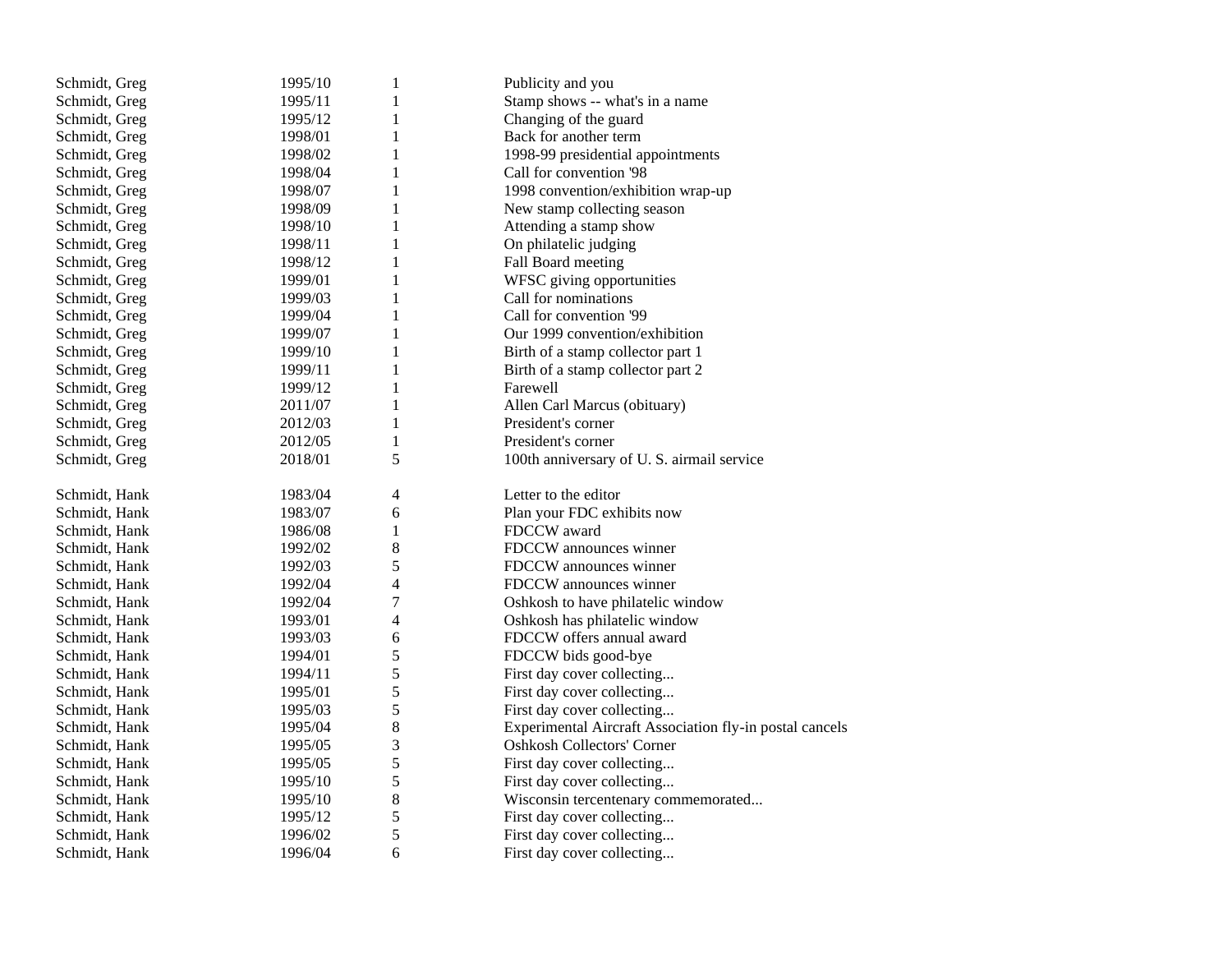| | | | |
|---|---|---|---|
| Schmidt, Greg | 1995/10 | 1 | Publicity and you |
| Schmidt, Greg | 1995/11 | 1 | Stamp shows -- what's in a name |
| Schmidt, Greg | 1995/12 | 1 | Changing of the guard |
| Schmidt, Greg | 1998/01 | 1 | Back for another term |
| Schmidt, Greg | 1998/02 | 1 | 1998-99 presidential appointments |
| Schmidt, Greg | 1998/04 | 1 | Call for convention '98 |
| Schmidt, Greg | 1998/07 | 1 | 1998 convention/exhibition wrap-up |
| Schmidt, Greg | 1998/09 | 1 | New stamp collecting season |
| Schmidt, Greg | 1998/10 | 1 | Attending a stamp show |
| Schmidt, Greg | 1998/11 | 1 | On philatelic judging |
| Schmidt, Greg | 1998/12 | 1 | Fall Board meeting |
| Schmidt, Greg | 1999/01 | 1 | WFSC giving opportunities |
| Schmidt, Greg | 1999/03 | 1 | Call for nominations |
| Schmidt, Greg | 1999/04 | 1 | Call for convention '99 |
| Schmidt, Greg | 1999/07 | 1 | Our 1999 convention/exhibition |
| Schmidt, Greg | 1999/10 | 1 | Birth of a stamp collector part 1 |
| Schmidt, Greg | 1999/11 | 1 | Birth of a stamp collector part 2 |
| Schmidt, Greg | 1999/12 | 1 | Farewell |
| Schmidt, Greg | 2011/07 | 1 | Allen Carl Marcus (obituary) |
| Schmidt, Greg | 2012/03 | 1 | President's corner |
| Schmidt, Greg | 2012/05 | 1 | President's corner |
| Schmidt, Greg | 2018/01 | 5 | 100th anniversary of U. S. airmail service |
| | | | |
| Schmidt, Hank | 1983/04 | 4 | Letter to the editor |
| Schmidt, Hank | 1983/07 | 6 | Plan your FDC exhibits now |
| Schmidt, Hank | 1986/08 | 1 | FDCCW award |
| Schmidt, Hank | 1992/02 | 8 | FDCCW announces winner |
| Schmidt, Hank | 1992/03 | 5 | FDCCW announces winner |
| Schmidt, Hank | 1992/04 | 4 | FDCCW announces winner |
| Schmidt, Hank | 1992/04 | 7 | Oshkosh to have philatelic window |
| Schmidt, Hank | 1993/01 | 4 | Oshkosh has philatelic window |
| Schmidt, Hank | 1993/03 | 6 | FDCCW offers annual award |
| Schmidt, Hank | 1994/01 | 5 | FDCCW bids good-bye |
| Schmidt, Hank | 1994/11 | 5 | First day cover collecting... |
| Schmidt, Hank | 1995/01 | 5 | First day cover collecting... |
| Schmidt, Hank | 1995/03 | 5 | First day cover collecting... |
| Schmidt, Hank | 1995/04 | 8 | Experimental Aircraft Association fly-in postal cancels |
| Schmidt, Hank | 1995/05 | 3 | Oshkosh Collectors' Corner |
| Schmidt, Hank | 1995/05 | 5 | First day cover collecting... |
| Schmidt, Hank | 1995/10 | 5 | First day cover collecting... |
| Schmidt, Hank | 1995/10 | 8 | Wisconsin tercentenary commemorated... |
| Schmidt, Hank | 1995/12 | 5 | First day cover collecting... |
| Schmidt, Hank | 1996/02 | 5 | First day cover collecting... |
| Schmidt, Hank | 1996/04 | 6 | First day cover collecting... |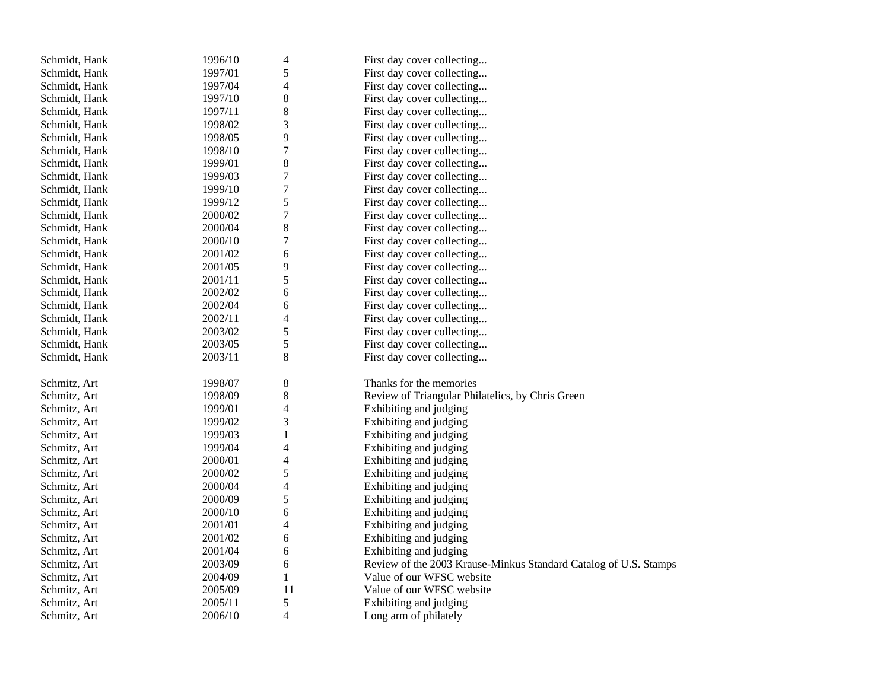| | | | |
|---|---|---|---|
| Schmidt, Hank | 1996/10 | 4 | First day cover collecting... |
| Schmidt, Hank | 1997/01 | 5 | First day cover collecting... |
| Schmidt, Hank | 1997/04 | 4 | First day cover collecting... |
| Schmidt, Hank | 1997/10 | 8 | First day cover collecting... |
| Schmidt, Hank | 1997/11 | 8 | First day cover collecting... |
| Schmidt, Hank | 1998/02 | 3 | First day cover collecting... |
| Schmidt, Hank | 1998/05 | 9 | First day cover collecting... |
| Schmidt, Hank | 1998/10 | 7 | First day cover collecting... |
| Schmidt, Hank | 1999/01 | 8 | First day cover collecting... |
| Schmidt, Hank | 1999/03 | 7 | First day cover collecting... |
| Schmidt, Hank | 1999/10 | 7 | First day cover collecting... |
| Schmidt, Hank | 1999/12 | 5 | First day cover collecting... |
| Schmidt, Hank | 2000/02 | 7 | First day cover collecting... |
| Schmidt, Hank | 2000/04 | 8 | First day cover collecting... |
| Schmidt, Hank | 2000/10 | 7 | First day cover collecting... |
| Schmidt, Hank | 2001/02 | 6 | First day cover collecting... |
| Schmidt, Hank | 2001/05 | 9 | First day cover collecting... |
| Schmidt, Hank | 2001/11 | 5 | First day cover collecting... |
| Schmidt, Hank | 2002/02 | 6 | First day cover collecting... |
| Schmidt, Hank | 2002/04 | 6 | First day cover collecting... |
| Schmidt, Hank | 2002/11 | 4 | First day cover collecting... |
| Schmidt, Hank | 2003/02 | 5 | First day cover collecting... |
| Schmidt, Hank | 2003/05 | 5 | First day cover collecting... |
| Schmidt, Hank | 2003/11 | 8 | First day cover collecting... |
| | | | |
| Schmitz, Art | 1998/07 | 8 | Thanks for the memories |
| Schmitz, Art | 1998/09 | 8 | Review of Triangular Philatelics, by Chris Green |
| Schmitz, Art | 1999/01 | 4 | Exhibiting and judging |
| Schmitz, Art | 1999/02 | 3 | Exhibiting and judging |
| Schmitz, Art | 1999/03 | 1 | Exhibiting and judging |
| Schmitz, Art | 1999/04 | 4 | Exhibiting and judging |
| Schmitz, Art | 2000/01 | 4 | Exhibiting and judging |
| Schmitz, Art | 2000/02 | 5 | Exhibiting and judging |
| Schmitz, Art | 2000/04 | 4 | Exhibiting and judging |
| Schmitz, Art | 2000/09 | 5 | Exhibiting and judging |
| Schmitz, Art | 2000/10 | 6 | Exhibiting and judging |
| Schmitz, Art | 2001/01 | 4 | Exhibiting and judging |
| Schmitz, Art | 2001/02 | 6 | Exhibiting and judging |
| Schmitz, Art | 2001/04 | 6 | Exhibiting and judging |
| Schmitz, Art | 2003/09 | 6 | Review of the 2003 Krause-Minkus Standard Catalog of U.S. Stamps |
| Schmitz, Art | 2004/09 | 1 | Value of our WFSC website |
| Schmitz, Art | 2005/09 | 11 | Value of our WFSC website |
| Schmitz, Art | 2005/11 | 5 | Exhibiting and judging |
| Schmitz, Art | 2006/10 | 4 | Long arm of philately |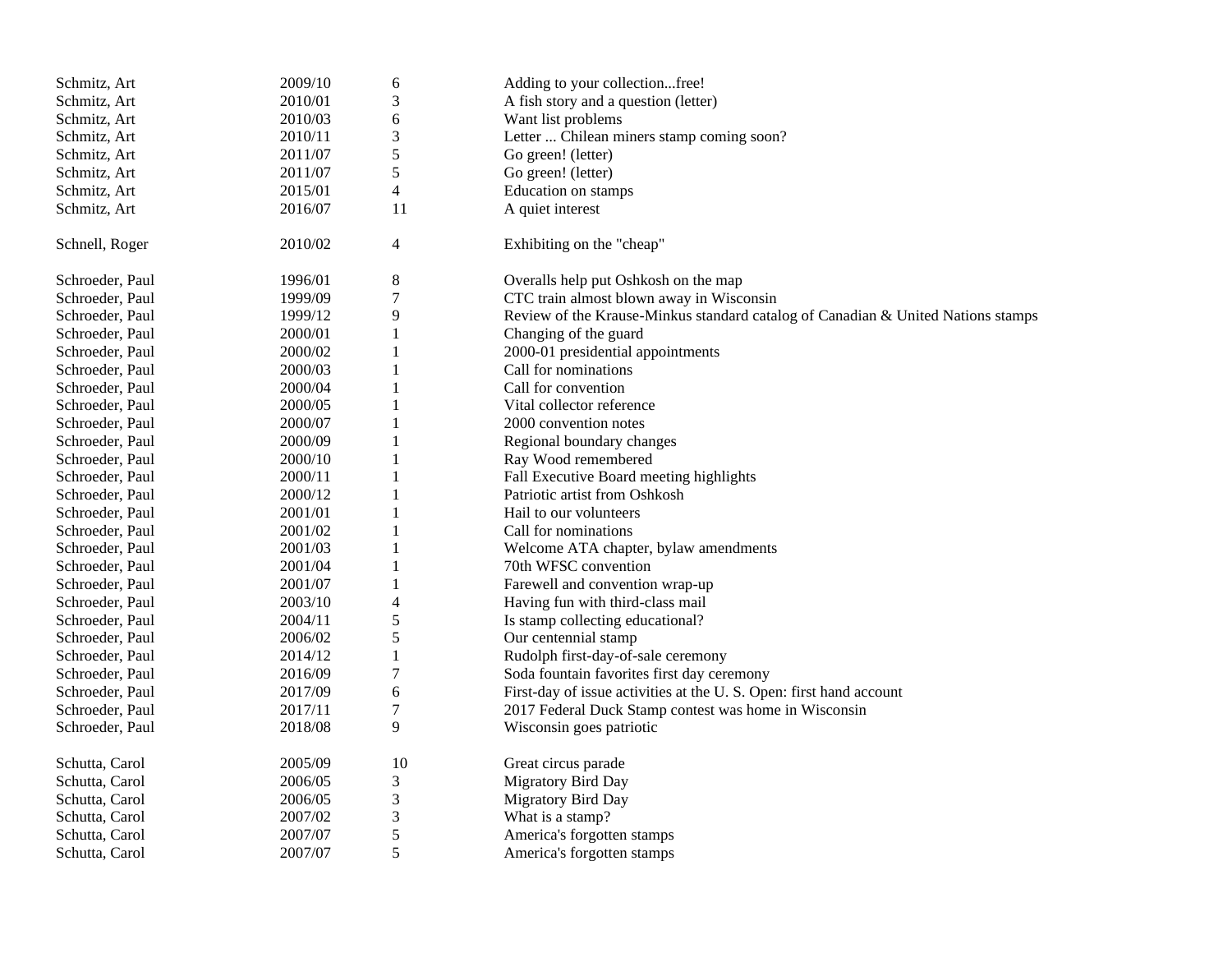| | | | |
|---|---|---|---|
| Schmitz, Art | 2009/10 | 6 | Adding to your collection...free! |
| Schmitz, Art | 2010/01 | 3 | A fish story and a question (letter) |
| Schmitz, Art | 2010/03 | 6 | Want list problems |
| Schmitz, Art | 2010/11 | 3 | Letter ... Chilean miners stamp coming soon? |
| Schmitz, Art | 2011/07 | 5 | Go green! (letter) |
| Schmitz, Art | 2011/07 | 5 | Go green! (letter) |
| Schmitz, Art | 2015/01 | 4 | Education on stamps |
| Schmitz, Art | 2016/07 | 11 | A quiet interest |
| | | | |
| Schnell, Roger | 2010/02 | 4 | Exhibiting on the "cheap" |
| | | | |
| Schroeder, Paul | 1996/01 | 8 | Overalls help put Oshkosh on the map |
| Schroeder, Paul | 1999/09 | 7 | CTC train almost blown away in Wisconsin |
| Schroeder, Paul | 1999/12 | 9 | Review of the Krause-Minkus standard catalog of Canadian & United Nations stamps |
| Schroeder, Paul | 2000/01 | 1 | Changing of the guard |
| Schroeder, Paul | 2000/02 | 1 | 2000-01 presidential appointments |
| Schroeder, Paul | 2000/03 | 1 | Call for nominations |
| Schroeder, Paul | 2000/04 | 1 | Call for convention |
| Schroeder, Paul | 2000/05 | 1 | Vital collector reference |
| Schroeder, Paul | 2000/07 | 1 | 2000 convention notes |
| Schroeder, Paul | 2000/09 | 1 | Regional boundary changes |
| Schroeder, Paul | 2000/10 | 1 | Ray Wood remembered |
| Schroeder, Paul | 2000/11 | 1 | Fall Executive Board meeting highlights |
| Schroeder, Paul | 2000/12 | 1 | Patriotic artist from Oshkosh |
| Schroeder, Paul | 2001/01 | 1 | Hail to our volunteers |
| Schroeder, Paul | 2001/02 | 1 | Call for nominations |
| Schroeder, Paul | 2001/03 | 1 | Welcome ATA chapter, bylaw amendments |
| Schroeder, Paul | 2001/04 | 1 | 70th WFSC convention |
| Schroeder, Paul | 2001/07 | 1 | Farewell and convention wrap-up |
| Schroeder, Paul | 2003/10 | 4 | Having fun with third-class mail |
| Schroeder, Paul | 2004/11 | 5 | Is stamp collecting educational? |
| Schroeder, Paul | 2006/02 | 5 | Our centennial stamp |
| Schroeder, Paul | 2014/12 | 1 | Rudolph first-day-of-sale ceremony |
| Schroeder, Paul | 2016/09 | 7 | Soda fountain favorites first day ceremony |
| Schroeder, Paul | 2017/09 | 6 | First-day of issue activities at the U. S. Open: first hand account |
| Schroeder, Paul | 2017/11 | 7 | 2017 Federal Duck Stamp contest was home in Wisconsin |
| Schroeder, Paul | 2018/08 | 9 | Wisconsin goes patriotic |
| | | | |
| Schutta, Carol | 2005/09 | 10 | Great circus parade |
| Schutta, Carol | 2006/05 | 3 | Migratory Bird Day |
| Schutta, Carol | 2006/05 | 3 | Migratory Bird Day |
| Schutta, Carol | 2007/02 | 3 | What is a stamp? |
| Schutta, Carol | 2007/07 | 5 | America's forgotten stamps |
| Schutta, Carol | 2007/07 | 5 | America's forgotten stamps |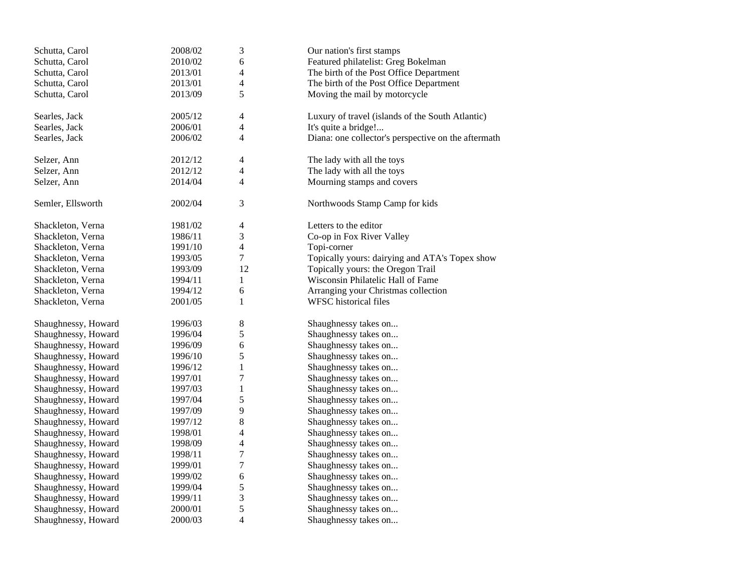| | | | |
|---|---|---|---|
| Schutta, Carol | 2008/02 | 3 | Our nation's first stamps |
| Schutta, Carol | 2010/02 | 6 | Featured philatelist: Greg Bokelman |
| Schutta, Carol | 2013/01 | 4 | The birth of the Post Office Department |
| Schutta, Carol | 2013/01 | 4 | The birth of the Post Office Department |
| Schutta, Carol | 2013/09 | 5 | Moving the mail by motorcycle |
| | | | |
| Searles, Jack | 2005/12 | 4 | Luxury of travel (islands of the South Atlantic) |
| Searles, Jack | 2006/01 | 4 | It's quite a bridge!... |
| Searles, Jack | 2006/02 | 4 | Diana: one collector's perspective on the aftermath |
| | | | |
| Selzer, Ann | 2012/12 | 4 | The lady with all the toys |
| Selzer, Ann | 2012/12 | 4 | The lady with all the toys |
| Selzer, Ann | 2014/04 | 4 | Mourning stamps and covers |
| | | | |
| Semler, Ellsworth | 2002/04 | 3 | Northwoods Stamp Camp for kids |
| | | | |
| Shackleton, Verna | 1981/02 | 4 | Letters to the editor |
| Shackleton, Verna | 1986/11 | 3 | Co-op in Fox River Valley |
| Shackleton, Verna | 1991/10 | 4 | Topi-corner |
| Shackleton, Verna | 1993/05 | 7 | Topically yours: dairying and ATA's Topex show |
| Shackleton, Verna | 1993/09 | 12 | Topically yours: the Oregon Trail |
| Shackleton, Verna | 1994/11 | 1 | Wisconsin Philatelic Hall of Fame |
| Shackleton, Verna | 1994/12 | 6 | Arranging your Christmas collection |
| Shackleton, Verna | 2001/05 | 1 | WFSC historical files |
| | | | |
| Shaughnessy, Howard | 1996/03 | 8 | Shaughnessy takes on... |
| Shaughnessy, Howard | 1996/04 | 5 | Shaughnessy takes on... |
| Shaughnessy, Howard | 1996/09 | 6 | Shaughnessy takes on... |
| Shaughnessy, Howard | 1996/10 | 5 | Shaughnessy takes on... |
| Shaughnessy, Howard | 1996/12 | 1 | Shaughnessy takes on... |
| Shaughnessy, Howard | 1997/01 | 7 | Shaughnessy takes on... |
| Shaughnessy, Howard | 1997/03 | 1 | Shaughnessy takes on... |
| Shaughnessy, Howard | 1997/04 | 5 | Shaughnessy takes on... |
| Shaughnessy, Howard | 1997/09 | 9 | Shaughnessy takes on... |
| Shaughnessy, Howard | 1997/12 | 8 | Shaughnessy takes on... |
| Shaughnessy, Howard | 1998/01 | 4 | Shaughnessy takes on... |
| Shaughnessy, Howard | 1998/09 | 4 | Shaughnessy takes on... |
| Shaughnessy, Howard | 1998/11 | 7 | Shaughnessy takes on... |
| Shaughnessy, Howard | 1999/01 | 7 | Shaughnessy takes on... |
| Shaughnessy, Howard | 1999/02 | 6 | Shaughnessy takes on... |
| Shaughnessy, Howard | 1999/04 | 5 | Shaughnessy takes on... |
| Shaughnessy, Howard | 1999/11 | 3 | Shaughnessy takes on... |
| Shaughnessy, Howard | 2000/01 | 5 | Shaughnessy takes on... |
| Shaughnessy, Howard | 2000/03 | 4 | Shaughnessy takes on... |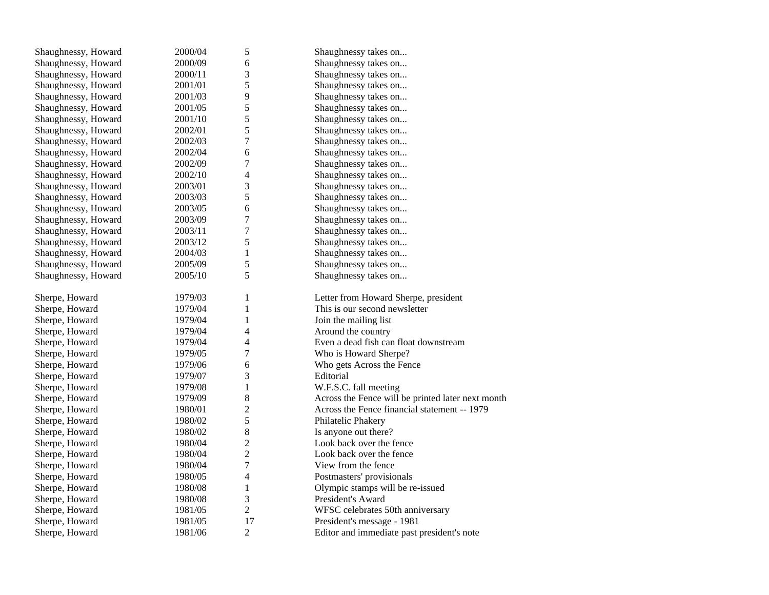| | | | |
|---|---|---|---|
| Shaughnessy, Howard | 2000/04 | 5 | Shaughnessy takes on... |
| Shaughnessy, Howard | 2000/09 | 6 | Shaughnessy takes on... |
| Shaughnessy, Howard | 2000/11 | 3 | Shaughnessy takes on... |
| Shaughnessy, Howard | 2001/01 | 5 | Shaughnessy takes on... |
| Shaughnessy, Howard | 2001/03 | 9 | Shaughnessy takes on... |
| Shaughnessy, Howard | 2001/05 | 5 | Shaughnessy takes on... |
| Shaughnessy, Howard | 2001/10 | 5 | Shaughnessy takes on... |
| Shaughnessy, Howard | 2002/01 | 5 | Shaughnessy takes on... |
| Shaughnessy, Howard | 2002/03 | 7 | Shaughnessy takes on... |
| Shaughnessy, Howard | 2002/04 | 6 | Shaughnessy takes on... |
| Shaughnessy, Howard | 2002/09 | 7 | Shaughnessy takes on... |
| Shaughnessy, Howard | 2002/10 | 4 | Shaughnessy takes on... |
| Shaughnessy, Howard | 2003/01 | 3 | Shaughnessy takes on... |
| Shaughnessy, Howard | 2003/03 | 5 | Shaughnessy takes on... |
| Shaughnessy, Howard | 2003/05 | 6 | Shaughnessy takes on... |
| Shaughnessy, Howard | 2003/09 | 7 | Shaughnessy takes on... |
| Shaughnessy, Howard | 2003/11 | 7 | Shaughnessy takes on... |
| Shaughnessy, Howard | 2003/12 | 5 | Shaughnessy takes on... |
| Shaughnessy, Howard | 2004/03 | 1 | Shaughnessy takes on... |
| Shaughnessy, Howard | 2005/09 | 5 | Shaughnessy takes on... |
| Shaughnessy, Howard | 2005/10 | 5 | Shaughnessy takes on... |
| | | | |
| Sherpe, Howard | 1979/03 | 1 | Letter from Howard Sherpe, president |
| Sherpe, Howard | 1979/04 | 1 | This is our second newsletter |
| Sherpe, Howard | 1979/04 | 1 | Join the mailing list |
| Sherpe, Howard | 1979/04 | 4 | Around the country |
| Sherpe, Howard | 1979/04 | 4 | Even a dead fish can float downstream |
| Sherpe, Howard | 1979/05 | 7 | Who is Howard Sherpe? |
| Sherpe, Howard | 1979/06 | 6 | Who gets Across the Fence |
| Sherpe, Howard | 1979/07 | 3 | Editorial |
| Sherpe, Howard | 1979/08 | 1 | W.F.S.C. fall meeting |
| Sherpe, Howard | 1979/09 | 8 | Across the Fence will be printed later next month |
| Sherpe, Howard | 1980/01 | 2 | Across the Fence financial statement -- 1979 |
| Sherpe, Howard | 1980/02 | 5 | Philatelic Phakery |
| Sherpe, Howard | 1980/02 | 8 | Is anyone out there? |
| Sherpe, Howard | 1980/04 | 2 | Look back over the fence |
| Sherpe, Howard | 1980/04 | 2 | Look back over the fence |
| Sherpe, Howard | 1980/04 | 7 | View from the fence |
| Sherpe, Howard | 1980/05 | 4 | Postmasters' provisionals |
| Sherpe, Howard | 1980/08 | 1 | Olympic stamps will be re-issued |
| Sherpe, Howard | 1980/08 | 3 | President's Award |
| Sherpe, Howard | 1981/05 | 2 | WFSC celebrates 50th anniversary |
| Sherpe, Howard | 1981/05 | 17 | President's message - 1981 |
| Sherpe, Howard | 1981/06 | 2 | Editor and immediate past president's note |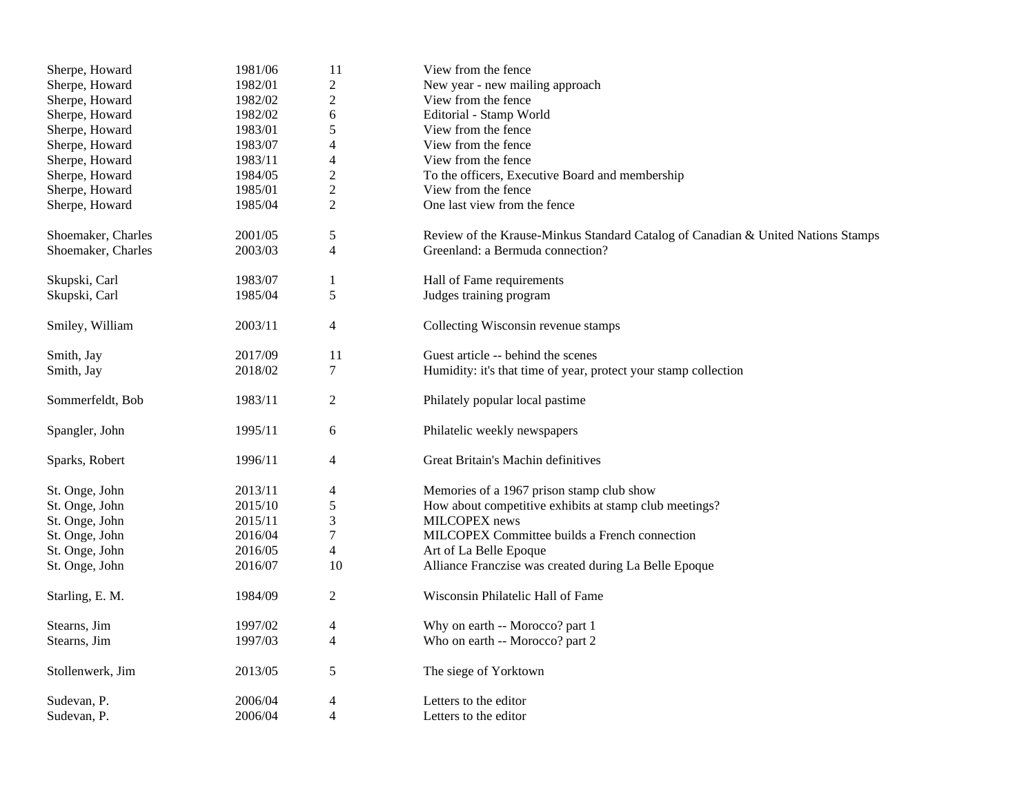| | | | |
|---|---|---|---|
| Sherpe, Howard | 1981/06 | 11 | View from the fence |
| Sherpe, Howard | 1982/01 | 2 | New year - new mailing approach |
| Sherpe, Howard | 1982/02 | 2 | View from the fence |
| Sherpe, Howard | 1982/02 | 6 | Editorial - Stamp World |
| Sherpe, Howard | 1983/01 | 5 | View from the fence |
| Sherpe, Howard | 1983/07 | 4 | View from the fence |
| Sherpe, Howard | 1983/11 | 4 | View from the fence |
| Sherpe, Howard | 1984/05 | 2 | To the officers, Executive Board and membership |
| Sherpe, Howard | 1985/01 | 2 | View from the fence |
| Sherpe, Howard | 1985/04 | 2 | One last view from the fence |
| | | | |
| Shoemaker, Charles | 2001/05 | 5 | Review of the Krause-Minkus Standard Catalog of Canadian & United Nations Stamps |
| Shoemaker, Charles | 2003/03 | 4 | Greenland: a Bermuda connection? |
| | | | |
| Skupski, Carl | 1983/07 | 1 | Hall of Fame requirements |
| Skupski, Carl | 1985/04 | 5 | Judges training program |
| | | | |
| Smiley, William | 2003/11 | 4 | Collecting Wisconsin revenue stamps |
| | | | |
| Smith, Jay | 2017/09 | 11 | Guest article -- behind the scenes |
| Smith, Jay | 2018/02 | 7 | Humidity: it's that time of year, protect your stamp collection |
| | | | |
| Sommerfeldt, Bob | 1983/11 | 2 | Philately popular local pastime |
| | | | |
| Spangler, John | 1995/11 | 6 | Philatelic weekly newspapers |
| | | | |
| Sparks, Robert | 1996/11 | 4 | Great Britain's Machin definitives |
| | | | |
| St. Onge, John | 2013/11 | 4 | Memories of a 1967 prison stamp club show |
| St. Onge, John | 2015/10 | 5 | How about competitive exhibits at stamp club meetings? |
| St. Onge, John | 2015/11 | 3 | MILCOPEX news |
| St. Onge, John | 2016/04 | 7 | MILCOPEX Committee builds a French connection |
| St. Onge, John | 2016/05 | 4 | Art of La Belle Epoque |
| St. Onge, John | 2016/07 | 10 | Alliance Franczise was created during La Belle Epoque |
| | | | |
| Starling, E. M. | 1984/09 | 2 | Wisconsin Philatelic Hall of Fame |
| | | | |
| Stearns, Jim | 1997/02 | 4 | Why on earth -- Morocco? part 1 |
| Stearns, Jim | 1997/03 | 4 | Who on earth -- Morocco? part 2 |
| | | | |
| Stollenwerk, Jim | 2013/05 | 5 | The siege of Yorktown |
| | | | |
| Sudevan, P. | 2006/04 | 4 | Letters to the editor |
| Sudevan, P. | 2006/04 | 4 | Letters to the editor |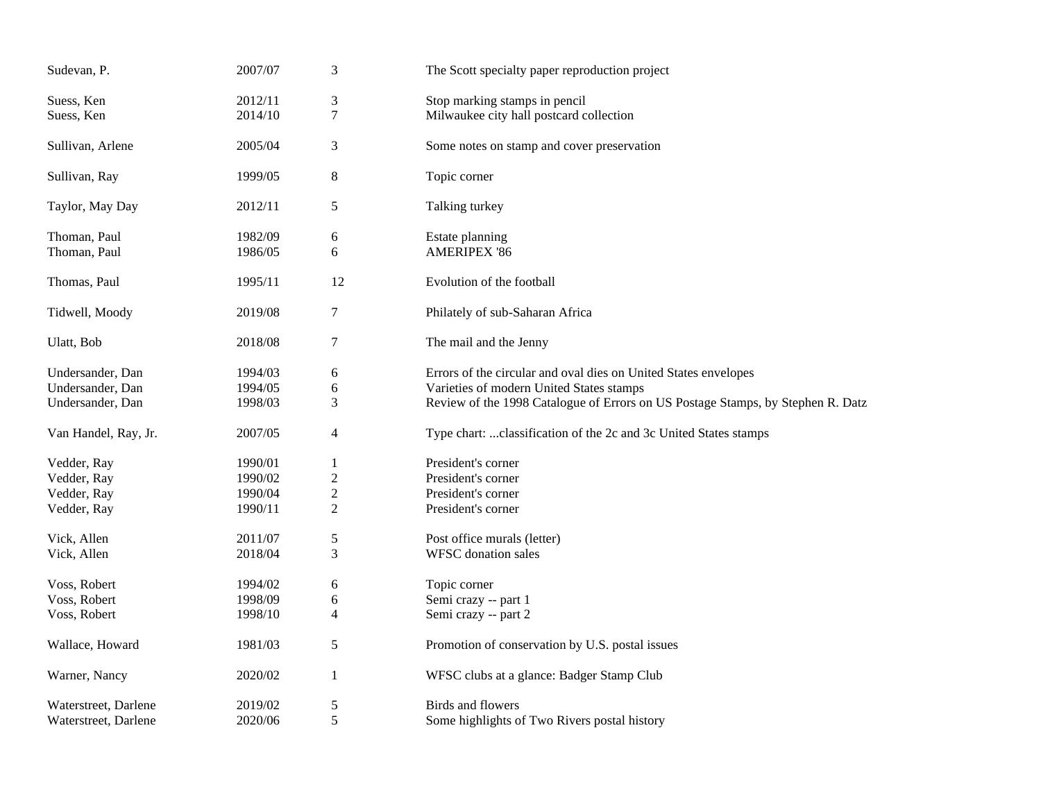| | | | |
|---|---|---|---|
| Sudevan, P. | 2007/07 | 3 | The Scott specialty paper reproduction project |
| Suess, Ken | 2012/11 | 3 | Stop marking stamps in pencil |
| Suess, Ken | 2014/10 | 7 | Milwaukee city hall postcard collection |
| Sullivan, Arlene | 2005/04 | 3 | Some notes on stamp and cover preservation |
| Sullivan, Ray | 1999/05 | 8 | Topic corner |
| Taylor, May Day | 2012/11 | 5 | Talking turkey |
| Thoman, Paul | 1982/09 | 6 | Estate planning |
| Thoman, Paul | 1986/05 | 6 | AMERIPEX '86 |
| Thomas, Paul | 1995/11 | 12 | Evolution of the football |
| Tidwell, Moody | 2019/08 | 7 | Philately of sub-Saharan Africa |
| Ulatt, Bob | 2018/08 | 7 | The mail and the Jenny |
| Undersander, Dan | 1994/03 | 6 | Errors of the circular and oval dies on United States envelopes |
| Undersander, Dan | 1994/05 | 6 | Varieties of modern United States stamps |
| Undersander, Dan | 1998/03 | 3 | Review of the 1998 Catalogue of Errors on US Postage Stamps, by Stephen R. Datz |
| Van Handel, Ray, Jr. | 2007/05 | 4 | Type chart: ...classification of the 2c and 3c United States stamps |
| Vedder, Ray | 1990/01 | 1 | President's corner |
| Vedder, Ray | 1990/02 | 2 | President's corner |
| Vedder, Ray | 1990/04 | 2 | President's corner |
| Vedder, Ray | 1990/11 | 2 | President's corner |
| Vick, Allen | 2011/07 | 5 | Post office murals (letter) |
| Vick, Allen | 2018/04 | 3 | WFSC donation sales |
| Voss, Robert | 1994/02 | 6 | Topic corner |
| Voss, Robert | 1998/09 | 6 | Semi crazy -- part 1 |
| Voss, Robert | 1998/10 | 4 | Semi crazy -- part 2 |
| Wallace, Howard | 1981/03 | 5 | Promotion of conservation by U.S. postal issues |
| Warner, Nancy | 2020/02 | 1 | WFSC clubs at a glance: Badger Stamp Club |
| Waterstreet, Darlene | 2019/02 | 5 | Birds and flowers |
| Waterstreet, Darlene | 2020/06 | 5 | Some highlights of Two Rivers postal history |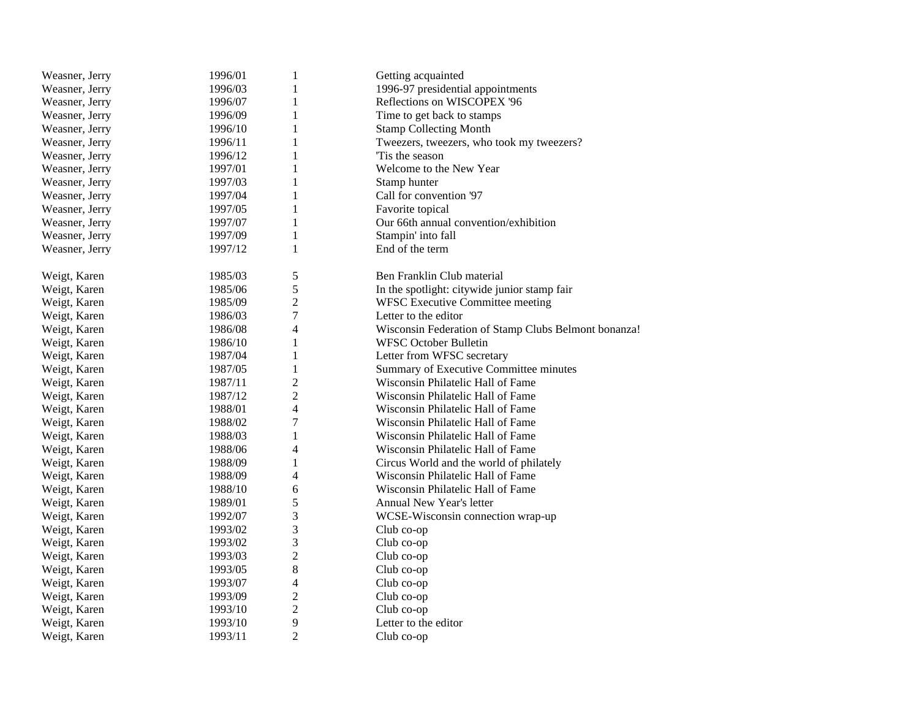| | | | |
|---|---|---|---|
| Weasner, Jerry | 1996/01 | 1 | Getting acquainted |
| Weasner, Jerry | 1996/03 | 1 | 1996-97 presidential appointments |
| Weasner, Jerry | 1996/07 | 1 | Reflections on WISCOPEX '96 |
| Weasner, Jerry | 1996/09 | 1 | Time to get back to stamps |
| Weasner, Jerry | 1996/10 | 1 | Stamp Collecting Month |
| Weasner, Jerry | 1996/11 | 1 | Tweezers, tweezers, who took my tweezers? |
| Weasner, Jerry | 1996/12 | 1 | 'Tis the season |
| Weasner, Jerry | 1997/01 | 1 | Welcome to the New Year |
| Weasner, Jerry | 1997/03 | 1 | Stamp hunter |
| Weasner, Jerry | 1997/04 | 1 | Call for convention '97 |
| Weasner, Jerry | 1997/05 | 1 | Favorite topical |
| Weasner, Jerry | 1997/07 | 1 | Our 66th annual convention/exhibition |
| Weasner, Jerry | 1997/09 | 1 | Stampin' into fall |
| Weasner, Jerry | 1997/12 | 1 | End of the term |
| | | | |
| Weigt, Karen | 1985/03 | 5 | Ben Franklin Club material |
| Weigt, Karen | 1985/06 | 5 | In the spotlight: citywide junior stamp fair |
| Weigt, Karen | 1985/09 | 2 | WFSC Executive Committee meeting |
| Weigt, Karen | 1986/03 | 7 | Letter to the editor |
| Weigt, Karen | 1986/08 | 4 | Wisconsin Federation of Stamp Clubs Belmont bonanza! |
| Weigt, Karen | 1986/10 | 1 | WFSC October Bulletin |
| Weigt, Karen | 1987/04 | 1 | Letter from WFSC secretary |
| Weigt, Karen | 1987/05 | 1 | Summary of Executive Committee minutes |
| Weigt, Karen | 1987/11 | 2 | Wisconsin Philatelic Hall of Fame |
| Weigt, Karen | 1987/12 | 2 | Wisconsin Philatelic Hall of Fame |
| Weigt, Karen | 1988/01 | 4 | Wisconsin Philatelic Hall of Fame |
| Weigt, Karen | 1988/02 | 7 | Wisconsin Philatelic Hall of Fame |
| Weigt, Karen | 1988/03 | 1 | Wisconsin Philatelic Hall of Fame |
| Weigt, Karen | 1988/06 | 4 | Wisconsin Philatelic Hall of Fame |
| Weigt, Karen | 1988/09 | 1 | Circus World and the world of philately |
| Weigt, Karen | 1988/09 | 4 | Wisconsin Philatelic Hall of Fame |
| Weigt, Karen | 1988/10 | 6 | Wisconsin Philatelic Hall of Fame |
| Weigt, Karen | 1989/01 | 5 | Annual New Year's letter |
| Weigt, Karen | 1992/07 | 3 | WCSE-Wisconsin connection wrap-up |
| Weigt, Karen | 1993/02 | 3 | Club co-op |
| Weigt, Karen | 1993/02 | 3 | Club co-op |
| Weigt, Karen | 1993/03 | 2 | Club co-op |
| Weigt, Karen | 1993/05 | 8 | Club co-op |
| Weigt, Karen | 1993/07 | 4 | Club co-op |
| Weigt, Karen | 1993/09 | 2 | Club co-op |
| Weigt, Karen | 1993/10 | 2 | Club co-op |
| Weigt, Karen | 1993/10 | 9 | Letter to the editor |
| Weigt, Karen | 1993/11 | 2 | Club co-op |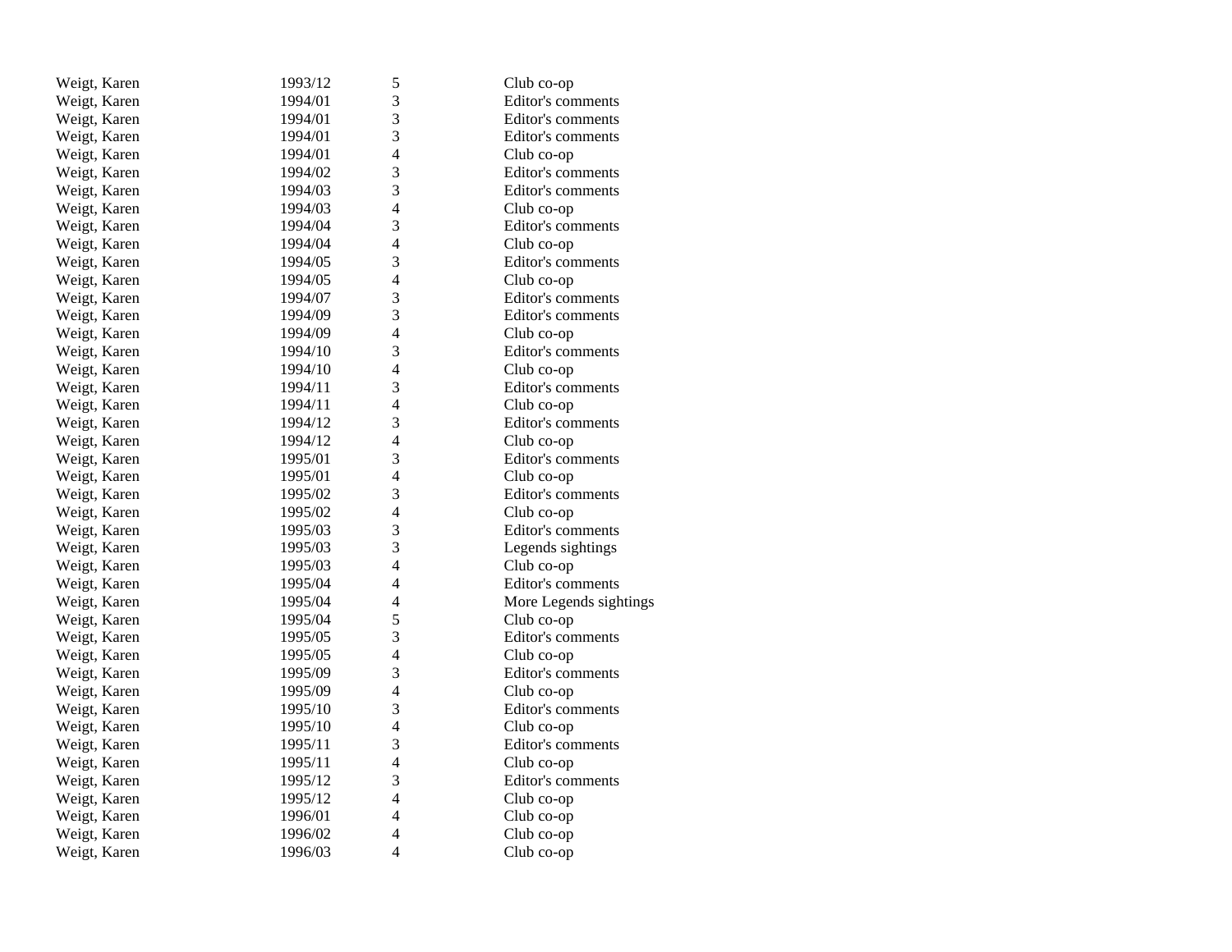| | | | |
|---|---|---|---|
| Weigt, Karen | 1993/12 | 5 | Club co-op |
| Weigt, Karen | 1994/01 | 3 | Editor's comments |
| Weigt, Karen | 1994/01 | 3 | Editor's comments |
| Weigt, Karen | 1994/01 | 3 | Editor's comments |
| Weigt, Karen | 1994/01 | 4 | Club co-op |
| Weigt, Karen | 1994/02 | 3 | Editor's comments |
| Weigt, Karen | 1994/03 | 3 | Editor's comments |
| Weigt, Karen | 1994/03 | 4 | Club co-op |
| Weigt, Karen | 1994/04 | 3 | Editor's comments |
| Weigt, Karen | 1994/04 | 4 | Club co-op |
| Weigt, Karen | 1994/05 | 3 | Editor's comments |
| Weigt, Karen | 1994/05 | 4 | Club co-op |
| Weigt, Karen | 1994/07 | 3 | Editor's comments |
| Weigt, Karen | 1994/09 | 3 | Editor's comments |
| Weigt, Karen | 1994/09 | 4 | Club co-op |
| Weigt, Karen | 1994/10 | 3 | Editor's comments |
| Weigt, Karen | 1994/10 | 4 | Club co-op |
| Weigt, Karen | 1994/11 | 3 | Editor's comments |
| Weigt, Karen | 1994/11 | 4 | Club co-op |
| Weigt, Karen | 1994/12 | 3 | Editor's comments |
| Weigt, Karen | 1994/12 | 4 | Club co-op |
| Weigt, Karen | 1995/01 | 3 | Editor's comments |
| Weigt, Karen | 1995/01 | 4 | Club co-op |
| Weigt, Karen | 1995/02 | 3 | Editor's comments |
| Weigt, Karen | 1995/02 | 4 | Club co-op |
| Weigt, Karen | 1995/03 | 3 | Editor's comments |
| Weigt, Karen | 1995/03 | 3 | Legends sightings |
| Weigt, Karen | 1995/03 | 4 | Club co-op |
| Weigt, Karen | 1995/04 | 4 | Editor's comments |
| Weigt, Karen | 1995/04 | 4 | More Legends sightings |
| Weigt, Karen | 1995/04 | 5 | Club co-op |
| Weigt, Karen | 1995/05 | 3 | Editor's comments |
| Weigt, Karen | 1995/05 | 4 | Club co-op |
| Weigt, Karen | 1995/09 | 3 | Editor's comments |
| Weigt, Karen | 1995/09 | 4 | Club co-op |
| Weigt, Karen | 1995/10 | 3 | Editor's comments |
| Weigt, Karen | 1995/10 | 4 | Club co-op |
| Weigt, Karen | 1995/11 | 3 | Editor's comments |
| Weigt, Karen | 1995/11 | 4 | Club co-op |
| Weigt, Karen | 1995/12 | 3 | Editor's comments |
| Weigt, Karen | 1995/12 | 4 | Club co-op |
| Weigt, Karen | 1996/01 | 4 | Club co-op |
| Weigt, Karen | 1996/02 | 4 | Club co-op |
| Weigt, Karen | 1996/03 | 4 | Club co-op |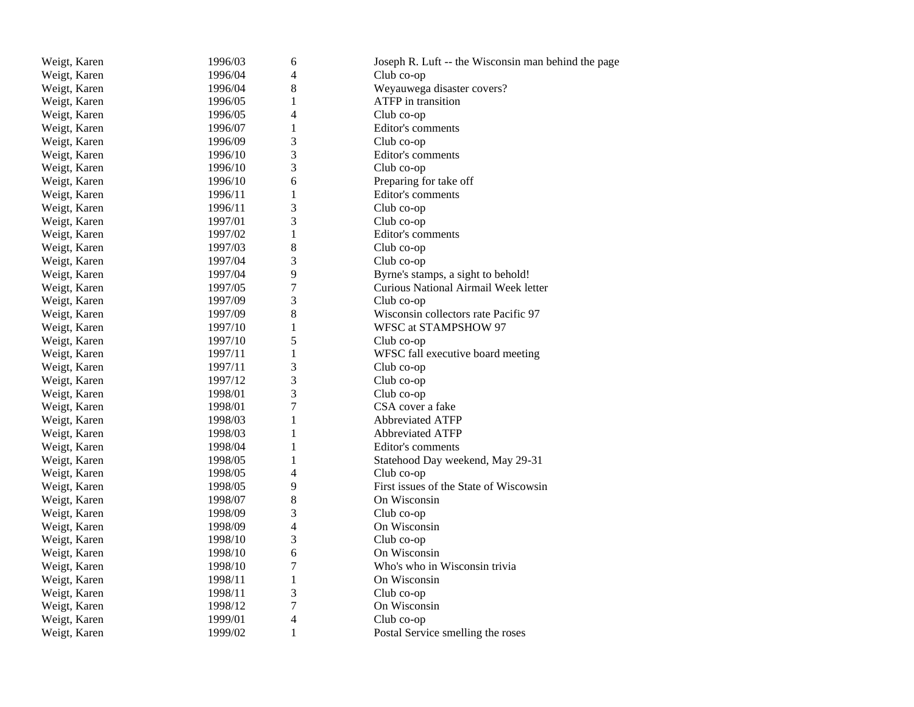| | | | |
|---|---|---|---|
| Weigt, Karen | 1996/03 | 6 | Joseph R. Luft -- the Wisconsin man behind the page |
| Weigt, Karen | 1996/04 | 4 | Club co-op |
| Weigt, Karen | 1996/04 | 8 | Weyauwega disaster covers? |
| Weigt, Karen | 1996/05 | 1 | ATFP in transition |
| Weigt, Karen | 1996/05 | 4 | Club co-op |
| Weigt, Karen | 1996/07 | 1 | Editor's comments |
| Weigt, Karen | 1996/09 | 3 | Club co-op |
| Weigt, Karen | 1996/10 | 3 | Editor's comments |
| Weigt, Karen | 1996/10 | 3 | Club co-op |
| Weigt, Karen | 1996/10 | 6 | Preparing for take off |
| Weigt, Karen | 1996/11 | 1 | Editor's comments |
| Weigt, Karen | 1996/11 | 3 | Club co-op |
| Weigt, Karen | 1997/01 | 3 | Club co-op |
| Weigt, Karen | 1997/02 | 1 | Editor's comments |
| Weigt, Karen | 1997/03 | 8 | Club co-op |
| Weigt, Karen | 1997/04 | 3 | Club co-op |
| Weigt, Karen | 1997/04 | 9 | Byrne's stamps, a sight to behold! |
| Weigt, Karen | 1997/05 | 7 | Curious National Airmail Week letter |
| Weigt, Karen | 1997/09 | 3 | Club co-op |
| Weigt, Karen | 1997/09 | 8 | Wisconsin collectors rate Pacific 97 |
| Weigt, Karen | 1997/10 | 1 | WFSC at STAMPSHOW 97 |
| Weigt, Karen | 1997/10 | 5 | Club co-op |
| Weigt, Karen | 1997/11 | 1 | WFSC fall executive board meeting |
| Weigt, Karen | 1997/11 | 3 | Club co-op |
| Weigt, Karen | 1997/12 | 3 | Club co-op |
| Weigt, Karen | 1998/01 | 3 | Club co-op |
| Weigt, Karen | 1998/01 | 7 | CSA cover a fake |
| Weigt, Karen | 1998/03 | 1 | Abbreviated ATFP |
| Weigt, Karen | 1998/03 | 1 | Abbreviated ATFP |
| Weigt, Karen | 1998/04 | 1 | Editor's comments |
| Weigt, Karen | 1998/05 | 1 | Statehood Day weekend, May 29-31 |
| Weigt, Karen | 1998/05 | 4 | Club co-op |
| Weigt, Karen | 1998/05 | 9 | First issues of the State of Wiscowsin |
| Weigt, Karen | 1998/07 | 8 | On Wisconsin |
| Weigt, Karen | 1998/09 | 3 | Club co-op |
| Weigt, Karen | 1998/09 | 4 | On Wisconsin |
| Weigt, Karen | 1998/10 | 3 | Club co-op |
| Weigt, Karen | 1998/10 | 6 | On Wisconsin |
| Weigt, Karen | 1998/10 | 7 | Who's who in Wisconsin trivia |
| Weigt, Karen | 1998/11 | 1 | On Wisconsin |
| Weigt, Karen | 1998/11 | 3 | Club co-op |
| Weigt, Karen | 1998/12 | 7 | On Wisconsin |
| Weigt, Karen | 1999/01 | 4 | Club co-op |
| Weigt, Karen | 1999/02 | 1 | Postal Service smelling the roses |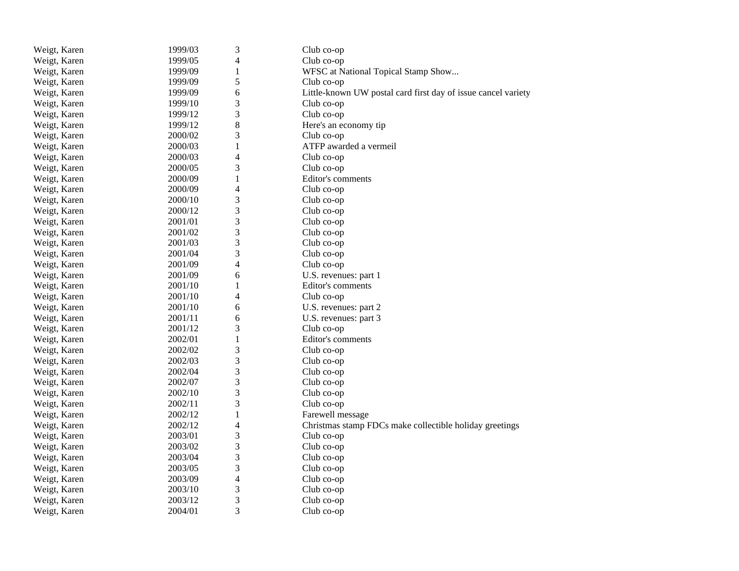| | | | |
|---|---|---|---|
| Weigt, Karen | 1999/03 | 3 | Club co-op |
| Weigt, Karen | 1999/05 | 4 | Club co-op |
| Weigt, Karen | 1999/09 | 1 | WFSC at National Topical Stamp Show... |
| Weigt, Karen | 1999/09 | 5 | Club co-op |
| Weigt, Karen | 1999/09 | 6 | Little-known UW postal card first day of issue cancel variety |
| Weigt, Karen | 1999/10 | 3 | Club co-op |
| Weigt, Karen | 1999/12 | 3 | Club co-op |
| Weigt, Karen | 1999/12 | 8 | Here's an economy tip |
| Weigt, Karen | 2000/02 | 3 | Club co-op |
| Weigt, Karen | 2000/03 | 1 | ATFP awarded a vermeil |
| Weigt, Karen | 2000/03 | 4 | Club co-op |
| Weigt, Karen | 2000/05 | 3 | Club co-op |
| Weigt, Karen | 2000/09 | 1 | Editor's comments |
| Weigt, Karen | 2000/09 | 4 | Club co-op |
| Weigt, Karen | 2000/10 | 3 | Club co-op |
| Weigt, Karen | 2000/12 | 3 | Club co-op |
| Weigt, Karen | 2001/01 | 3 | Club co-op |
| Weigt, Karen | 2001/02 | 3 | Club co-op |
| Weigt, Karen | 2001/03 | 3 | Club co-op |
| Weigt, Karen | 2001/04 | 3 | Club co-op |
| Weigt, Karen | 2001/09 | 4 | Club co-op |
| Weigt, Karen | 2001/09 | 6 | U.S. revenues: part 1 |
| Weigt, Karen | 2001/10 | 1 | Editor's comments |
| Weigt, Karen | 2001/10 | 4 | Club co-op |
| Weigt, Karen | 2001/10 | 6 | U.S. revenues: part 2 |
| Weigt, Karen | 2001/11 | 6 | U.S. revenues: part 3 |
| Weigt, Karen | 2001/12 | 3 | Club co-op |
| Weigt, Karen | 2002/01 | 1 | Editor's comments |
| Weigt, Karen | 2002/02 | 3 | Club co-op |
| Weigt, Karen | 2002/03 | 3 | Club co-op |
| Weigt, Karen | 2002/04 | 3 | Club co-op |
| Weigt, Karen | 2002/07 | 3 | Club co-op |
| Weigt, Karen | 2002/10 | 3 | Club co-op |
| Weigt, Karen | 2002/11 | 3 | Club co-op |
| Weigt, Karen | 2002/12 | 1 | Farewell message |
| Weigt, Karen | 2002/12 | 4 | Christmas stamp FDCs make collectible holiday greetings |
| Weigt, Karen | 2003/01 | 3 | Club co-op |
| Weigt, Karen | 2003/02 | 3 | Club co-op |
| Weigt, Karen | 2003/04 | 3 | Club co-op |
| Weigt, Karen | 2003/05 | 3 | Club co-op |
| Weigt, Karen | 2003/09 | 4 | Club co-op |
| Weigt, Karen | 2003/10 | 3 | Club co-op |
| Weigt, Karen | 2003/12 | 3 | Club co-op |
| Weigt, Karen | 2004/01 | 3 | Club co-op |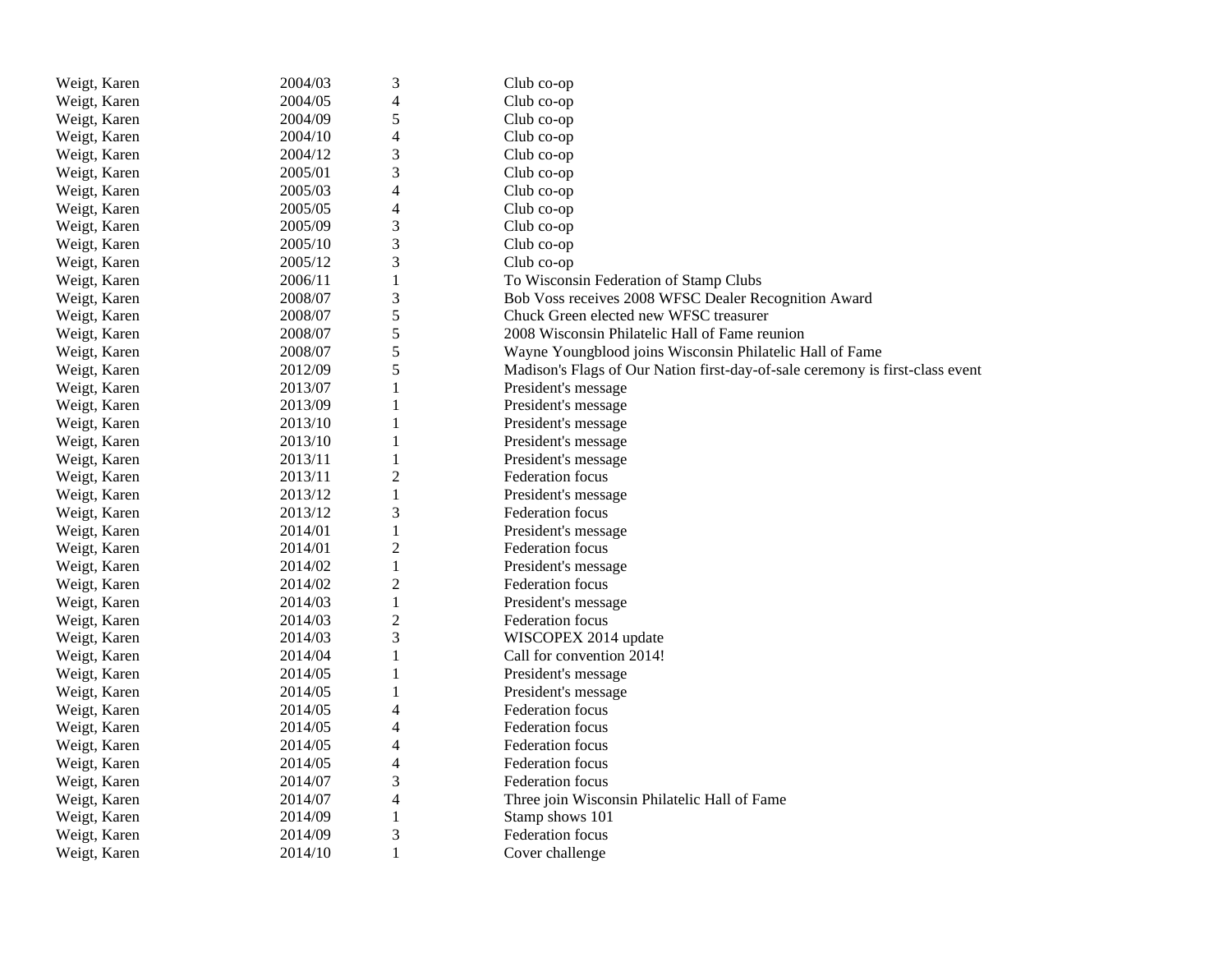| | | | |
|---|---|---|---|
| Weigt, Karen | 2004/03 | 3 | Club co-op |
| Weigt, Karen | 2004/05 | 4 | Club co-op |
| Weigt, Karen | 2004/09 | 5 | Club co-op |
| Weigt, Karen | 2004/10 | 4 | Club co-op |
| Weigt, Karen | 2004/12 | 3 | Club co-op |
| Weigt, Karen | 2005/01 | 3 | Club co-op |
| Weigt, Karen | 2005/03 | 4 | Club co-op |
| Weigt, Karen | 2005/05 | 4 | Club co-op |
| Weigt, Karen | 2005/09 | 3 | Club co-op |
| Weigt, Karen | 2005/10 | 3 | Club co-op |
| Weigt, Karen | 2005/12 | 3 | Club co-op |
| Weigt, Karen | 2006/11 | 1 | To Wisconsin Federation of Stamp Clubs |
| Weigt, Karen | 2008/07 | 3 | Bob Voss receives 2008 WFSC Dealer Recognition Award |
| Weigt, Karen | 2008/07 | 5 | Chuck Green elected new WFSC treasurer |
| Weigt, Karen | 2008/07 | 5 | 2008 Wisconsin Philatelic Hall of Fame reunion |
| Weigt, Karen | 2008/07 | 5 | Wayne Youngblood joins Wisconsin Philatelic Hall of Fame |
| Weigt, Karen | 2012/09 | 5 | Madison's Flags of Our Nation first-day-of-sale ceremony is first-class event |
| Weigt, Karen | 2013/07 | 1 | President's message |
| Weigt, Karen | 2013/09 | 1 | President's message |
| Weigt, Karen | 2013/10 | 1 | President's message |
| Weigt, Karen | 2013/10 | 1 | President's message |
| Weigt, Karen | 2013/11 | 1 | President's message |
| Weigt, Karen | 2013/11 | 2 | Federation focus |
| Weigt, Karen | 2013/12 | 1 | President's message |
| Weigt, Karen | 2013/12 | 3 | Federation focus |
| Weigt, Karen | 2014/01 | 1 | President's message |
| Weigt, Karen | 2014/01 | 2 | Federation focus |
| Weigt, Karen | 2014/02 | 1 | President's message |
| Weigt, Karen | 2014/02 | 2 | Federation focus |
| Weigt, Karen | 2014/03 | 1 | President's message |
| Weigt, Karen | 2014/03 | 2 | Federation focus |
| Weigt, Karen | 2014/03 | 3 | WISCOPEX 2014 update |
| Weigt, Karen | 2014/04 | 1 | Call for convention 2014! |
| Weigt, Karen | 2014/05 | 1 | President's message |
| Weigt, Karen | 2014/05 | 1 | President's message |
| Weigt, Karen | 2014/05 | 4 | Federation focus |
| Weigt, Karen | 2014/05 | 4 | Federation focus |
| Weigt, Karen | 2014/05 | 4 | Federation focus |
| Weigt, Karen | 2014/05 | 4 | Federation focus |
| Weigt, Karen | 2014/07 | 3 | Federation focus |
| Weigt, Karen | 2014/07 | 4 | Three join Wisconsin Philatelic Hall of Fame |
| Weigt, Karen | 2014/09 | 1 | Stamp shows 101 |
| Weigt, Karen | 2014/09 | 3 | Federation focus |
| Weigt, Karen | 2014/10 | 1 | Cover challenge |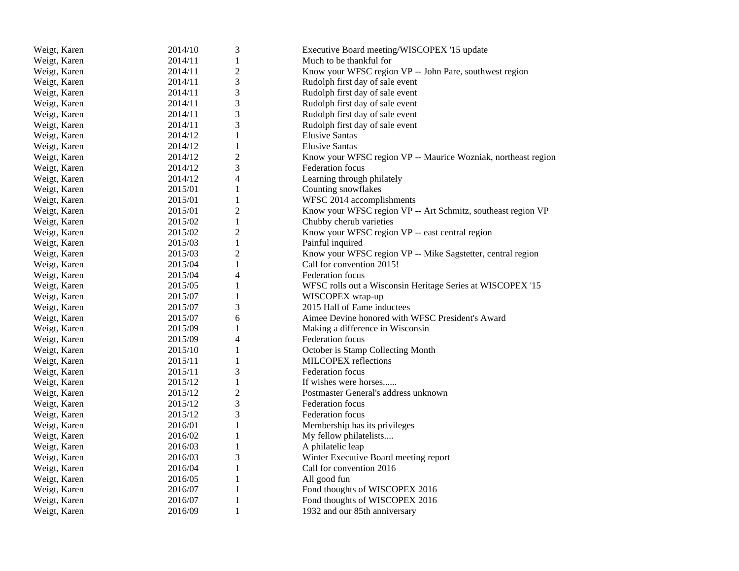| | | | |
|---|---|---|---|
| Weigt, Karen | 2014/10 | 3 | Executive Board meeting/WISCOPEX '15 update |
| Weigt, Karen | 2014/11 | 1 | Much to be thankful for |
| Weigt, Karen | 2014/11 | 2 | Know your WFSC region VP -- John Pare, southwest region |
| Weigt, Karen | 2014/11 | 3 | Rudolph first day of sale event |
| Weigt, Karen | 2014/11 | 3 | Rudolph first day of sale event |
| Weigt, Karen | 2014/11 | 3 | Rudolph first day of sale event |
| Weigt, Karen | 2014/11 | 3 | Rudolph first day of sale event |
| Weigt, Karen | 2014/11 | 3 | Rudolph first day of sale event |
| Weigt, Karen | 2014/12 | 1 | Elusive Santas |
| Weigt, Karen | 2014/12 | 1 | Elusive Santas |
| Weigt, Karen | 2014/12 | 2 | Know your WFSC region VP -- Maurice Wozniak, northeast region |
| Weigt, Karen | 2014/12 | 3 | Federation focus |
| Weigt, Karen | 2014/12 | 4 | Learning through philately |
| Weigt, Karen | 2015/01 | 1 | Counting snowflakes |
| Weigt, Karen | 2015/01 | 1 | WFSC 2014 accomplishments |
| Weigt, Karen | 2015/01 | 2 | Know your WFSC region VP -- Art Schmitz, southeast region VP |
| Weigt, Karen | 2015/02 | 1 | Chubby cherub varieties |
| Weigt, Karen | 2015/02 | 2 | Know your WFSC region VP -- east central region |
| Weigt, Karen | 2015/03 | 1 | Painful inquired |
| Weigt, Karen | 2015/03 | 2 | Know your WFSC region VP -- Mike Sagstetter, central region |
| Weigt, Karen | 2015/04 | 1 | Call for convention 2015! |
| Weigt, Karen | 2015/04 | 4 | Federation focus |
| Weigt, Karen | 2015/05 | 1 | WFSC rolls out a Wisconsin Heritage Series at WISCOPEX '15 |
| Weigt, Karen | 2015/07 | 1 | WISCOPEX wrap-up |
| Weigt, Karen | 2015/07 | 3 | 2015 Hall of Fame inductees |
| Weigt, Karen | 2015/07 | 6 | Aimee Devine honored with WFSC President's Award |
| Weigt, Karen | 2015/09 | 1 | Making a difference in Wisconsin |
| Weigt, Karen | 2015/09 | 4 | Federation focus |
| Weigt, Karen | 2015/10 | 1 | October is Stamp Collecting Month |
| Weigt, Karen | 2015/11 | 1 | MILCOPEX reflections |
| Weigt, Karen | 2015/11 | 3 | Federation focus |
| Weigt, Karen | 2015/12 | 1 | If wishes were horses...... |
| Weigt, Karen | 2015/12 | 2 | Postmaster General's address unknown |
| Weigt, Karen | 2015/12 | 3 | Federation focus |
| Weigt, Karen | 2015/12 | 3 | Federation focus |
| Weigt, Karen | 2016/01 | 1 | Membership has its privileges |
| Weigt, Karen | 2016/02 | 1 | My fellow philatelists.... |
| Weigt, Karen | 2016/03 | 1 | A philatelic leap |
| Weigt, Karen | 2016/03 | 3 | Winter Executive Board meeting report |
| Weigt, Karen | 2016/04 | 1 | Call for convention 2016 |
| Weigt, Karen | 2016/05 | 1 | All good fun |
| Weigt, Karen | 2016/07 | 1 | Fond thoughts of WISCOPEX 2016 |
| Weigt, Karen | 2016/07 | 1 | Fond thoughts of WISCOPEX 2016 |
| Weigt, Karen | 2016/09 | 1 | 1932 and our 85th anniversary |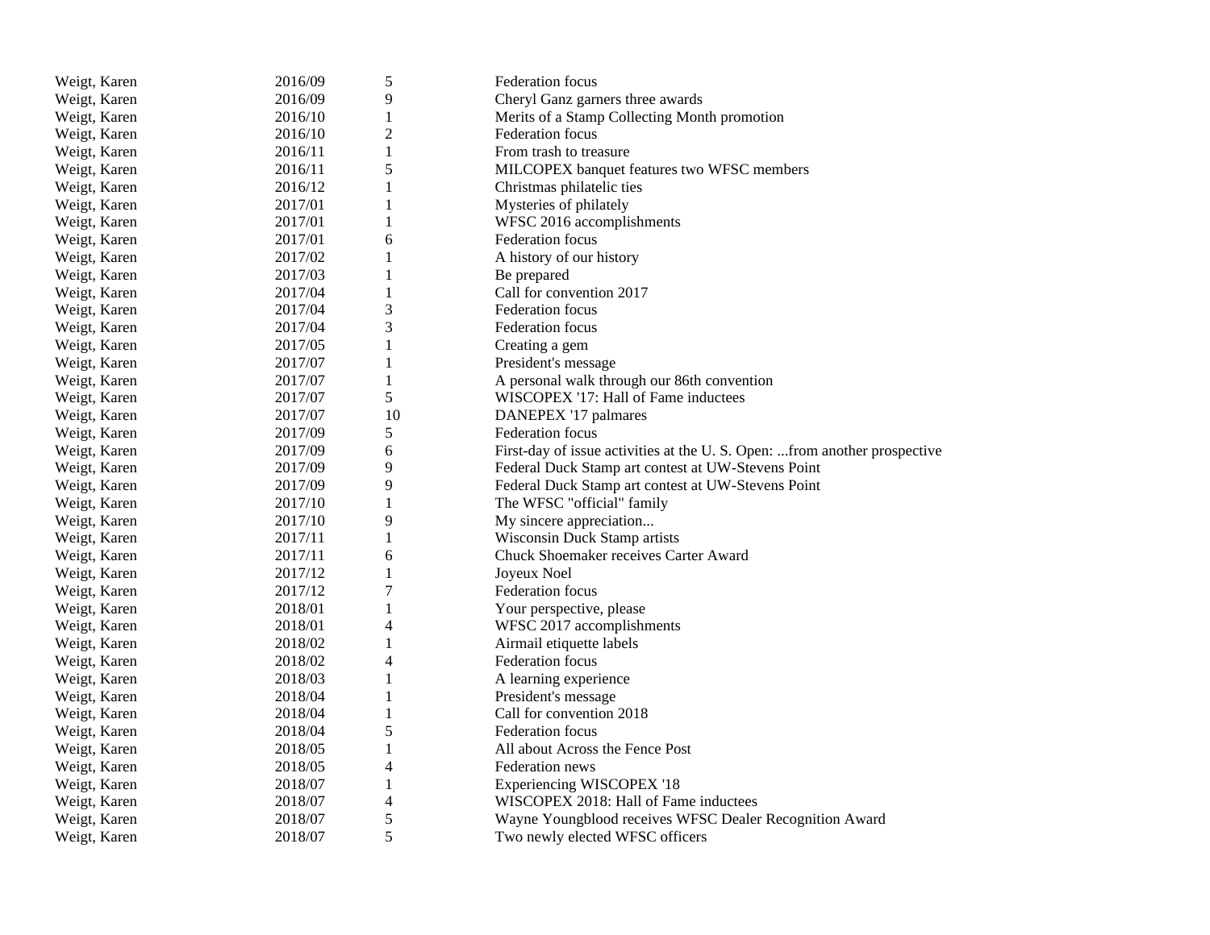| | | | |
|---|---|---|---|
| Weigt, Karen | 2016/09 | 5 | Federation focus |
| Weigt, Karen | 2016/09 | 9 | Cheryl Ganz garners three awards |
| Weigt, Karen | 2016/10 | 1 | Merits of a Stamp Collecting Month promotion |
| Weigt, Karen | 2016/10 | 2 | Federation focus |
| Weigt, Karen | 2016/11 | 1 | From trash to treasure |
| Weigt, Karen | 2016/11 | 5 | MILCOPEX banquet features two WFSC members |
| Weigt, Karen | 2016/12 | 1 | Christmas philatelic ties |
| Weigt, Karen | 2017/01 | 1 | Mysteries of philately |
| Weigt, Karen | 2017/01 | 1 | WFSC 2016 accomplishments |
| Weigt, Karen | 2017/01 | 6 | Federation focus |
| Weigt, Karen | 2017/02 | 1 | A history of our history |
| Weigt, Karen | 2017/03 | 1 | Be prepared |
| Weigt, Karen | 2017/04 | 1 | Call for convention 2017 |
| Weigt, Karen | 2017/04 | 3 | Federation focus |
| Weigt, Karen | 2017/04 | 3 | Federation focus |
| Weigt, Karen | 2017/05 | 1 | Creating a gem |
| Weigt, Karen | 2017/07 | 1 | President's message |
| Weigt, Karen | 2017/07 | 1 | A personal walk through our 86th convention |
| Weigt, Karen | 2017/07 | 5 | WISCOPEX '17: Hall of Fame inductees |
| Weigt, Karen | 2017/07 | 10 | DANEPEX '17 palmares |
| Weigt, Karen | 2017/09 | 5 | Federation focus |
| Weigt, Karen | 2017/09 | 6 | First-day of issue activities at the U. S. Open: ...from another prospective |
| Weigt, Karen | 2017/09 | 9 | Federal Duck Stamp art contest at UW-Stevens Point |
| Weigt, Karen | 2017/09 | 9 | Federal Duck Stamp art contest at UW-Stevens Point |
| Weigt, Karen | 2017/10 | 1 | The WFSC "official" family |
| Weigt, Karen | 2017/10 | 9 | My sincere appreciation... |
| Weigt, Karen | 2017/11 | 1 | Wisconsin Duck Stamp artists |
| Weigt, Karen | 2017/11 | 6 | Chuck Shoemaker receives Carter Award |
| Weigt, Karen | 2017/12 | 1 | Joyeux Noel |
| Weigt, Karen | 2017/12 | 7 | Federation focus |
| Weigt, Karen | 2018/01 | 1 | Your perspective, please |
| Weigt, Karen | 2018/01 | 4 | WFSC 2017 accomplishments |
| Weigt, Karen | 2018/02 | 1 | Airmail etiquette labels |
| Weigt, Karen | 2018/02 | 4 | Federation focus |
| Weigt, Karen | 2018/03 | 1 | A learning experience |
| Weigt, Karen | 2018/04 | 1 | President's message |
| Weigt, Karen | 2018/04 | 1 | Call for convention 2018 |
| Weigt, Karen | 2018/04 | 5 | Federation focus |
| Weigt, Karen | 2018/05 | 1 | All about Across the Fence Post |
| Weigt, Karen | 2018/05 | 4 | Federation news |
| Weigt, Karen | 2018/07 | 1 | Experiencing WISCOPEX '18 |
| Weigt, Karen | 2018/07 | 4 | WISCOPEX 2018: Hall of Fame inductees |
| Weigt, Karen | 2018/07 | 5 | Wayne Youngblood receives WFSC Dealer Recognition Award |
| Weigt, Karen | 2018/07 | 5 | Two newly elected WFSC officers |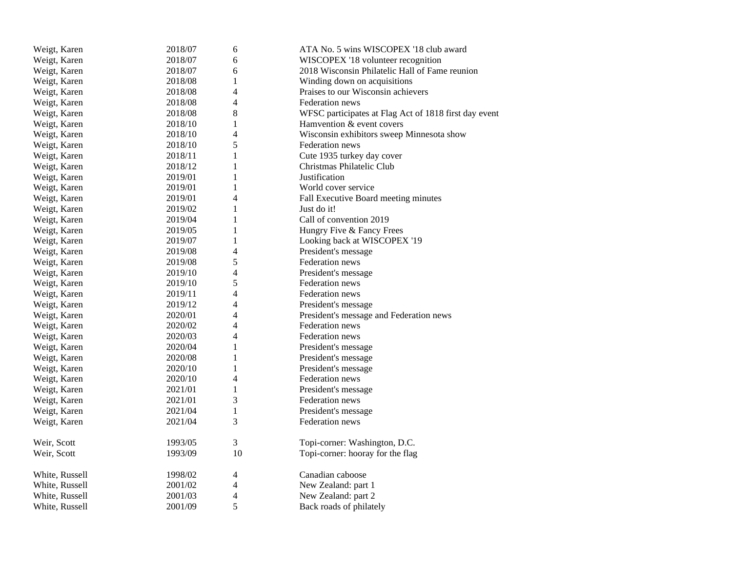| | | | |
|---|---|---|---|
| Weigt, Karen | 2018/07 | 6 | ATA No. 5 wins WISCOPEX '18 club award |
| Weigt, Karen | 2018/07 | 6 | WISCOPEX '18 volunteer recognition |
| Weigt, Karen | 2018/07 | 6 | 2018 Wisconsin Philatelic Hall of Fame reunion |
| Weigt, Karen | 2018/08 | 1 | Winding down on acquisitions |
| Weigt, Karen | 2018/08 | 4 | Praises to our Wisconsin achievers |
| Weigt, Karen | 2018/08 | 4 | Federation news |
| Weigt, Karen | 2018/08 | 8 | WFSC participates at Flag Act of 1818 first day event |
| Weigt, Karen | 2018/10 | 1 | Hamvention & event covers |
| Weigt, Karen | 2018/10 | 4 | Wisconsin exhibitors sweep Minnesota show |
| Weigt, Karen | 2018/10 | 5 | Federation news |
| Weigt, Karen | 2018/11 | 1 | Cute 1935 turkey day cover |
| Weigt, Karen | 2018/12 | 1 | Christmas Philatelic Club |
| Weigt, Karen | 2019/01 | 1 | Justification |
| Weigt, Karen | 2019/01 | 1 | World cover service |
| Weigt, Karen | 2019/01 | 4 | Fall Executive Board meeting minutes |
| Weigt, Karen | 2019/02 | 1 | Just do it! |
| Weigt, Karen | 2019/04 | 1 | Call of convention 2019 |
| Weigt, Karen | 2019/05 | 1 | Hungry Five & Fancy Frees |
| Weigt, Karen | 2019/07 | 1 | Looking back at WISCOPEX '19 |
| Weigt, Karen | 2019/08 | 4 | President's message |
| Weigt, Karen | 2019/08 | 5 | Federation news |
| Weigt, Karen | 2019/10 | 4 | President's message |
| Weigt, Karen | 2019/10 | 5 | Federation news |
| Weigt, Karen | 2019/11 | 4 | Federation news |
| Weigt, Karen | 2019/12 | 4 | President's message |
| Weigt, Karen | 2020/01 | 4 | President's message and Federation news |
| Weigt, Karen | 2020/02 | 4 | Federation news |
| Weigt, Karen | 2020/03 | 4 | Federation news |
| Weigt, Karen | 2020/04 | 1 | President's message |
| Weigt, Karen | 2020/08 | 1 | President's message |
| Weigt, Karen | 2020/10 | 1 | President's message |
| Weigt, Karen | 2020/10 | 4 | Federation news |
| Weigt, Karen | 2021/01 | 1 | President's message |
| Weigt, Karen | 2021/01 | 3 | Federation news |
| Weigt, Karen | 2021/04 | 1 | President's message |
| Weigt, Karen | 2021/04 | 3 | Federation news |
| | | | |
| Weir, Scott | 1993/05 | 3 | Topi-corner: Washington, D.C. |
| Weir, Scott | 1993/09 | 10 | Topi-corner: hooray for the flag |
| | | | |
| White, Russell | 1998/02 | 4 | Canadian caboose |
| White, Russell | 2001/02 | 4 | New Zealand: part 1 |
| White, Russell | 2001/03 | 4 | New Zealand: part 2 |
| White, Russell | 2001/09 | 5 | Back roads of philately |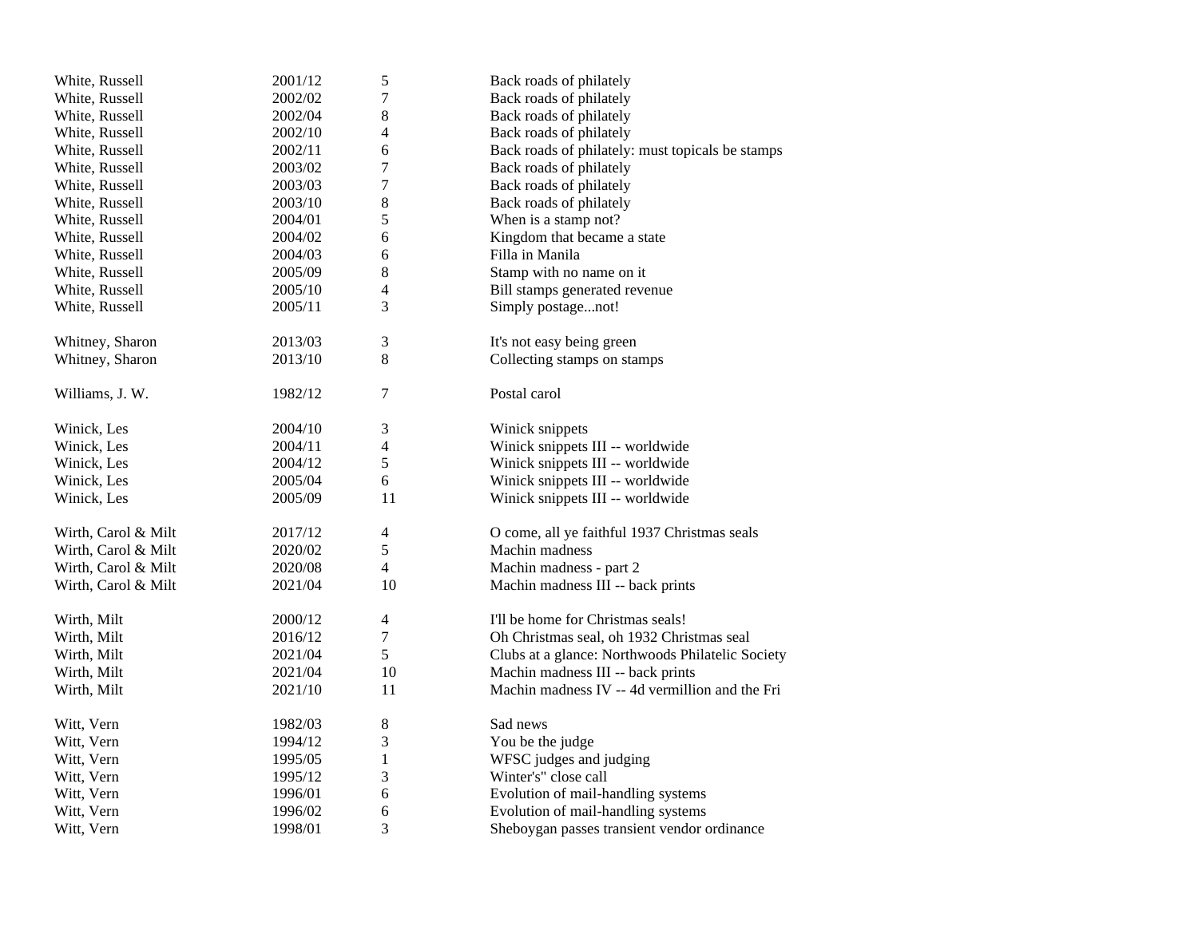| | | | |
|---|---|---|---|
| White, Russell | 2001/12 | 5 | Back roads of philately |
| White, Russell | 2002/02 | 7 | Back roads of philately |
| White, Russell | 2002/04 | 8 | Back roads of philately |
| White, Russell | 2002/10 | 4 | Back roads of philately |
| White, Russell | 2002/11 | 6 | Back roads of philately: must topicals be stamps |
| White, Russell | 2003/02 | 7 | Back roads of philately |
| White, Russell | 2003/03 | 7 | Back roads of philately |
| White, Russell | 2003/10 | 8 | Back roads of philately |
| White, Russell | 2004/01 | 5 | When is a stamp not? |
| White, Russell | 2004/02 | 6 | Kingdom that became a state |
| White, Russell | 2004/03 | 6 | Filla in Manila |
| White, Russell | 2005/09 | 8 | Stamp with no name on it |
| White, Russell | 2005/10 | 4 | Bill stamps generated revenue |
| White, Russell | 2005/11 | 3 | Simply postage...not! |
| | | | |
| Whitney, Sharon | 2013/03 | 3 | It's not easy being green |
| Whitney, Sharon | 2013/10 | 8 | Collecting stamps on stamps |
| | | | |
| Williams, J. W. | 1982/12 | 7 | Postal carol |
| | | | |
| Winick, Les | 2004/10 | 3 | Winick snippets |
| Winick, Les | 2004/11 | 4 | Winick snippets III -- worldwide |
| Winick, Les | 2004/12 | 5 | Winick snippets III -- worldwide |
| Winick, Les | 2005/04 | 6 | Winick snippets III -- worldwide |
| Winick, Les | 2005/09 | 11 | Winick snippets III -- worldwide |
| | | | |
| Wirth, Carol & Milt | 2017/12 | 4 | O come, all ye faithful 1937 Christmas seals |
| Wirth, Carol & Milt | 2020/02 | 5 | Machin madness |
| Wirth, Carol & Milt | 2020/08 | 4 | Machin madness - part 2 |
| Wirth, Carol & Milt | 2021/04 | 10 | Machin madness III -- back prints |
| | | | |
| Wirth, Milt | 2000/12 | 4 | I'll be home for Christmas seals! |
| Wirth, Milt | 2016/12 | 7 | Oh Christmas seal, oh 1932 Christmas seal |
| Wirth, Milt | 2021/04 | 5 | Clubs at a glance: Northwoods Philatelic Society |
| Wirth, Milt | 2021/04 | 10 | Machin madness III -- back prints |
| Wirth, Milt | 2021/10 | 11 | Machin madness IV -- 4d vermillion and the Fri |
| | | | |
| Witt, Vern | 1982/03 | 8 | Sad news |
| Witt, Vern | 1994/12 | 3 | You be the judge |
| Witt, Vern | 1995/05 | 1 | WFSC judges and judging |
| Witt, Vern | 1995/12 | 3 | Winter's" close call |
| Witt, Vern | 1996/01 | 6 | Evolution of mail-handling systems |
| Witt, Vern | 1996/02 | 6 | Evolution of mail-handling systems |
| Witt, Vern | 1998/01 | 3 | Sheboygan passes transient vendor ordinance |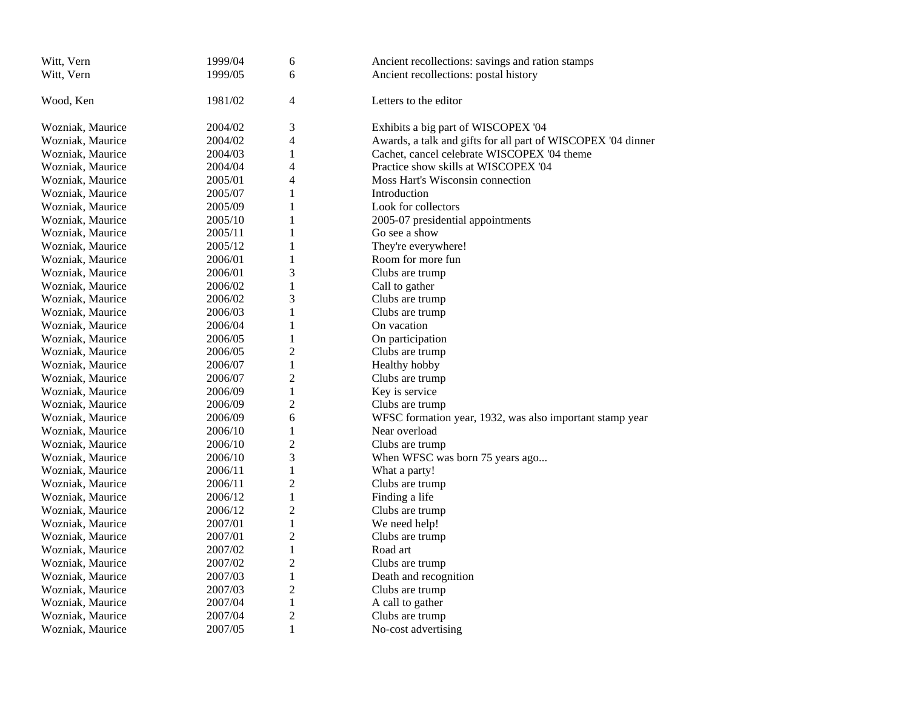| | | | |
|---|---|---|---|
| Witt, Vern | 1999/04 | 6 | Ancient recollections: savings and ration stamps |
| Witt, Vern | 1999/05 | 6 | Ancient recollections: postal history |
| | | | |
| Wood, Ken | 1981/02 | 4 | Letters to the editor |
| | | | |
| Wozniak, Maurice | 2004/02 | 3 | Exhibits a big part of WISCOPEX '04 |
| Wozniak, Maurice | 2004/02 | 4 | Awards, a talk and gifts for all part of WISCOPEX '04 dinner |
| Wozniak, Maurice | 2004/03 | 1 | Cachet, cancel celebrate WISCOPEX '04 theme |
| Wozniak, Maurice | 2004/04 | 4 | Practice show skills at WISCOPEX '04 |
| Wozniak, Maurice | 2005/01 | 4 | Moss Hart's Wisconsin connection |
| Wozniak, Maurice | 2005/07 | 1 | Introduction |
| Wozniak, Maurice | 2005/09 | 1 | Look for collectors |
| Wozniak, Maurice | 2005/10 | 1 | 2005-07 presidential appointments |
| Wozniak, Maurice | 2005/11 | 1 | Go see a show |
| Wozniak, Maurice | 2005/12 | 1 | They're everywhere! |
| Wozniak, Maurice | 2006/01 | 1 | Room for more fun |
| Wozniak, Maurice | 2006/01 | 3 | Clubs are trump |
| Wozniak, Maurice | 2006/02 | 1 | Call to gather |
| Wozniak, Maurice | 2006/02 | 3 | Clubs are trump |
| Wozniak, Maurice | 2006/03 | 1 | Clubs are trump |
| Wozniak, Maurice | 2006/04 | 1 | On vacation |
| Wozniak, Maurice | 2006/05 | 1 | On participation |
| Wozniak, Maurice | 2006/05 | 2 | Clubs are trump |
| Wozniak, Maurice | 2006/07 | 1 | Healthy hobby |
| Wozniak, Maurice | 2006/07 | 2 | Clubs are trump |
| Wozniak, Maurice | 2006/09 | 1 | Key is service |
| Wozniak, Maurice | 2006/09 | 2 | Clubs are trump |
| Wozniak, Maurice | 2006/09 | 6 | WFSC formation year, 1932, was also important stamp year |
| Wozniak, Maurice | 2006/10 | 1 | Near overload |
| Wozniak, Maurice | 2006/10 | 2 | Clubs are trump |
| Wozniak, Maurice | 2006/10 | 3 | When WFSC was born 75 years ago... |
| Wozniak, Maurice | 2006/11 | 1 | What a party! |
| Wozniak, Maurice | 2006/11 | 2 | Clubs are trump |
| Wozniak, Maurice | 2006/12 | 1 | Finding a life |
| Wozniak, Maurice | 2006/12 | 2 | Clubs are trump |
| Wozniak, Maurice | 2007/01 | 1 | We need help! |
| Wozniak, Maurice | 2007/01 | 2 | Clubs are trump |
| Wozniak, Maurice | 2007/02 | 1 | Road art |
| Wozniak, Maurice | 2007/02 | 2 | Clubs are trump |
| Wozniak, Maurice | 2007/03 | 1 | Death and recognition |
| Wozniak, Maurice | 2007/03 | 2 | Clubs are trump |
| Wozniak, Maurice | 2007/04 | 1 | A call to gather |
| Wozniak, Maurice | 2007/04 | 2 | Clubs are trump |
| Wozniak, Maurice | 2007/05 | 1 | No-cost advertising |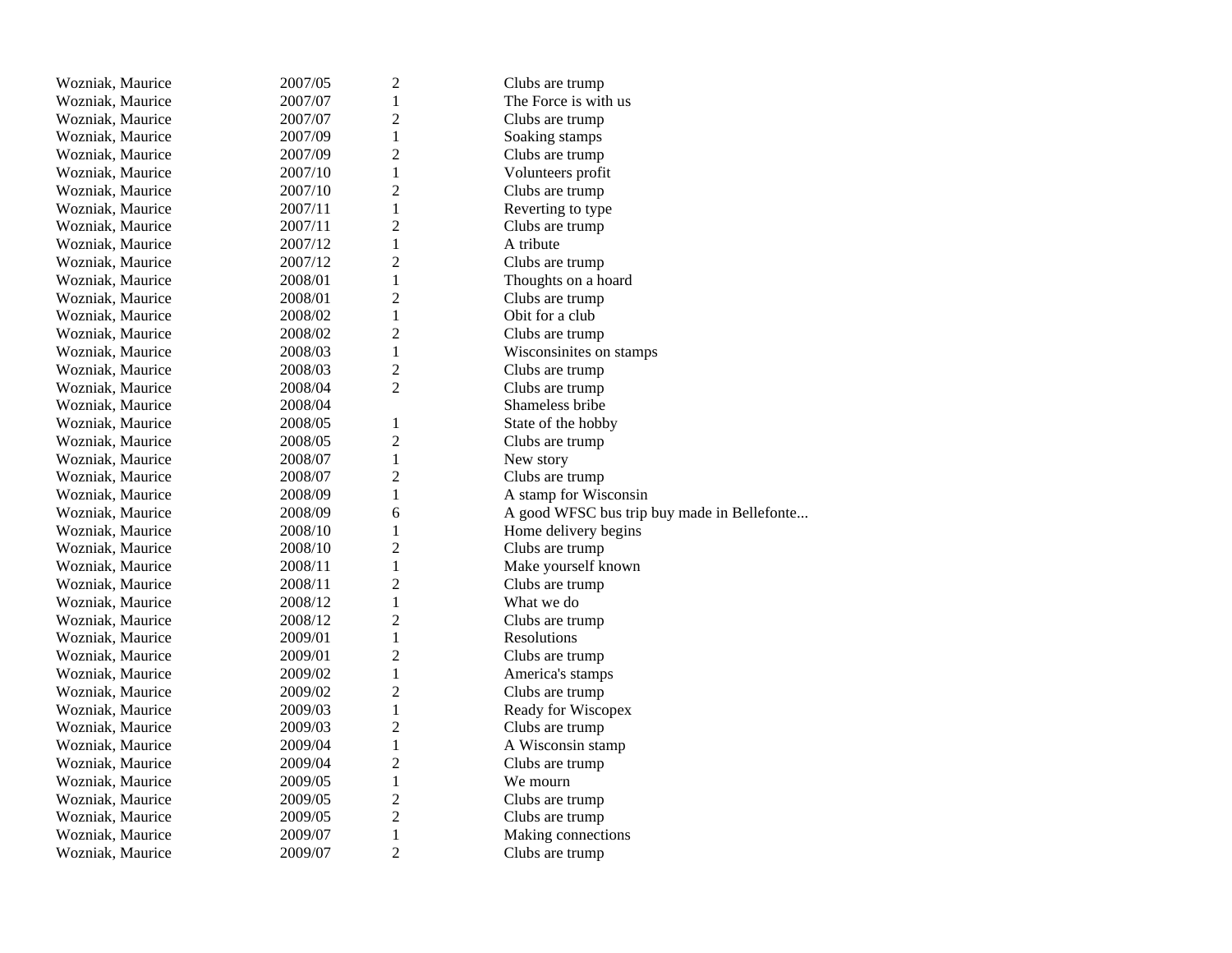| | | | |
|---|---|---|---|
| Wozniak, Maurice | 2007/05 | 2 | Clubs are trump |
| Wozniak, Maurice | 2007/07 | 1 | The Force is with us |
| Wozniak, Maurice | 2007/07 | 2 | Clubs are trump |
| Wozniak, Maurice | 2007/09 | 1 | Soaking stamps |
| Wozniak, Maurice | 2007/09 | 2 | Clubs are trump |
| Wozniak, Maurice | 2007/10 | 1 | Volunteers profit |
| Wozniak, Maurice | 2007/10 | 2 | Clubs are trump |
| Wozniak, Maurice | 2007/11 | 1 | Reverting to type |
| Wozniak, Maurice | 2007/11 | 2 | Clubs are trump |
| Wozniak, Maurice | 2007/12 | 1 | A tribute |
| Wozniak, Maurice | 2007/12 | 2 | Clubs are trump |
| Wozniak, Maurice | 2008/01 | 1 | Thoughts on a hoard |
| Wozniak, Maurice | 2008/01 | 2 | Clubs are trump |
| Wozniak, Maurice | 2008/02 | 1 | Obit for a club |
| Wozniak, Maurice | 2008/02 | 2 | Clubs are trump |
| Wozniak, Maurice | 2008/03 | 1 | Wisconsinites on stamps |
| Wozniak, Maurice | 2008/03 | 2 | Clubs are trump |
| Wozniak, Maurice | 2008/04 | 2 | Clubs are trump |
| Wozniak, Maurice | 2008/04 | | Shameless bribe |
| Wozniak, Maurice | 2008/05 | 1 | State of the hobby |
| Wozniak, Maurice | 2008/05 | 2 | Clubs are trump |
| Wozniak, Maurice | 2008/07 | 1 | New story |
| Wozniak, Maurice | 2008/07 | 2 | Clubs are trump |
| Wozniak, Maurice | 2008/09 | 1 | A stamp for Wisconsin |
| Wozniak, Maurice | 2008/09 | 6 | A good WFSC bus trip buy made in Bellefonte... |
| Wozniak, Maurice | 2008/10 | 1 | Home delivery begins |
| Wozniak, Maurice | 2008/10 | 2 | Clubs are trump |
| Wozniak, Maurice | 2008/11 | 1 | Make yourself known |
| Wozniak, Maurice | 2008/11 | 2 | Clubs are trump |
| Wozniak, Maurice | 2008/12 | 1 | What we do |
| Wozniak, Maurice | 2008/12 | 2 | Clubs are trump |
| Wozniak, Maurice | 2009/01 | 1 | Resolutions |
| Wozniak, Maurice | 2009/01 | 2 | Clubs are trump |
| Wozniak, Maurice | 2009/02 | 1 | America's stamps |
| Wozniak, Maurice | 2009/02 | 2 | Clubs are trump |
| Wozniak, Maurice | 2009/03 | 1 | Ready for Wiscopex |
| Wozniak, Maurice | 2009/03 | 2 | Clubs are trump |
| Wozniak, Maurice | 2009/04 | 1 | A Wisconsin stamp |
| Wozniak, Maurice | 2009/04 | 2 | Clubs are trump |
| Wozniak, Maurice | 2009/05 | 1 | We mourn |
| Wozniak, Maurice | 2009/05 | 2 | Clubs are trump |
| Wozniak, Maurice | 2009/05 | 2 | Clubs are trump |
| Wozniak, Maurice | 2009/07 | 1 | Making connections |
| Wozniak, Maurice | 2009/07 | 2 | Clubs are trump |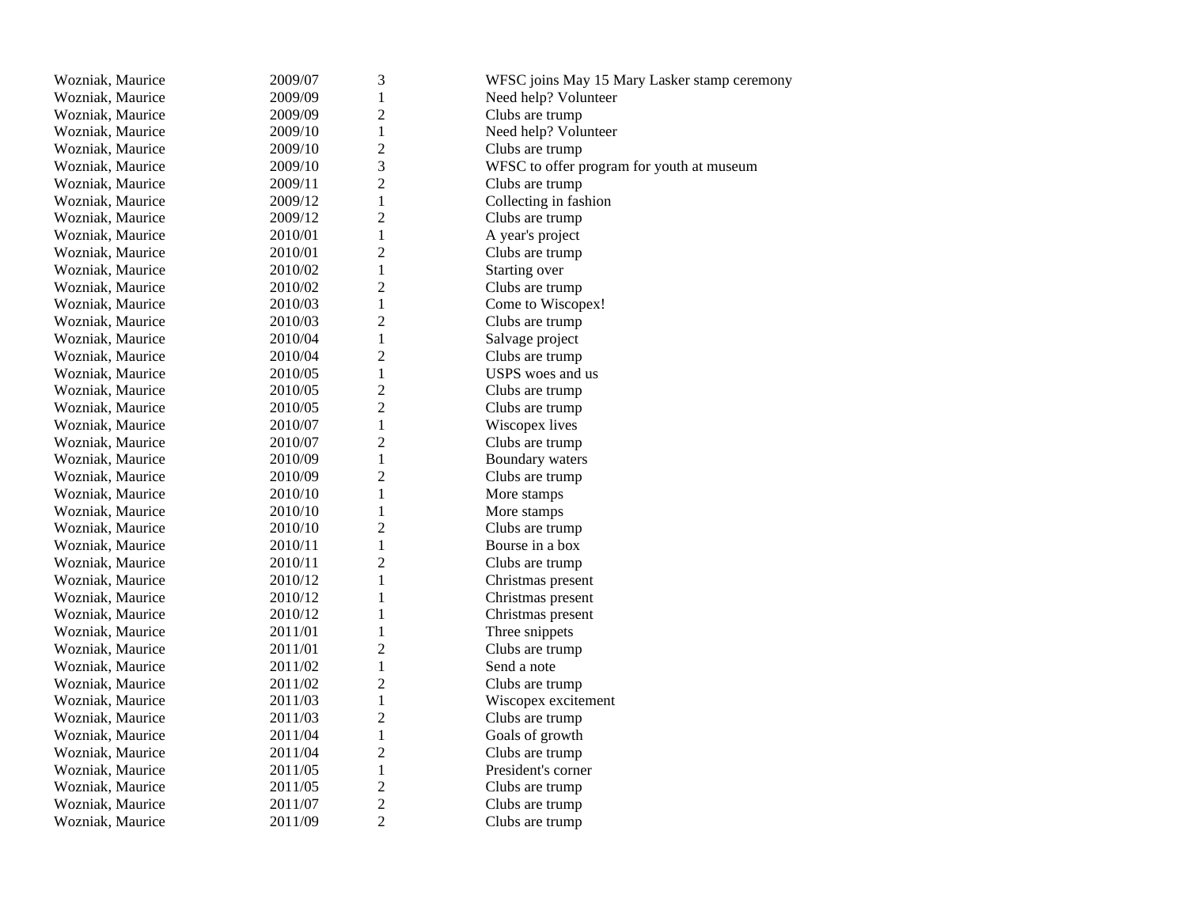| | | | |
|---|---|---|---|
| Wozniak, Maurice | 2009/07 | 3 | WFSC joins May 15 Mary Lasker stamp ceremony |
| Wozniak, Maurice | 2009/09 | 1 | Need help? Volunteer |
| Wozniak, Maurice | 2009/09 | 2 | Clubs are trump |
| Wozniak, Maurice | 2009/10 | 1 | Need help? Volunteer |
| Wozniak, Maurice | 2009/10 | 2 | Clubs are trump |
| Wozniak, Maurice | 2009/10 | 3 | WFSC to offer program for youth at museum |
| Wozniak, Maurice | 2009/11 | 2 | Clubs are trump |
| Wozniak, Maurice | 2009/12 | 1 | Collecting in fashion |
| Wozniak, Maurice | 2009/12 | 2 | Clubs are trump |
| Wozniak, Maurice | 2010/01 | 1 | A year's project |
| Wozniak, Maurice | 2010/01 | 2 | Clubs are trump |
| Wozniak, Maurice | 2010/02 | 1 | Starting over |
| Wozniak, Maurice | 2010/02 | 2 | Clubs are trump |
| Wozniak, Maurice | 2010/03 | 1 | Come to Wiscopex! |
| Wozniak, Maurice | 2010/03 | 2 | Clubs are trump |
| Wozniak, Maurice | 2010/04 | 1 | Salvage project |
| Wozniak, Maurice | 2010/04 | 2 | Clubs are trump |
| Wozniak, Maurice | 2010/05 | 1 | USPS woes and us |
| Wozniak, Maurice | 2010/05 | 2 | Clubs are trump |
| Wozniak, Maurice | 2010/05 | 2 | Clubs are trump |
| Wozniak, Maurice | 2010/07 | 1 | Wiscopex lives |
| Wozniak, Maurice | 2010/07 | 2 | Clubs are trump |
| Wozniak, Maurice | 2010/09 | 1 | Boundary waters |
| Wozniak, Maurice | 2010/09 | 2 | Clubs are trump |
| Wozniak, Maurice | 2010/10 | 1 | More stamps |
| Wozniak, Maurice | 2010/10 | 1 | More stamps |
| Wozniak, Maurice | 2010/10 | 2 | Clubs are trump |
| Wozniak, Maurice | 2010/11 | 1 | Bourse in a box |
| Wozniak, Maurice | 2010/11 | 2 | Clubs are trump |
| Wozniak, Maurice | 2010/12 | 1 | Christmas present |
| Wozniak, Maurice | 2010/12 | 1 | Christmas present |
| Wozniak, Maurice | 2010/12 | 1 | Christmas present |
| Wozniak, Maurice | 2011/01 | 1 | Three snippets |
| Wozniak, Maurice | 2011/01 | 2 | Clubs are trump |
| Wozniak, Maurice | 2011/02 | 1 | Send a note |
| Wozniak, Maurice | 2011/02 | 2 | Clubs are trump |
| Wozniak, Maurice | 2011/03 | 1 | Wiscopex excitement |
| Wozniak, Maurice | 2011/03 | 2 | Clubs are trump |
| Wozniak, Maurice | 2011/04 | 1 | Goals of growth |
| Wozniak, Maurice | 2011/04 | 2 | Clubs are trump |
| Wozniak, Maurice | 2011/05 | 1 | President's corner |
| Wozniak, Maurice | 2011/05 | 2 | Clubs are trump |
| Wozniak, Maurice | 2011/07 | 2 | Clubs are trump |
| Wozniak, Maurice | 2011/09 | 2 | Clubs are trump |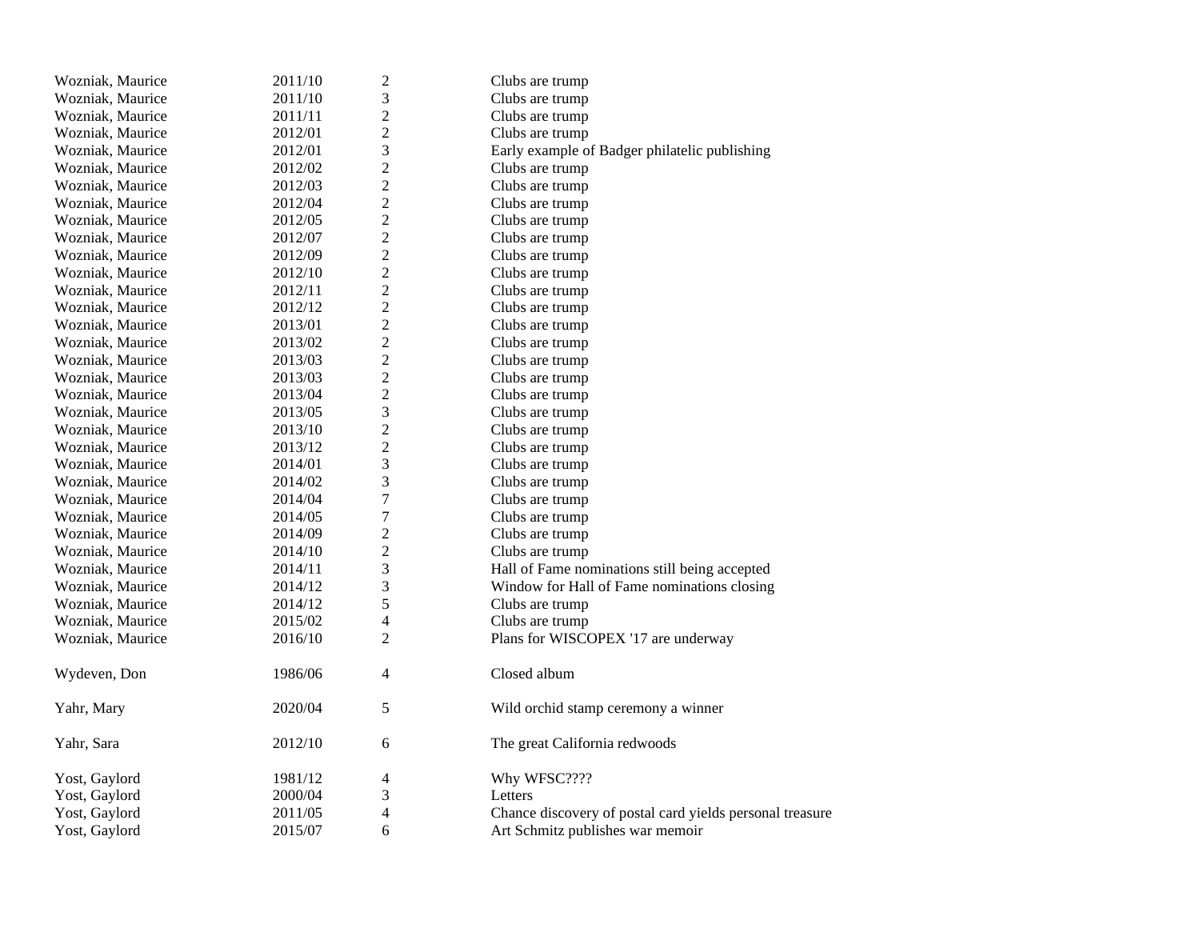| | | | |
|---|---|---|---|
| Wozniak, Maurice | 2011/10 | 2 | Clubs are trump |
| Wozniak, Maurice | 2011/10 | 3 | Clubs are trump |
| Wozniak, Maurice | 2011/11 | 2 | Clubs are trump |
| Wozniak, Maurice | 2012/01 | 2 | Clubs are trump |
| Wozniak, Maurice | 2012/01 | 3 | Early example of Badger philatelic publishing |
| Wozniak, Maurice | 2012/02 | 2 | Clubs are trump |
| Wozniak, Maurice | 2012/03 | 2 | Clubs are trump |
| Wozniak, Maurice | 2012/04 | 2 | Clubs are trump |
| Wozniak, Maurice | 2012/05 | 2 | Clubs are trump |
| Wozniak, Maurice | 2012/07 | 2 | Clubs are trump |
| Wozniak, Maurice | 2012/09 | 2 | Clubs are trump |
| Wozniak, Maurice | 2012/10 | 2 | Clubs are trump |
| Wozniak, Maurice | 2012/11 | 2 | Clubs are trump |
| Wozniak, Maurice | 2012/12 | 2 | Clubs are trump |
| Wozniak, Maurice | 2013/01 | 2 | Clubs are trump |
| Wozniak, Maurice | 2013/02 | 2 | Clubs are trump |
| Wozniak, Maurice | 2013/03 | 2 | Clubs are trump |
| Wozniak, Maurice | 2013/03 | 2 | Clubs are trump |
| Wozniak, Maurice | 2013/04 | 2 | Clubs are trump |
| Wozniak, Maurice | 2013/05 | 3 | Clubs are trump |
| Wozniak, Maurice | 2013/10 | 2 | Clubs are trump |
| Wozniak, Maurice | 2013/12 | 2 | Clubs are trump |
| Wozniak, Maurice | 2014/01 | 3 | Clubs are trump |
| Wozniak, Maurice | 2014/02 | 3 | Clubs are trump |
| Wozniak, Maurice | 2014/04 | 7 | Clubs are trump |
| Wozniak, Maurice | 2014/05 | 7 | Clubs are trump |
| Wozniak, Maurice | 2014/09 | 2 | Clubs are trump |
| Wozniak, Maurice | 2014/10 | 2 | Clubs are trump |
| Wozniak, Maurice | 2014/11 | 3 | Hall of Fame nominations still being accepted |
| Wozniak, Maurice | 2014/12 | 3 | Window for Hall of Fame nominations closing |
| Wozniak, Maurice | 2014/12 | 5 | Clubs are trump |
| Wozniak, Maurice | 2015/02 | 4 | Clubs are trump |
| Wozniak, Maurice | 2016/10 | 2 | Plans for WISCOPEX '17 are underway |
| Wydeven, Don | 1986/06 | 4 | Closed album |
| Yahr, Mary | 2020/04 | 5 | Wild orchid stamp ceremony a winner |
| Yahr, Sara | 2012/10 | 6 | The great California redwoods |
| Yost, Gaylord | 1981/12 | 4 | Why WFSC???? |
| Yost, Gaylord | 2000/04 | 3 | Letters |
| Yost, Gaylord | 2011/05 | 4 | Chance discovery of postal card yields personal treasure |
| Yost, Gaylord | 2015/07 | 6 | Art Schmitz publishes war memoir |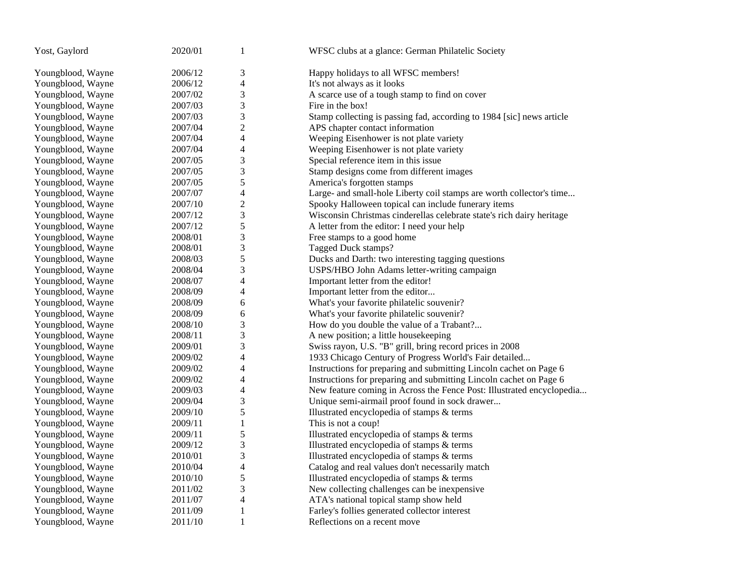| | | | |
|---|---|---|---|
| Yost, Gaylord | 2020/01 | 1 | WFSC clubs at a glance: German Philatelic Society |
| Youngblood, Wayne | 2006/12 | 3 | Happy holidays to all WFSC members! |
| Youngblood, Wayne | 2006/12 | 4 | It's not always as it looks |
| Youngblood, Wayne | 2007/02 | 3 | A scarce use of a tough stamp to find on cover |
| Youngblood, Wayne | 2007/03 | 3 | Fire in the box! |
| Youngblood, Wayne | 2007/03 | 3 | Stamp collecting is passing fad, according to 1984 [sic] news article |
| Youngblood, Wayne | 2007/04 | 2 | APS chapter contact information |
| Youngblood, Wayne | 2007/04 | 4 | Weeping Eisenhower is not plate variety |
| Youngblood, Wayne | 2007/04 | 4 | Weeping Eisenhower is not plate variety |
| Youngblood, Wayne | 2007/05 | 3 | Special reference item in this issue |
| Youngblood, Wayne | 2007/05 | 3 | Stamp designs come from different images |
| Youngblood, Wayne | 2007/05 | 5 | America's forgotten stamps |
| Youngblood, Wayne | 2007/07 | 4 | Large- and small-hole Liberty coil stamps are worth collector's time... |
| Youngblood, Wayne | 2007/10 | 2 | Spooky Halloween topical can include funerary items |
| Youngblood, Wayne | 2007/12 | 3 | Wisconsin Christmas cinderellas celebrate state's rich dairy heritage |
| Youngblood, Wayne | 2007/12 | 5 | A letter from the editor: I need your help |
| Youngblood, Wayne | 2008/01 | 3 | Free stamps to a good home |
| Youngblood, Wayne | 2008/01 | 3 | Tagged Duck stamps? |
| Youngblood, Wayne | 2008/03 | 5 | Ducks and Darth: two interesting tagging questions |
| Youngblood, Wayne | 2008/04 | 3 | USPS/HBO John Adams letter-writing campaign |
| Youngblood, Wayne | 2008/07 | 4 | Important letter from the editor! |
| Youngblood, Wayne | 2008/09 | 4 | Important letter from the editor... |
| Youngblood, Wayne | 2008/09 | 6 | What's your favorite philatelic souvenir? |
| Youngblood, Wayne | 2008/09 | 6 | What's your favorite philatelic souvenir? |
| Youngblood, Wayne | 2008/10 | 3 | How do you double the value of a Trabant?... |
| Youngblood, Wayne | 2008/11 | 3 | A new position; a little housekeeping |
| Youngblood, Wayne | 2009/01 | 3 | Swiss rayon, U.S. "B" grill, bring record prices in 2008 |
| Youngblood, Wayne | 2009/02 | 4 | 1933 Chicago Century of Progress World's Fair detailed... |
| Youngblood, Wayne | 2009/02 | 4 | Instructions for preparing and submitting Lincoln cachet on Page 6 |
| Youngblood, Wayne | 2009/02 | 4 | Instructions for preparing and submitting Lincoln cachet on Page 6 |
| Youngblood, Wayne | 2009/03 | 4 | New feature coming in Across the Fence Post: Illustrated encyclopedia... |
| Youngblood, Wayne | 2009/04 | 3 | Unique semi-airmail proof found in sock drawer... |
| Youngblood, Wayne | 2009/10 | 5 | Illustrated encyclopedia of stamps & terms |
| Youngblood, Wayne | 2009/11 | 1 | This is not a coup! |
| Youngblood, Wayne | 2009/11 | 5 | Illustrated encyclopedia of stamps & terms |
| Youngblood, Wayne | 2009/12 | 3 | Illustrated encyclopedia of stamps & terms |
| Youngblood, Wayne | 2010/01 | 3 | Illustrated encyclopedia of stamps & terms |
| Youngblood, Wayne | 2010/04 | 4 | Catalog and real values don't necessarily match |
| Youngblood, Wayne | 2010/10 | 5 | Illustrated encyclopedia of stamps & terms |
| Youngblood, Wayne | 2011/02 | 3 | New collecting challenges can be inexpensive |
| Youngblood, Wayne | 2011/07 | 4 | ATA's national topical stamp show held |
| Youngblood, Wayne | 2011/09 | 1 | Farley's follies generated collector interest |
| Youngblood, Wayne | 2011/10 | 1 | Reflections on a recent move |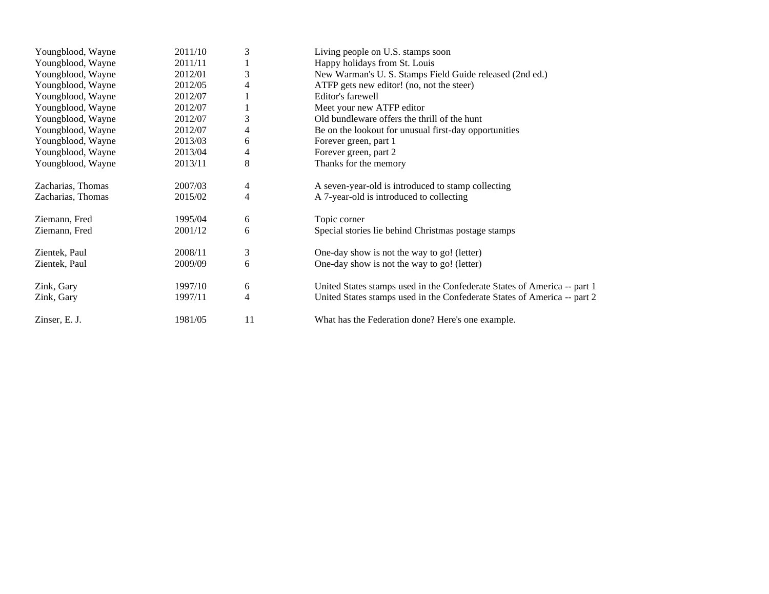| | | | |
|---|---|---|---|
| Youngblood, Wayne | 2011/10 | 3 | Living people on U.S. stamps soon |
| Youngblood, Wayne | 2011/11 | 1 | Happy holidays from St. Louis |
| Youngblood, Wayne | 2012/01 | 3 | New Warman's U. S. Stamps Field Guide released (2nd ed.) |
| Youngblood, Wayne | 2012/05 | 4 | ATFP gets new editor! (no, not the steer) |
| Youngblood, Wayne | 2012/07 | 1 | Editor's farewell |
| Youngblood, Wayne | 2012/07 | 1 | Meet your new ATFP editor |
| Youngblood, Wayne | 2012/07 | 3 | Old bundleware offers the thrill of the hunt |
| Youngblood, Wayne | 2012/07 | 4 | Be on the lookout for unusual first-day opportunities |
| Youngblood, Wayne | 2013/03 | 6 | Forever green, part 1 |
| Youngblood, Wayne | 2013/04 | 4 | Forever green, part 2 |
| Youngblood, Wayne | 2013/11 | 8 | Thanks for the memory |
| | | | |
| Zacharias, Thomas | 2007/03 | 4 | A seven-year-old is introduced to stamp collecting |
| Zacharias, Thomas | 2015/02 | 4 | A 7-year-old is introduced to collecting |
| | | | |
| Ziemann, Fred | 1995/04 | 6 | Topic corner |
| Ziemann, Fred | 2001/12 | 6 | Special stories lie behind Christmas postage stamps |
| | | | |
| Zientek, Paul | 2008/11 | 3 | One-day show is not the way to go! (letter) |
| Zientek, Paul | 2009/09 | 6 | One-day show is not the way to go! (letter) |
| | | | |
| Zink, Gary | 1997/10 | 6 | United States stamps used in the Confederate States of America -- part 1 |
| Zink, Gary | 1997/11 | 4 | United States stamps used in the Confederate States of America -- part 2 |
| | | | |
| Zinser, E. J. | 1981/05 | 11 | What has the Federation done? Here's one example. |